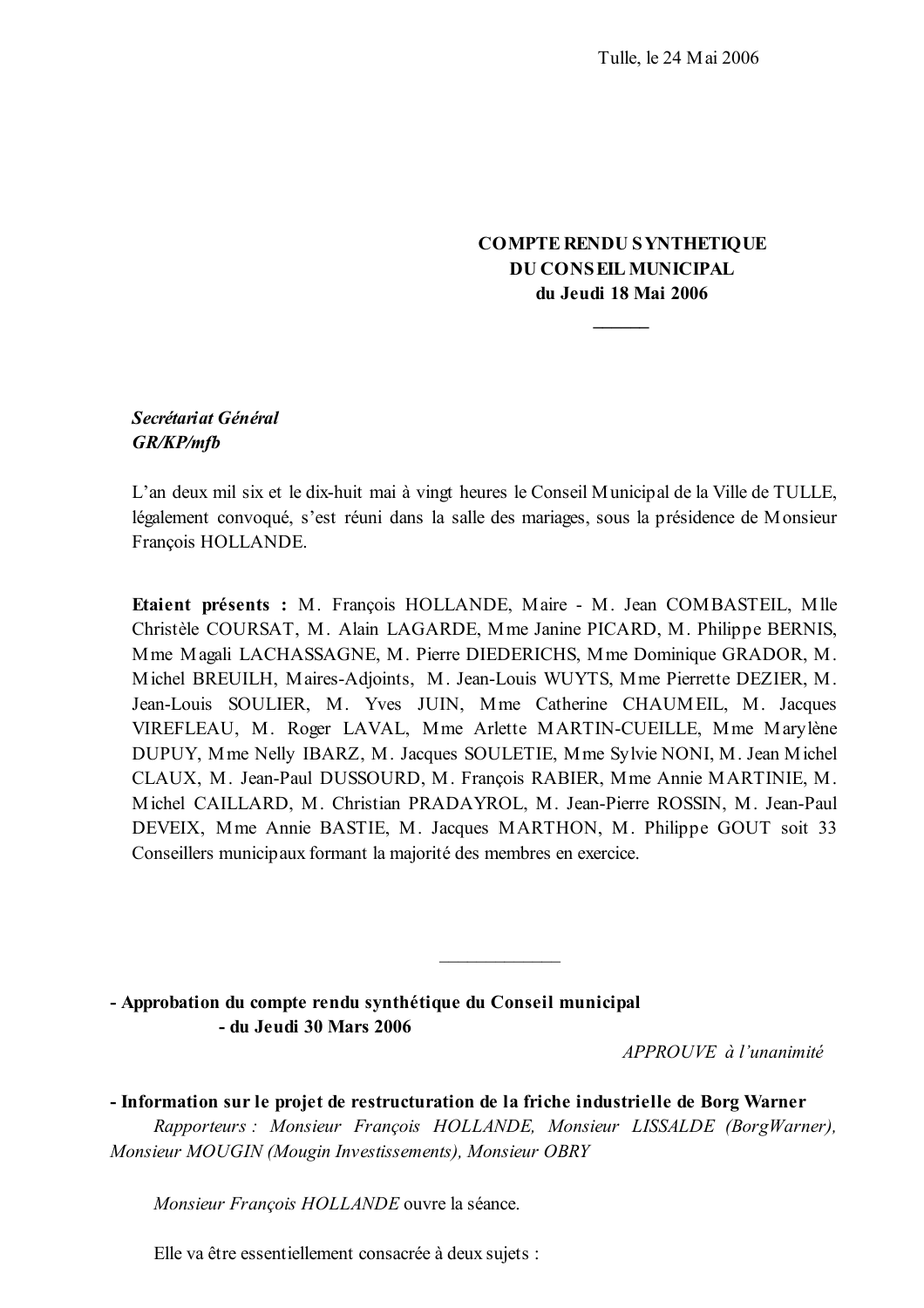Tulle, le 24 Mai 2006

**COMPTE RENDU SYNTHETIQUE**
**DU CONSEIL MUNICIPAL**
**du Jeudi 18 Mai 2006**

______

***Secrétariat Général***
***GR/KP/mfb***

L'an deux mil six et le dix-huit mai à vingt heures le Conseil Municipal de la Ville de TULLE, légalement convoqué, s'est réuni dans la salle des mariages, sous la présidence de Monsieur François HOLLANDE.

**Etaient présents :** M. François HOLLANDE, Maire - M. Jean COMBASTEIL, Mlle Christèle COURSAT, M. Alain LAGARDE, Mme Janine PICARD, M. Philippe BERNIS, Mme Magali LACHASSAGNE, M. Pierre DIEDERICHS, Mme Dominique GRADOR, M. Michel BREUILH, Maires-Adjoints, M. Jean-Louis WUYTS, Mme Pierrette DEZIER, M. Jean-Louis SOULIER, M. Yves JUIN, Mme Catherine CHAUMEIL, M. Jacques VIREFLEAU, M. Roger LAVAL, Mme Arlette MARTIN-CUEILLE, Mme Marylène DUPUY, Mme Nelly IBARZ, M. Jacques SOULETIE, Mme Sylvie NONI, M. Jean Michel CLAUX, M. Jean-Paul DUSSOURD, M. François RABIER, Mme Annie MARTINIE, M. Michel CAILLARD, M. Christian PRADAYROL, M. Jean-Pierre ROSSIN, M. Jean-Paul DEVEIX, Mme Annie BASTIE, M. Jacques MARTHON, M. Philippe GOUT soit 33 Conseillers municipaux formant la majorité des membres en exercice.

______________

**- Approbation du compte rendu synthétique du Conseil municipal**
**- du Jeudi 30 Mars 2006**

*APPROUVE à l'unanimité*

**- Information sur le projet de restructuration de la friche industrielle de Borg Warner**

*Rapporteurs : Monsieur François HOLLANDE, Monsieur LISSALDE (BorgWarner), Monsieur MOUGIN (Mougin Investissements), Monsieur OBRY*

*Monsieur François HOLLANDE* ouvre la séance.

Elle va être essentiellement consacrée à deux sujets :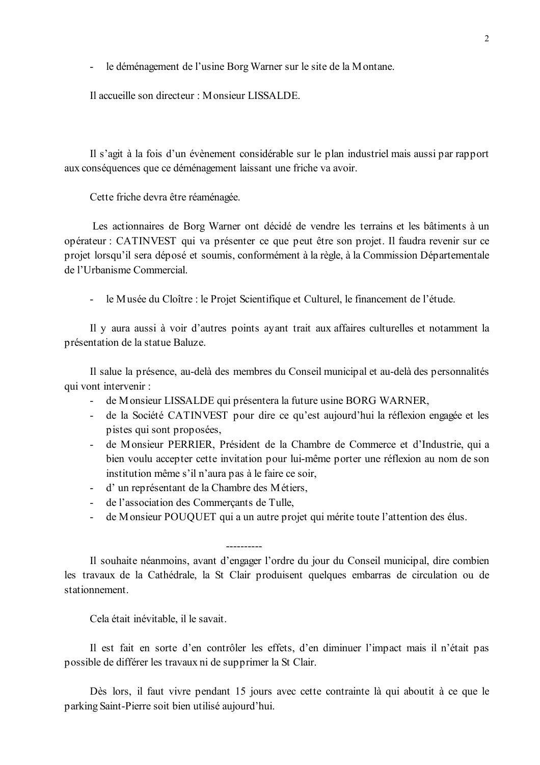- le déménagement de l'usine Borg Warner sur le site de la Montane.

Il accueille son directeur : Monsieur LISSALDE.

Il s'agit à la fois d'un évènement considérable sur le plan industriel mais aussi par rapport aux conséquences que ce déménagement laissant une friche va avoir.

Cette friche devra être réaménagée.

Les actionnaires de Borg Warner ont décidé de vendre les terrains et les bâtiments à un opérateur : CATINVEST qui va présenter ce que peut être son projet. Il faudra revenir sur ce projet lorsqu'il sera déposé et soumis, conformément à la règle, à la Commission Départementale de l'Urbanisme Commercial.

- le Musée du Cloître : le Projet Scientifique et Culturel, le financement de l'étude.

Il y aura aussi à voir d'autres points ayant trait aux affaires culturelles et notamment la présentation de la statue Baluze.

Il salue la présence, au-delà des membres du Conseil municipal et au-delà des personnalités qui vont intervenir :

- de Monsieur LISSALDE qui présentera la future usine BORG WARNER,
- de la Société CATINVEST pour dire ce qu'est aujourd'hui la réflexion engagée et les pistes qui sont proposées,
- de Monsieur PERRIER, Président de la Chambre de Commerce et d'Industrie, qui a bien voulu accepter cette invitation pour lui-même porter une réflexion au nom de son institution même s'il n'aura pas à le faire ce soir,
- d' un représentant de la Chambre des Métiers,
- de l'association des Commerçants de Tulle,
- de Monsieur POUQUET qui a un autre projet qui mérite toute l'attention des élus.

----------

Il souhaite néanmoins, avant d'engager l'ordre du jour du Conseil municipal, dire combien les travaux de la Cathédrale, la St Clair produisent quelques embarras de circulation ou de stationnement.

Cela était inévitable, il le savait.

Il est fait en sorte d'en contrôler les effets, d'en diminuer l'impact mais il n'était pas possible de différer les travaux ni de supprimer la St Clair.

Dès lors, il faut vivre pendant 15 jours avec cette contrainte là qui aboutit à ce que le parking Saint-Pierre soit bien utilisé aujourd'hui.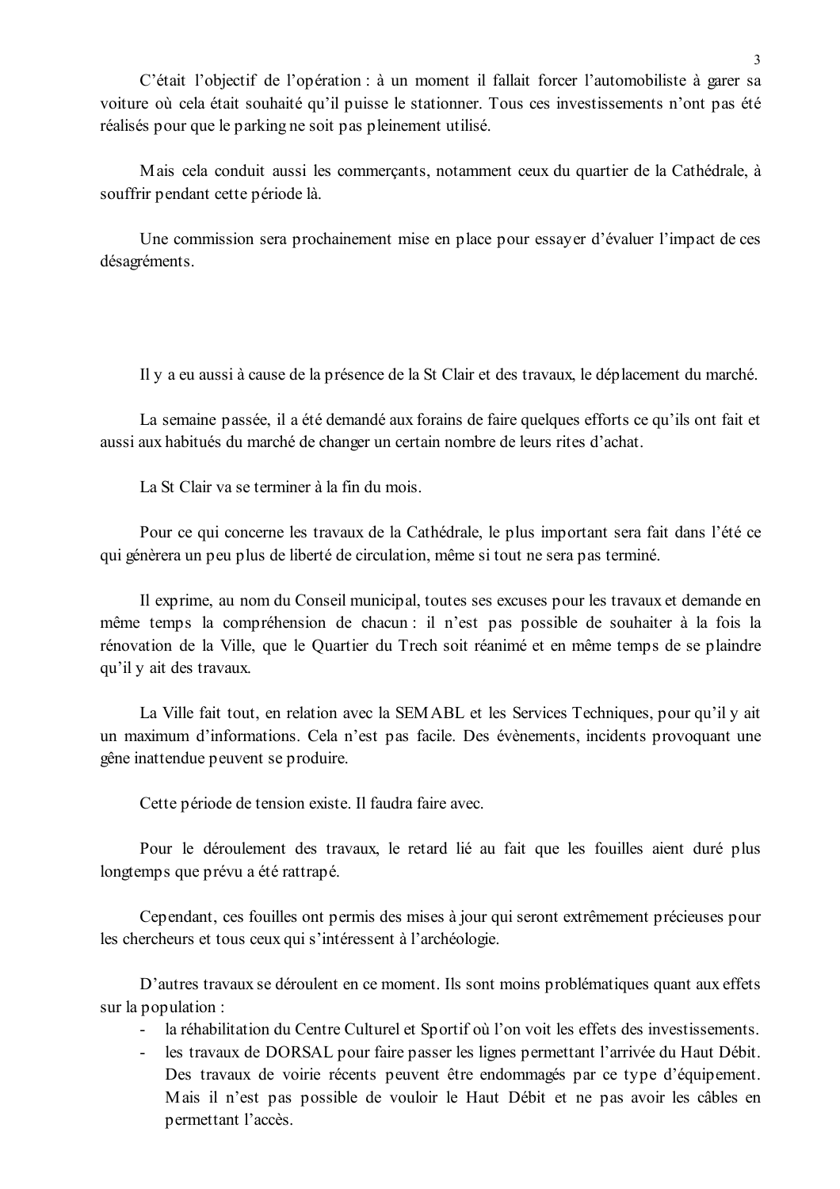C'était l'objectif de l'opération : à un moment il fallait forcer l'automobiliste à garer sa voiture où cela était souhaité qu'il puisse le stationner. Tous ces investissements n'ont pas été réalisés pour que le parking ne soit pas pleinement utilisé.

Mais cela conduit aussi les commerçants, notamment ceux du quartier de la Cathédrale, à souffrir pendant cette période là.

Une commission sera prochainement mise en place pour essayer d'évaluer l'impact de ces désagréments.

Il y a eu aussi à cause de la présence de la St Clair et des travaux, le déplacement du marché.

La semaine passée, il a été demandé aux forains de faire quelques efforts ce qu'ils ont fait et aussi aux habitués du marché de changer un certain nombre de leurs rites d'achat.

La St Clair va se terminer à la fin du mois.

Pour ce qui concerne les travaux de la Cathédrale, le plus important sera fait dans l'été ce qui génèrera un peu plus de liberté de circulation, même si tout ne sera pas terminé.

Il exprime, au nom du Conseil municipal, toutes ses excuses pour les travaux et demande en même temps la compréhension de chacun : il n'est pas possible de souhaiter à la fois la rénovation de la Ville, que le Quartier du Trech soit réanimé et en même temps de se plaindre qu'il y ait des travaux.

La Ville fait tout, en relation avec la SEMABL et les Services Techniques, pour qu'il y ait un maximum d'informations. Cela n'est pas facile. Des évènements, incidents provoquant une gêne inattendue peuvent se produire.

Cette période de tension existe. Il faudra faire avec.

Pour le déroulement des travaux, le retard lié au fait que les fouilles aient duré plus longtemps que prévu a été rattrapé.

Cependant, ces fouilles ont permis des mises à jour qui seront extrêmement précieuses pour les chercheurs et tous ceux qui s'intéressent à l'archéologie.

D'autres travaux se déroulent en ce moment. Ils sont moins problématiques quant aux effets sur la population :

- la réhabilitation du Centre Culturel et Sportif où l'on voit les effets des investissements.
- les travaux de DORSAL pour faire passer les lignes permettant l'arrivée du Haut Débit. Des travaux de voirie récents peuvent être endommagés par ce type d'équipement. Mais il n'est pas possible de vouloir le Haut Débit et ne pas avoir les câbles en permettant l'accès.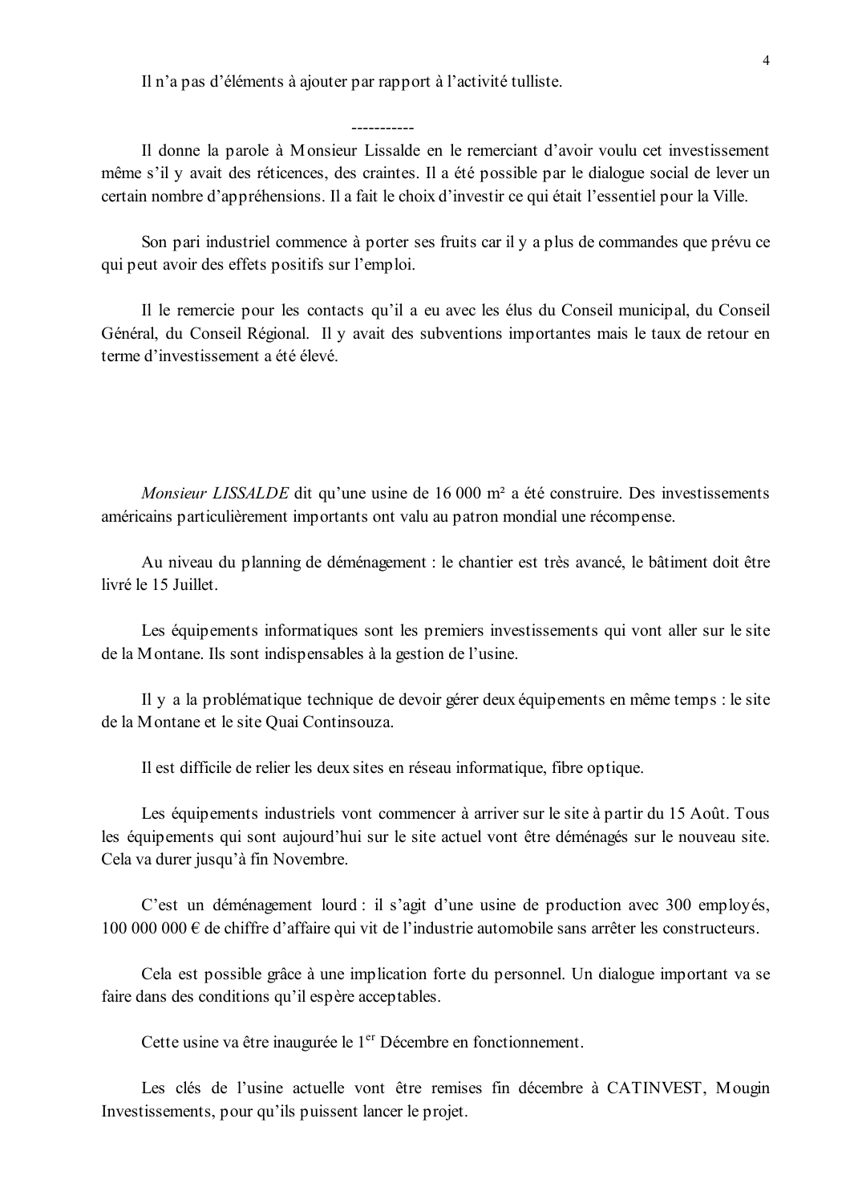Il n'a pas d'éléments à ajouter par rapport à l'activité tulliste.

-----------

Il donne la parole à Monsieur Lissalde en le remerciant d'avoir voulu cet investissement même s'il y avait des réticences, des craintes. Il a été possible par le dialogue social de lever un certain nombre d'appréhensions. Il a fait le choix d'investir ce qui était l'essentiel pour la Ville.

Son pari industriel commence à porter ses fruits car il y a plus de commandes que prévu ce qui peut avoir des effets positifs sur l'emploi.

Il le remercie pour les contacts qu'il a eu avec les élus du Conseil municipal, du Conseil Général, du Conseil Régional. Il y avait des subventions importantes mais le taux de retour en terme d'investissement a été élevé.

*Monsieur LISSALDE* dit qu'une usine de 16 000 m² a été construire. Des investissements américains particulièrement importants ont valu au patron mondial une récompense.

Au niveau du planning de déménagement : le chantier est très avancé, le bâtiment doit être livré le 15 Juillet.

Les équipements informatiques sont les premiers investissements qui vont aller sur le site de la Montane. Ils sont indispensables à la gestion de l'usine.

Il y a la problématique technique de devoir gérer deux équipements en même temps : le site de la Montane et le site Quai Continsouza.

Il est difficile de relier les deux sites en réseau informatique, fibre optique.

Les équipements industriels vont commencer à arriver sur le site à partir du 15 Août. Tous les équipements qui sont aujourd'hui sur le site actuel vont être déménagés sur le nouveau site. Cela va durer jusqu'à fin Novembre.

C'est un déménagement lourd : il s'agit d'une usine de production avec 300 employés, 100 000 000 € de chiffre d'affaire qui vit de l'industrie automobile sans arrêter les constructeurs.

Cela est possible grâce à une implication forte du personnel. Un dialogue important va se faire dans des conditions qu'il espère acceptables.

Cette usine va être inaugurée le 1er Décembre en fonctionnement.

Les clés de l'usine actuelle vont être remises fin décembre à CATINVEST, Mougin Investissements, pour qu'ils puissent lancer le projet.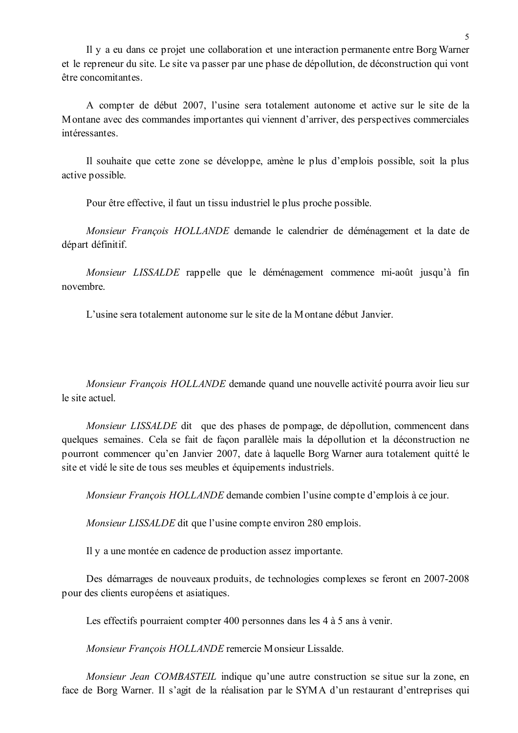Il y a eu dans ce projet une collaboration et une interaction permanente entre Borg Warner et le repreneur du site. Le site va passer par une phase de dépollution, de déconstruction qui vont être concomitantes.

A compter de début 2007, l'usine sera totalement autonome et active sur le site de la Montane avec des commandes importantes qui viennent d'arriver, des perspectives commerciales intéressantes.

Il souhaite que cette zone se développe, amène le plus d'emplois possible, soit la plus active possible.

Pour être effective, il faut un tissu industriel le plus proche possible.

*Monsieur François HOLLANDE* demande le calendrier de déménagement et la date de départ définitif.

*Monsieur LISSALDE* rappelle que le déménagement commence mi-août jusqu'à fin novembre.

L'usine sera totalement autonome sur le site de la Montane début Janvier.

*Monsieur François HOLLANDE* demande quand une nouvelle activité pourra avoir lieu sur le site actuel.

*Monsieur LISSALDE* dit que des phases de pompage, de dépollution, commencent dans quelques semaines. Cela se fait de façon parallèle mais la dépollution et la déconstruction ne pourront commencer qu'en Janvier 2007, date à laquelle Borg Warner aura totalement quitté le site et vidé le site de tous ses meubles et équipements industriels.

*Monsieur François HOLLANDE* demande combien l'usine compte d'emplois à ce jour.

*Monsieur LISSALDE* dit que l'usine compte environ 280 emplois.

Il y a une montée en cadence de production assez importante.

Des démarrages de nouveaux produits, de technologies complexes se feront en 2007-2008 pour des clients européens et asiatiques.

Les effectifs pourraient compter 400 personnes dans les 4 à 5 ans à venir.

*Monsieur François HOLLANDE* remercie Monsieur Lissalde.

*Monsieur Jean COMBASTEIL* indique qu'une autre construction se situe sur la zone, en face de Borg Warner. Il s'agit de la réalisation par le SYMA d'un restaurant d'entreprises qui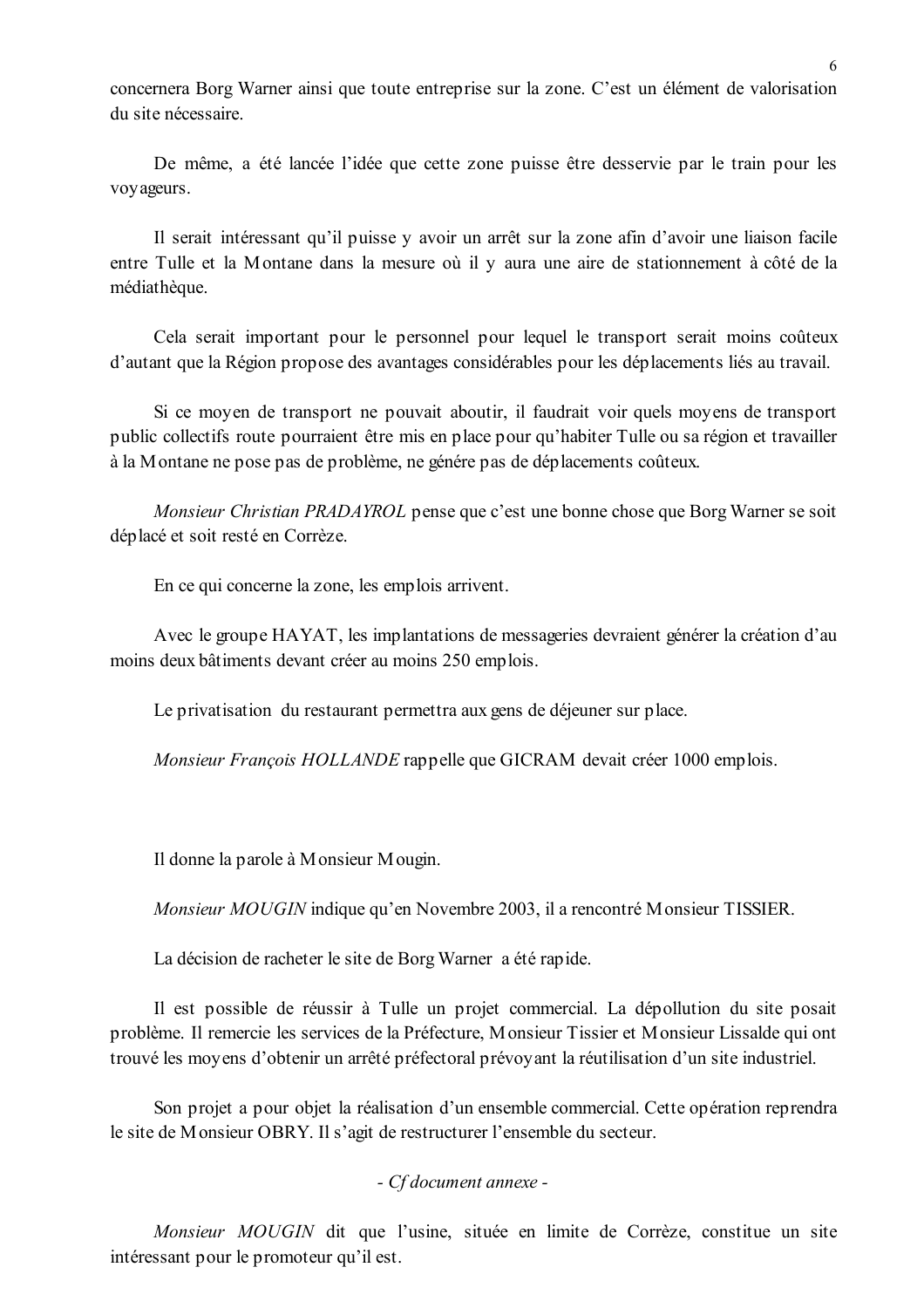concernera Borg Warner ainsi que toute entreprise sur la zone. C'est un élément de valorisation du site nécessaire.

De même, a été lancée l'idée que cette zone puisse être desservie par le train pour les voyageurs.

Il serait intéressant qu'il puisse y avoir un arrêt sur la zone afin d'avoir une liaison facile entre Tulle et la Montane dans la mesure où il y aura une aire de stationnement à côté de la médiathèque.

Cela serait important pour le personnel pour lequel le transport serait moins coûteux d'autant que la Région propose des avantages considérables pour les déplacements liés au travail.

Si ce moyen de transport ne pouvait aboutir, il faudrait voir quels moyens de transport public collectifs route pourraient être mis en place pour qu'habiter Tulle ou sa région et travailler à la Montane ne pose pas de problème, ne génére pas de déplacements coûteux.

*Monsieur Christian PRADAYROL* pense que c'est une bonne chose que Borg Warner se soit déplacé et soit resté en Corrèze.

En ce qui concerne la zone, les emplois arrivent.

Avec le groupe HAYAT, les implantations de messageries devraient générer la création d'au moins deux bâtiments devant créer au moins 250 emplois.

Le privatisation du restaurant permettra aux gens de déjeuner sur place.

*Monsieur François HOLLANDE* rappelle que GICRAM devait créer 1000 emplois.

Il donne la parole à Monsieur Mougin.

*Monsieur MOUGIN* indique qu'en Novembre 2003, il a rencontré Monsieur TISSIER.

La décision de racheter le site de Borg Warner a été rapide.

Il est possible de réussir à Tulle un projet commercial. La dépollution du site posait problème. Il remercie les services de la Préfecture, Monsieur Tissier et Monsieur Lissalde qui ont trouvé les moyens d'obtenir un arrêté préfectoral prévoyant la réutilisation d'un site industriel.

Son projet a pour objet la réalisation d'un ensemble commercial. Cette opération reprendra le site de Monsieur OBRY. Il s'agit de restructurer l'ensemble du secteur.

*- Cf document annexe -*

*Monsieur MOUGIN* dit que l'usine, située en limite de Corrèze, constitue un site intéressant pour le promoteur qu'il est.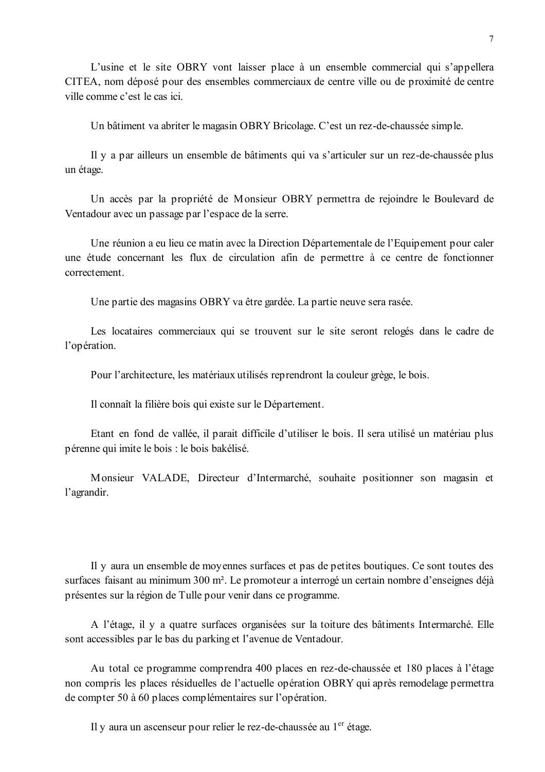L'usine et le site OBRY vont laisser place à un ensemble commercial qui s'appellera CITEA, nom déposé pour des ensembles commerciaux de centre ville ou de proximité de centre ville comme c'est le cas ici.

Un bâtiment va abriter le magasin OBRY Bricolage. C'est un rez-de-chaussée simple.

Il y a par ailleurs un ensemble de bâtiments qui va s'articuler sur un rez-de-chaussée plus un étage.

Un accès par la propriété de Monsieur OBRY permettra de rejoindre le Boulevard de Ventadour avec un passage par l'espace de la serre.

Une réunion a eu lieu ce matin avec la Direction Départementale de l'Equipement pour caler une étude concernant les flux de circulation afin de permettre à ce centre de fonctionner correctement.

Une partie des magasins OBRY va être gardée. La partie neuve sera rasée.

Les locataires commerciaux qui se trouvent sur le site seront relogés dans le cadre de l'opération.

Pour l'architecture, les matériaux utilisés reprendront la couleur grège, le bois.

Il connaît la filière bois qui existe sur le Département.

Etant en fond de vallée, il parait difficile d'utiliser le bois. Il sera utilisé un matériau plus pérenne qui imite le bois : le bois bakélisé.

Monsieur VALADE, Directeur d'Intermarché, souhaite positionner son magasin et l'agrandir.

Il y aura un ensemble de moyennes surfaces et pas de petites boutiques. Ce sont toutes des surfaces faisant au minimum 300 m². Le promoteur a interrogé un certain nombre d'enseignes déjà présentes sur la région de Tulle pour venir dans ce programme.

A l'étage, il y a quatre surfaces organisées sur la toiture des bâtiments Intermarché. Elle sont accessibles par le bas du parking et l'avenue de Ventadour.

Au total ce programme comprendra 400 places en rez-de-chaussée et 180 places à l'étage non compris les places résiduelles de l'actuelle opération OBRY qui après remodelage permettra de compter 50 à 60 places complémentaires sur l'opération.

Il y aura un ascenseur pour relier le rez-de-chaussée au 1er étage.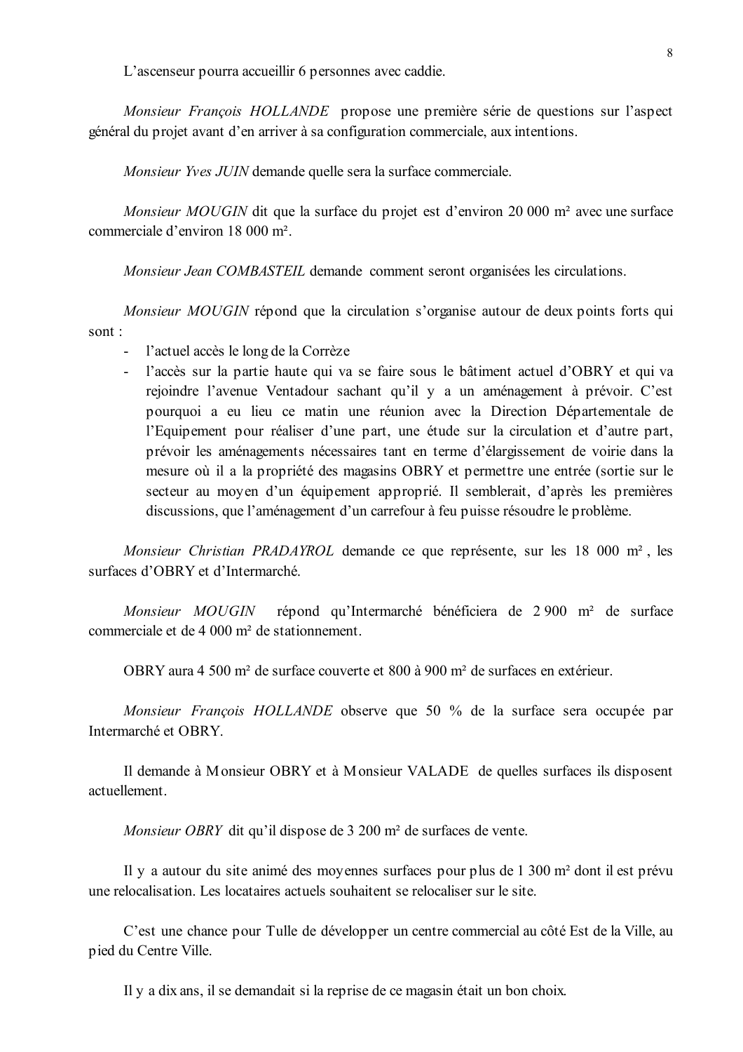L'ascenseur pourra accueillir 6 personnes avec caddie.

*Monsieur François HOLLANDE* propose une première série de questions sur l'aspect général du projet avant d'en arriver à sa configuration commerciale, aux intentions.

*Monsieur Yves JUIN* demande quelle sera la surface commerciale.

*Monsieur MOUGIN* dit que la surface du projet est d'environ 20 000 m² avec une surface commerciale d'environ 18 000 m².

*Monsieur Jean COMBASTEIL* demande comment seront organisées les circulations.

*Monsieur MOUGIN* répond que la circulation s'organise autour de deux points forts qui sont :

- l'actuel accès le long de la Corrèze
- l'accès sur la partie haute qui va se faire sous le bâtiment actuel d'OBRY et qui va rejoindre l'avenue Ventadour sachant qu'il y a un aménagement à prévoir. C'est pourquoi a eu lieu ce matin une réunion avec la Direction Départementale de l'Equipement pour réaliser d'une part, une étude sur la circulation et d'autre part, prévoir les aménagements nécessaires tant en terme d'élargissement de voirie dans la mesure où il a la propriété des magasins OBRY et permettre une entrée (sortie sur le secteur au moyen d'un équipement approprié. Il semblerait, d'après les premières discussions, que l'aménagement d'un carrefour à feu puisse résoudre le problème.

*Monsieur Christian PRADAYROL* demande ce que représente, sur les 18 000 m², les surfaces d'OBRY et d'Intermarché.

*Monsieur MOUGIN* répond qu'Intermarché bénéficiera de 2 900 m² de surface commerciale et de 4 000 m² de stationnement.

OBRY aura 4 500 m² de surface couverte et 800 à 900 m² de surfaces en extérieur.

*Monsieur François HOLLANDE* observe que 50 % de la surface sera occupée par Intermarché et OBRY.

Il demande à Monsieur OBRY et à Monsieur VALADE de quelles surfaces ils disposent actuellement.

*Monsieur OBRY* dit qu'il dispose de 3 200 m² de surfaces de vente.

Il y a autour du site animé des moyennes surfaces pour plus de 1 300 m² dont il est prévu une relocalisation. Les locataires actuels souhaitent se relocaliser sur le site.

C'est une chance pour Tulle de développer un centre commercial au côté Est de la Ville, au pied du Centre Ville.

Il y a dix ans, il se demandait si la reprise de ce magasin était un bon choix.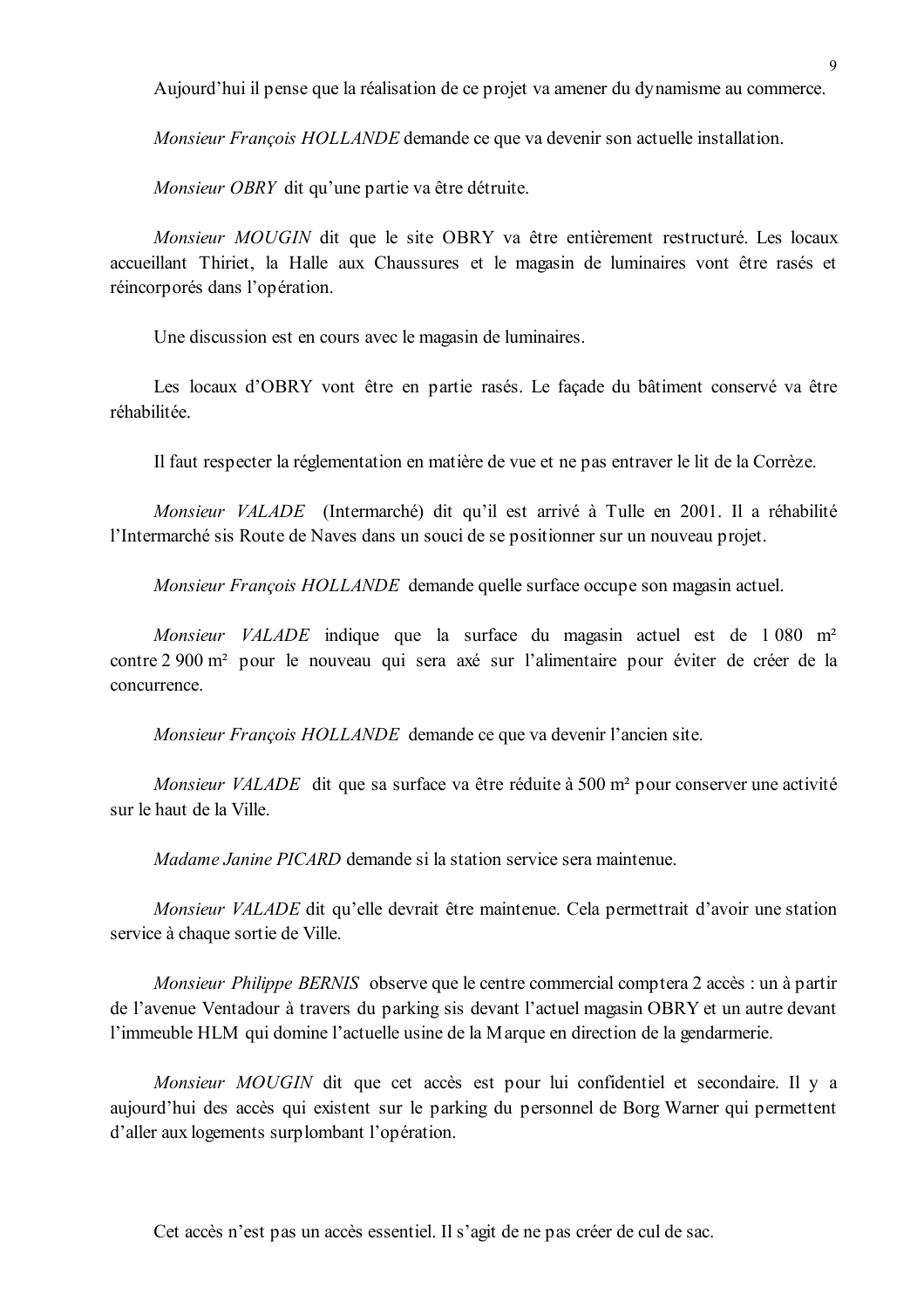Aujourd'hui il pense que la réalisation de ce projet va amener du dynamisme au commerce.

*Monsieur François HOLLANDE* demande ce que va devenir son actuelle installation.

*Monsieur OBRY* dit qu'une partie va être détruite.

*Monsieur MOUGIN* dit que le site OBRY va être entièrement restructuré. Les locaux accueillant Thiriet, la Halle aux Chaussures et le magasin de luminaires vont être rasés et réincorporés dans l'opération.

Une discussion est en cours avec le magasin de luminaires.

Les locaux d'OBRY vont être en partie rasés. Le façade du bâtiment conservé va être réhabilitée.

Il faut respecter la réglementation en matière de vue et ne pas entraver le lit de la Corrèze.

*Monsieur VALADE* (Intermarché) dit qu'il est arrivé à Tulle en 2001. Il a réhabilité l'Intermarché sis Route de Naves dans un souci de se positionner sur un nouveau projet.

*Monsieur François HOLLANDE* demande quelle surface occupe son magasin actuel.

*Monsieur VALADE* indique que la surface du magasin actuel est de 1 080 m² contre 2 900 m² pour le nouveau qui sera axé sur l'alimentaire pour éviter de créer de la concurrence.

*Monsieur François HOLLANDE* demande ce que va devenir l'ancien site.

*Monsieur VALADE* dit que sa surface va être réduite à 500 m² pour conserver une activité sur le haut de la Ville.

*Madame Janine PICARD* demande si la station service sera maintenue.

*Monsieur VALADE* dit qu'elle devrait être maintenue. Cela permettrait d'avoir une station service à chaque sortie de Ville.

*Monsieur Philippe BERNIS* observe que le centre commercial comptera 2 accès : un à partir de l'avenue Ventadour à travers du parking sis devant l'actuel magasin OBRY et un autre devant l'immeuble HLM qui domine l'actuelle usine de la Marque en direction de la gendarmerie.

*Monsieur MOUGIN* dit que cet accès est pour lui confidentiel et secondaire. Il y a aujourd'hui des accès qui existent sur le parking du personnel de Borg Warner qui permettent d'aller aux logements surplombant l'opération.

Cet accès n'est pas un accès essentiel. Il s'agit de ne pas créer de cul de sac.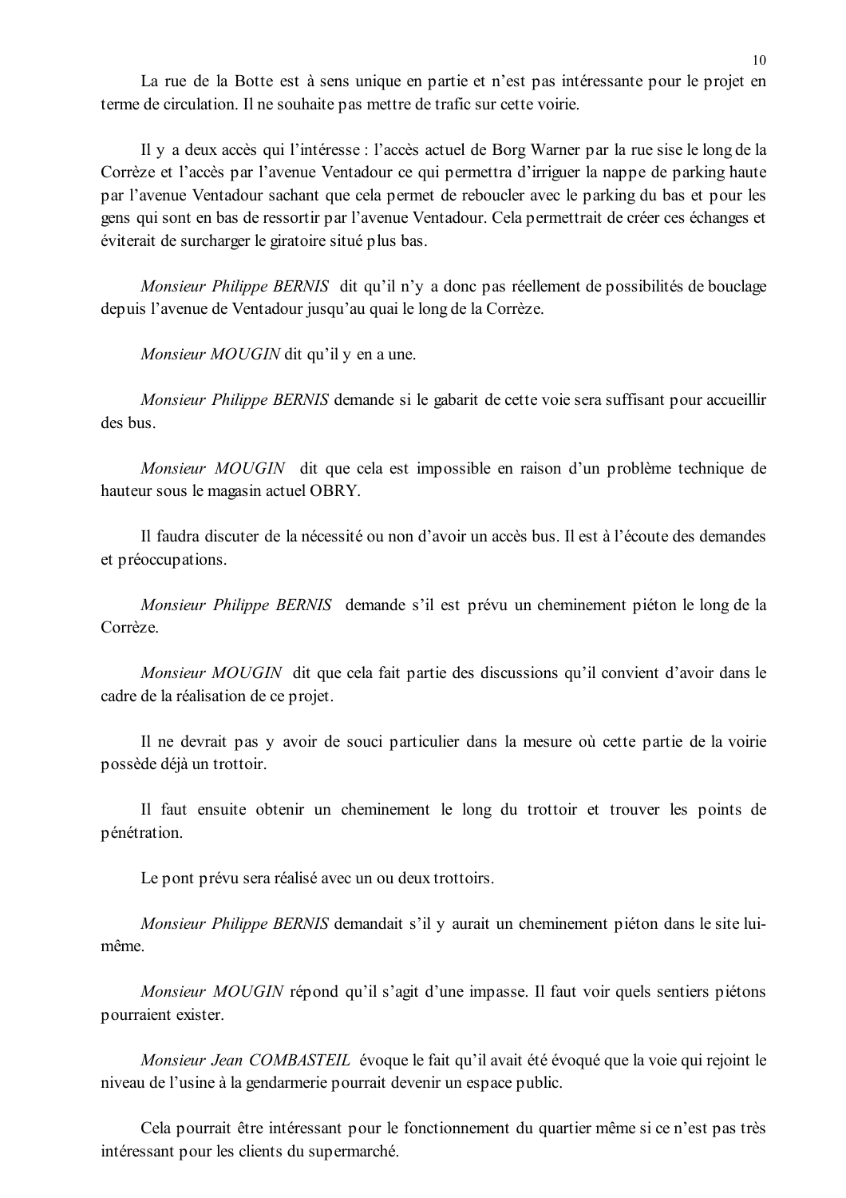La rue de la Botte est à sens unique en partie et n'est pas intéressante pour le projet en terme de circulation. Il ne souhaite pas mettre de trafic sur cette voirie.

Il y a deux accès qui l'intéresse : l'accès actuel de Borg Warner par la rue sise le long de la Corrèze et l'accès par l'avenue Ventadour ce qui permettra d'irriguer la nappe de parking haute par l'avenue Ventadour sachant que cela permet de reboucler avec le parking du bas et pour les gens qui sont en bas de ressortir par l'avenue Ventadour. Cela permettrait de créer ces échanges et éviterait de surcharger le giratoire situé plus bas.

*Monsieur Philippe BERNIS* dit qu'il n'y a donc pas réellement de possibilités de bouclage depuis l'avenue de Ventadour jusqu'au quai le long de la Corrèze.

*Monsieur MOUGIN* dit qu'il y en a une.

*Monsieur Philippe BERNIS* demande si le gabarit de cette voie sera suffisant pour accueillir des bus.

*Monsieur MOUGIN* dit que cela est impossible en raison d'un problème technique de hauteur sous le magasin actuel OBRY.

Il faudra discuter de la nécessité ou non d'avoir un accès bus. Il est à l'écoute des demandes et préoccupations.

*Monsieur Philippe BERNIS* demande s'il est prévu un cheminement piéton le long de la Corrèze.

*Monsieur MOUGIN* dit que cela fait partie des discussions qu'il convient d'avoir dans le cadre de la réalisation de ce projet.

Il ne devrait pas y avoir de souci particulier dans la mesure où cette partie de la voirie possède déjà un trottoir.

Il faut ensuite obtenir un cheminement le long du trottoir et trouver les points de pénétration.

Le pont prévu sera réalisé avec un ou deux trottoirs.

*Monsieur Philippe BERNIS* demandait s'il y aurait un cheminement piéton dans le site lui-même.

*Monsieur MOUGIN* répond qu'il s'agit d'une impasse. Il faut voir quels sentiers piétons pourraient exister.

*Monsieur Jean COMBASTEIL* évoque le fait qu'il avait été évoqué que la voie qui rejoint le niveau de l'usine à la gendarmerie pourrait devenir un espace public.

Cela pourrait être intéressant pour le fonctionnement du quartier même si ce n'est pas très intéressant pour les clients du supermarché.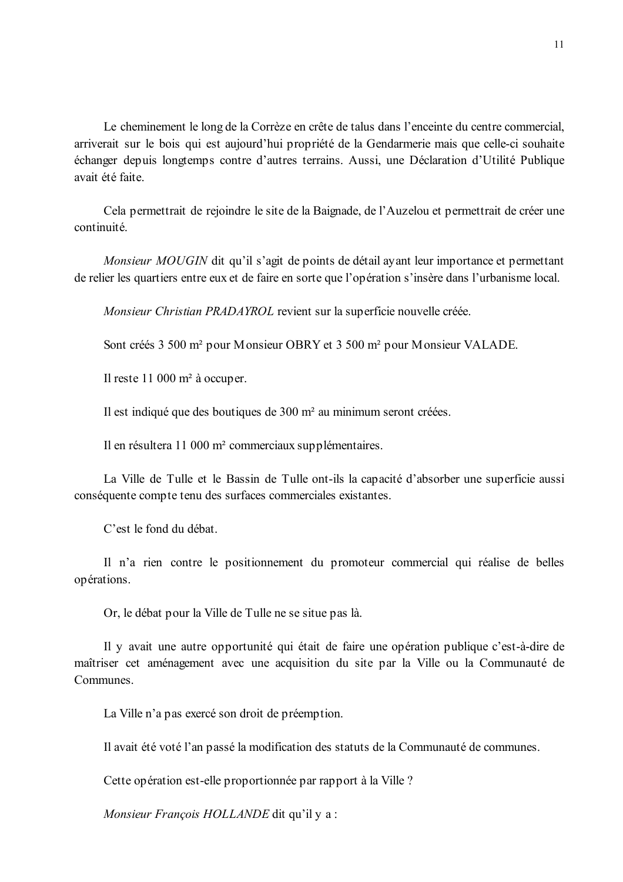Le cheminement le long de la Corrèze en crête de talus dans l'enceinte du centre commercial, arriverait sur le bois qui est aujourd'hui propriété de la Gendarmerie mais que celle-ci souhaite échanger depuis longtemps contre d'autres terrains. Aussi, une Déclaration d'Utilité Publique avait été faite.

Cela permettrait de rejoindre le site de la Baignade, de l'Auzelou et permettrait de créer une continuité.

*Monsieur MOUGIN* dit qu'il s'agit de points de détail ayant leur importance et permettant de relier les quartiers entre eux et de faire en sorte que l'opération s'insère dans l'urbanisme local.

*Monsieur Christian PRADAYROL* revient sur la superficie nouvelle créée.

Sont créés 3 500 m² pour Monsieur OBRY et 3 500 m² pour Monsieur VALADE.

Il reste 11 000 m² à occuper.

Il est indiqué que des boutiques de 300 m² au minimum seront créées.

Il en résultera 11 000 m² commerciaux supplémentaires.

La Ville de Tulle et le Bassin de Tulle ont-ils la capacité d'absorber une superficie aussi conséquente compte tenu des surfaces commerciales existantes.

C'est le fond du débat.

Il n'a rien contre le positionnement du promoteur commercial qui réalise de belles opérations.

Or, le débat pour la Ville de Tulle ne se situe pas là.

Il y avait une autre opportunité qui était de faire une opération publique c'est-à-dire de maîtriser cet aménagement avec une acquisition du site par la Ville ou la Communauté de Communes.

La Ville n'a pas exercé son droit de préemption.

Il avait été voté l'an passé la modification des statuts de la Communauté de communes.

Cette opération est-elle proportionnée par rapport à la Ville ?

*Monsieur François HOLLANDE* dit qu'il y a :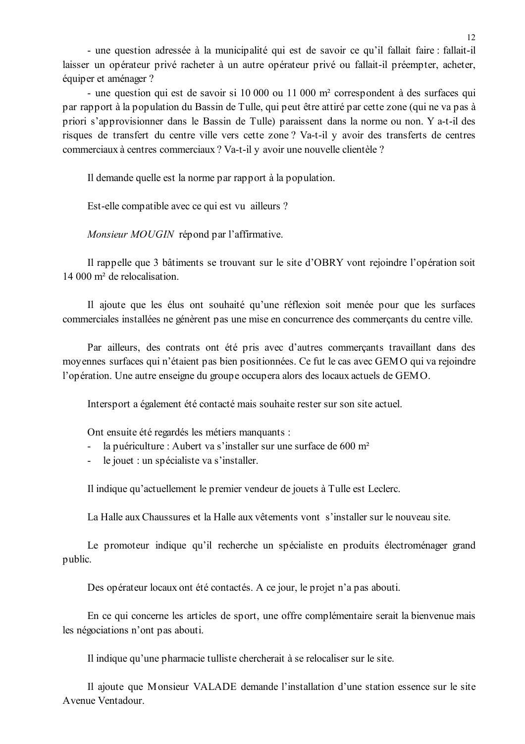- une question adressée à la municipalité qui est de savoir ce qu'il fallait faire : fallait-il laisser un opérateur privé racheter à un autre opérateur privé ou fallait-il préempter, acheter, équiper et aménager ?

- une question qui est de savoir si 10 000 ou 11 000 m² correspondent à des surfaces qui par rapport à la population du Bassin de Tulle, qui peut être attiré par cette zone (qui ne va pas à priori s'approvisionner dans le Bassin de Tulle) paraissent dans la norme ou non. Y a-t-il des risques de transfert du centre ville vers cette zone ? Va-t-il y avoir des transferts de centres commerciaux à centres commerciaux ? Va-t-il y avoir une nouvelle clientèle ?

Il demande quelle est la norme par rapport à la population.

Est-elle compatible avec ce qui est vu ailleurs ?

*Monsieur MOUGIN* répond par l'affirmative.

Il rappelle que 3 bâtiments se trouvant sur le site d'OBRY vont rejoindre l'opération soit 14 000 m² de relocalisation.

Il ajoute que les élus ont souhaité qu'une réflexion soit menée pour que les surfaces commerciales installées ne génèrent pas une mise en concurrence des commerçants du centre ville.

Par ailleurs, des contrats ont été pris avec d'autres commerçants travaillant dans des moyennes surfaces qui n'étaient pas bien positionnées. Ce fut le cas avec GEMO qui va rejoindre l'opération. Une autre enseigne du groupe occupera alors des locaux actuels de GEMO.

Intersport a également été contacté mais souhaite rester sur son site actuel.

Ont ensuite été regardés les métiers manquants :
- la puériculture : Aubert va s'installer sur une surface de 600 m²
- le jouet : un spécialiste va s'installer.

Il indique qu'actuellement le premier vendeur de jouets à Tulle est Leclerc.

La Halle aux Chaussures et la Halle aux vêtements vont s'installer sur le nouveau site.

Le promoteur indique qu'il recherche un spécialiste en produits électroménager grand public.

Des opérateur locaux ont été contactés. A ce jour, le projet n'a pas abouti.

En ce qui concerne les articles de sport, une offre complémentaire serait la bienvenue mais les négociations n'ont pas abouti.

Il indique qu'une pharmacie tulliste chercherait à se relocaliser sur le site.

Il ajoute que Monsieur VALADE demande l'installation d'une station essence sur le site Avenue Ventadour.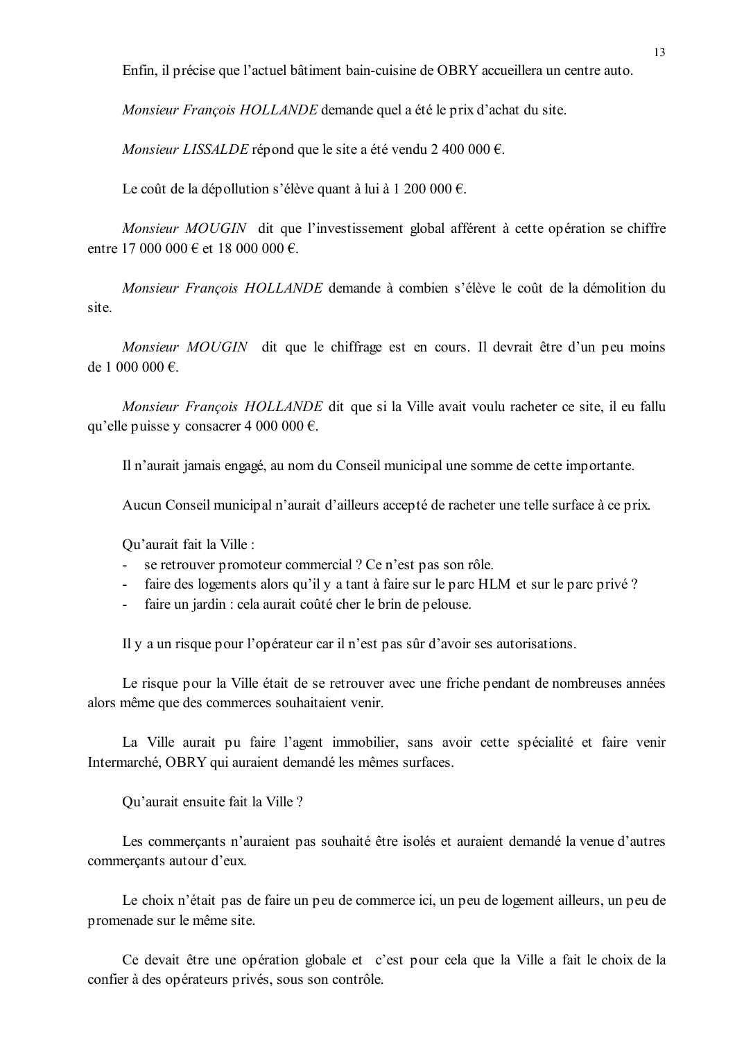Enfin, il précise que l'actuel bâtiment bain-cuisine de OBRY accueillera un centre auto.

*Monsieur François HOLLANDE* demande quel a été le prix d'achat du site.

*Monsieur LISSALDE* répond que le site a été vendu 2 400 000 €.

Le coût de la dépollution s'élève quant à lui à 1 200 000 €.

*Monsieur MOUGIN* dit que l'investissement global afférent à cette opération se chiffre entre 17 000 000 € et 18 000 000 €.

*Monsieur François HOLLANDE* demande à combien s'élève le coût de la démolition du site.

*Monsieur MOUGIN* dit que le chiffrage est en cours. Il devrait être d'un peu moins de 1 000 000 €.

*Monsieur François HOLLANDE* dit que si la Ville avait voulu racheter ce site, il eu fallu qu'elle puisse y consacrer 4 000 000 €.

Il n'aurait jamais engagé, au nom du Conseil municipal une somme de cette importante.

Aucun Conseil municipal n'aurait d'ailleurs accepté de racheter une telle surface à ce prix.

Qu'aurait fait la Ville :

- se retrouver promoteur commercial ? Ce n'est pas son rôle.
- faire des logements alors qu'il y a tant à faire sur le parc HLM et sur le parc privé ?
- faire un jardin : cela aurait coûté cher le brin de pelouse.

Il y a un risque pour l'opérateur car il n'est pas sûr d'avoir ses autorisations.

Le risque pour la Ville était de se retrouver avec une friche pendant de nombreuses années alors même que des commerces souhaitaient venir.

La Ville aurait pu faire l'agent immobilier, sans avoir cette spécialité et faire venir Intermarché, OBRY qui auraient demandé les mêmes surfaces.

Qu'aurait ensuite fait la Ville ?

Les commerçants n'auraient pas souhaité être isolés et auraient demandé la venue d'autres commerçants autour d'eux.

Le choix n'était pas de faire un peu de commerce ici, un peu de logement ailleurs, un peu de promenade sur le même site.

Ce devait être une opération globale et c'est pour cela que la Ville a fait le choix de la confier à des opérateurs privés, sous son contrôle.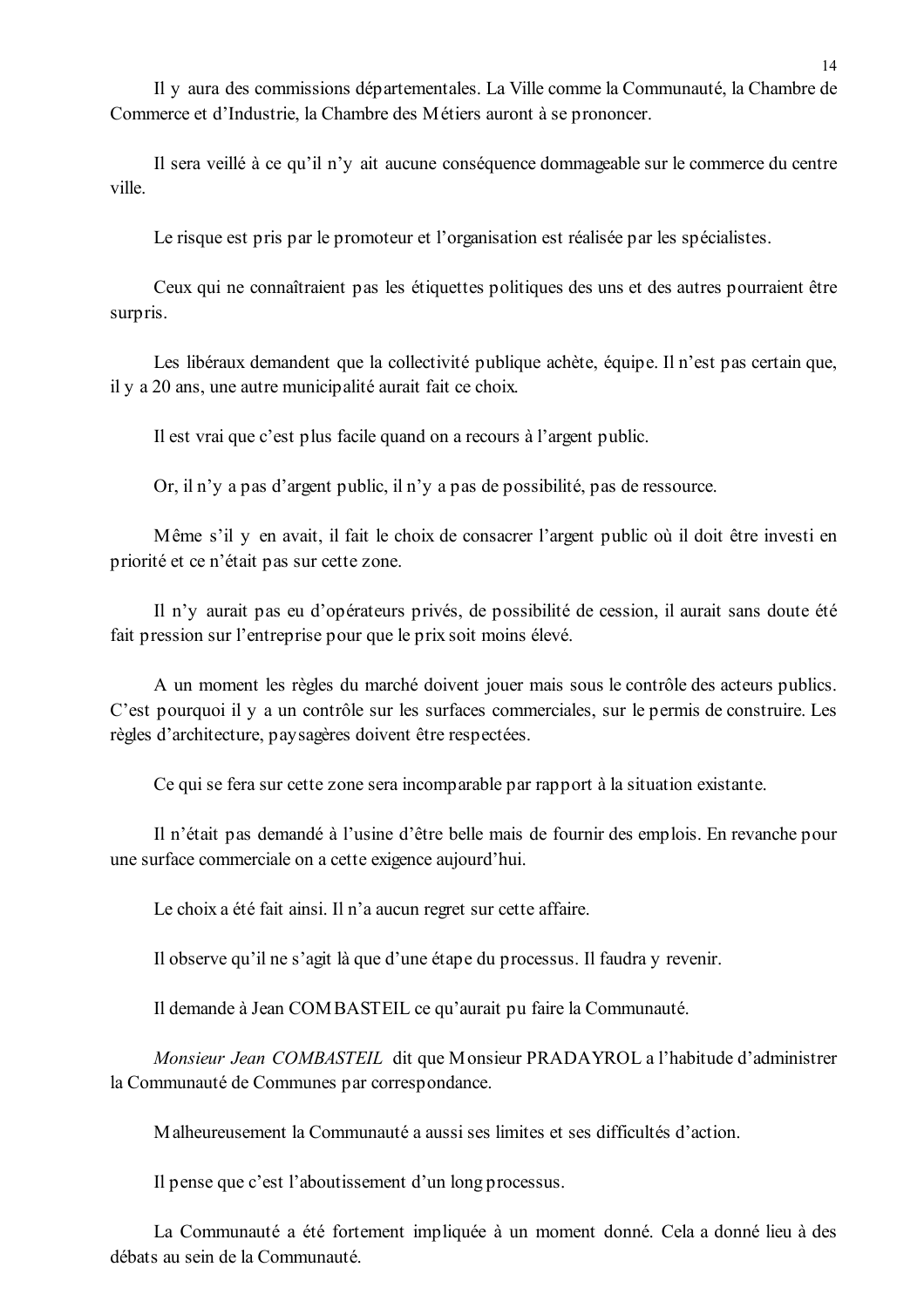Il y aura des commissions départementales. La Ville comme la Communauté, la Chambre de Commerce et d'Industrie, la Chambre des Métiers auront à se prononcer.

Il sera veillé à ce qu'il n'y ait aucune conséquence dommageable sur le commerce du centre ville.

Le risque est pris par le promoteur et l'organisation est réalisée par les spécialistes.

Ceux qui ne connaîtraient pas les étiquettes politiques des uns et des autres pourraient être surpris.

Les libéraux demandent que la collectivité publique achète, équipe. Il n'est pas certain que, il y a 20 ans, une autre municipalité aurait fait ce choix.

Il est vrai que c'est plus facile quand on a recours à l'argent public.

Or, il n'y a pas d'argent public, il n'y a pas de possibilité, pas de ressource.

Même s'il y en avait, il fait le choix de consacrer l'argent public où il doit être investi en priorité et ce n'était pas sur cette zone.

Il n'y aurait pas eu d'opérateurs privés, de possibilité de cession, il aurait sans doute été fait pression sur l'entreprise pour que le prix soit moins élevé.

A un moment les règles du marché doivent jouer mais sous le contrôle des acteurs publics. C'est pourquoi il y a un contrôle sur les surfaces commerciales, sur le permis de construire. Les règles d'architecture, paysagères doivent être respectées.

Ce qui se fera sur cette zone sera incomparable par rapport à la situation existante.

Il n'était pas demandé à l'usine d'être belle mais de fournir des emplois. En revanche pour une surface commerciale on a cette exigence aujourd'hui.

Le choix a été fait ainsi. Il n'a aucun regret sur cette affaire.

Il observe qu'il ne s'agit là que d'une étape du processus. Il faudra y revenir.

Il demande à Jean COMBASTEIL ce qu'aurait pu faire la Communauté.

*Monsieur Jean COMBASTEIL* dit que Monsieur PRADAYROL a l'habitude d'administrer la Communauté de Communes par correspondance.

Malheureusement la Communauté a aussi ses limites et ses difficultés d'action.

Il pense que c'est l'aboutissement d'un long processus.

La Communauté a été fortement impliquée à un moment donné. Cela a donné lieu à des débats au sein de la Communauté.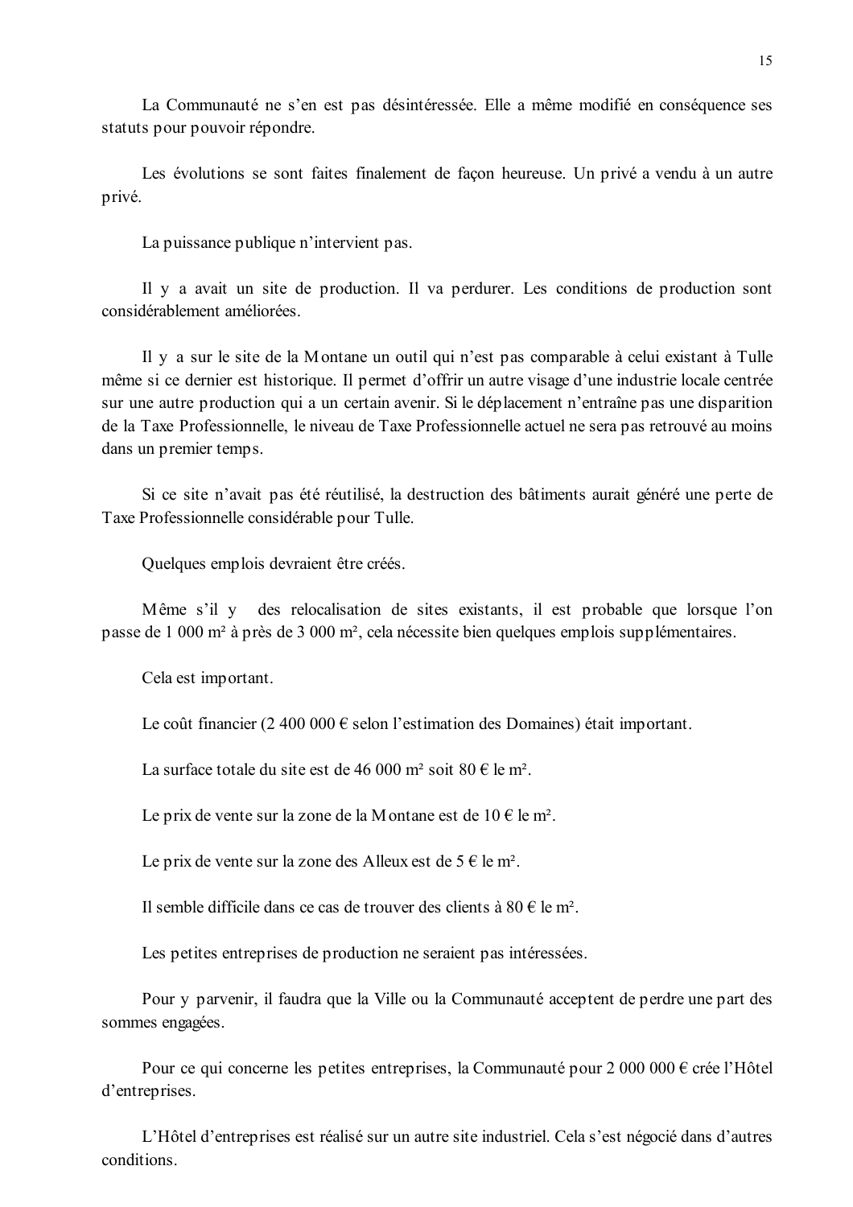La Communauté ne s'en est pas désintéressée. Elle a même modifié en conséquence ses statuts pour pouvoir répondre.

Les évolutions se sont faites finalement de façon heureuse. Un privé a vendu à un autre privé.

La puissance publique n'intervient pas.

Il y a avait un site de production. Il va perdurer. Les conditions de production sont considérablement améliorées.

Il y a sur le site de la Montane un outil qui n'est pas comparable à celui existant à Tulle même si ce dernier est historique. Il permet d'offrir un autre visage d'une industrie locale centrée sur une autre production qui a un certain avenir. Si le déplacement n'entraîne pas une disparition de la Taxe Professionnelle, le niveau de Taxe Professionnelle actuel ne sera pas retrouvé au moins dans un premier temps.

Si ce site n'avait pas été réutilisé, la destruction des bâtiments aurait généré une perte de Taxe Professionnelle considérable pour Tulle.

Quelques emplois devraient être créés.

Même s'il y des relocalisation de sites existants, il est probable que lorsque l'on passe de 1 000 m² à près de 3 000 m², cela nécessite bien quelques emplois supplémentaires.

Cela est important.

Le coût financier (2 400 000 € selon l'estimation des Domaines) était important.

La surface totale du site est de 46 000 m² soit 80 € le m².

Le prix de vente sur la zone de la Montane est de 10 € le m².

Le prix de vente sur la zone des Alleux est de 5 € le m².

Il semble difficile dans ce cas de trouver des clients à 80 € le m².

Les petites entreprises de production ne seraient pas intéressées.

Pour y parvenir, il faudra que la Ville ou la Communauté acceptent de perdre une part des sommes engagées.

Pour ce qui concerne les petites entreprises, la Communauté pour 2 000 000 € crée l'Hôtel d'entreprises.

L'Hôtel d'entreprises est réalisé sur un autre site industriel. Cela s'est négocié dans d'autres conditions.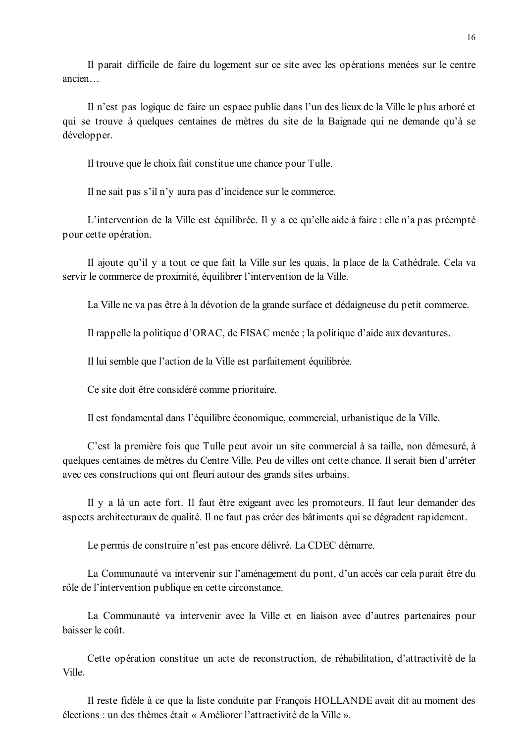Il parait difficile de faire du logement sur ce site avec les opérations menées sur le centre ancien…

Il n'est pas logique de faire un espace public dans l'un des lieux de la Ville le plus arboré et qui se trouve à quelques centaines de mètres du site de la Baignade qui ne demande qu'à se développer.

Il trouve que le choix fait constitue une chance pour Tulle.

Il ne sait pas s'il n'y aura pas d'incidence sur le commerce.

L'intervention de la Ville est équilibrée. Il y a ce qu'elle aide à faire : elle n'a pas préempté pour cette opération.

Il ajoute qu'il y a tout ce que fait la Ville sur les quais, la place de la Cathédrale. Cela va servir le commerce de proximité, équilibrer l'intervention de la Ville.

La Ville ne va pas être à la dévotion de la grande surface et dédaigneuse du petit commerce.

Il rappelle la politique d'ORAC, de FISAC menée ; la politique d'aide aux devantures.

Il lui semble que l'action de la Ville est parfaitement équilibrée.

Ce site doit être considéré comme prioritaire.

Il est fondamental dans l'équilibre économique, commercial, urbanistique de la Ville.

C'est la première fois que Tulle peut avoir un site commercial à sa taille, non démesuré, à quelques centaines de mètres du Centre Ville. Peu de villes ont cette chance. Il serait bien d'arrêter avec ces constructions qui ont fleuri autour des grands sites urbains.

Il y a là un acte fort. Il faut être exigeant avec les promoteurs. Il faut leur demander des aspects architecturaux de qualité. Il ne faut pas créer des bâtiments qui se dégradent rapidement.

Le permis de construire n'est pas encore délivré. La CDEC démarre.

La Communauté va intervenir sur l'aménagement du pont, d'un accès car cela parait être du rôle de l'intervention publique en cette circonstance.

La Communauté va intervenir avec la Ville et en liaison avec d'autres partenaires pour baisser le coût.

Cette opération constitue un acte de reconstruction, de réhabilitation, d'attractivité de la Ville.

Il reste fidèle à ce que la liste conduite par François HOLLANDE avait dit au moment des élections : un des thèmes était « Améliorer l'attractivité de la Ville ».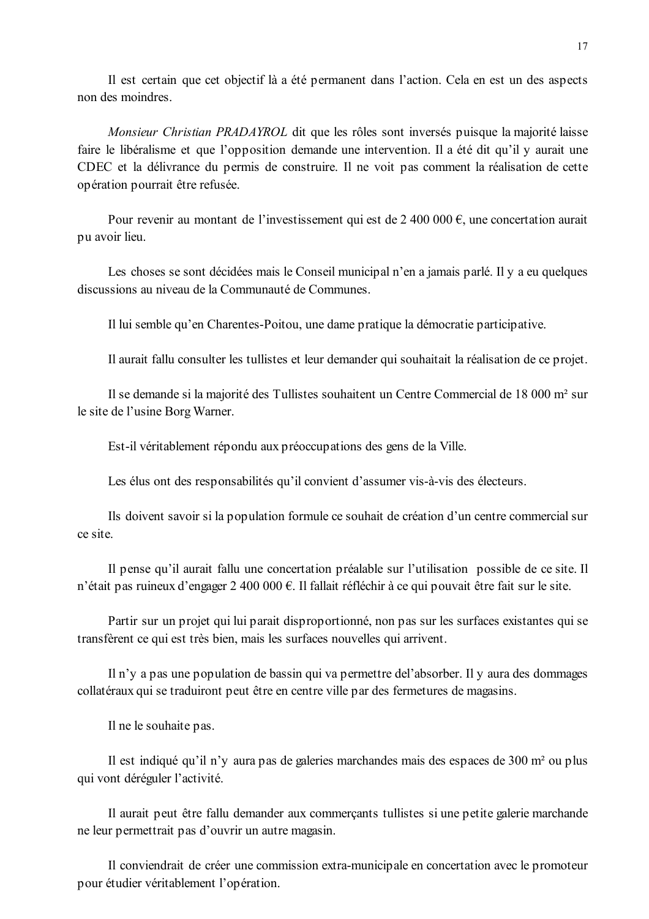Il est certain que cet objectif là a été permanent dans l'action. Cela en est un des aspects non des moindres.

*Monsieur Christian PRADAYROL* dit que les rôles sont inversés puisque la majorité laisse faire le libéralisme et que l'opposition demande une intervention. Il a été dit qu'il y aurait une CDEC et la délivrance du permis de construire. Il ne voit pas comment la réalisation de cette opération pourrait être refusée.

Pour revenir au montant de l'investissement qui est de 2 400 000 €, une concertation aurait pu avoir lieu.

Les choses se sont décidées mais le Conseil municipal n'en a jamais parlé. Il y a eu quelques discussions au niveau de la Communauté de Communes.

Il lui semble qu'en Charentes-Poitou, une dame pratique la démocratie participative.

Il aurait fallu consulter les tullistes et leur demander qui souhaitait la réalisation de ce projet.

Il se demande si la majorité des Tullistes souhaitent un Centre Commercial de 18 000 m² sur le site de l'usine Borg Warner.

Est-il véritablement répondu aux préoccupations des gens de la Ville.

Les élus ont des responsabilités qu'il convient d'assumer vis-à-vis des électeurs.

Ils doivent savoir si la population formule ce souhait de création d'un centre commercial sur ce site.

Il pense qu'il aurait fallu une concertation préalable sur l'utilisation possible de ce site. Il n'était pas ruineux d'engager 2 400 000 €. Il fallait réfléchir à ce qui pouvait être fait sur le site.

Partir sur un projet qui lui parait disproportionné, non pas sur les surfaces existantes qui se transfèrent ce qui est très bien, mais les surfaces nouvelles qui arrivent.

Il n'y a pas une population de bassin qui va permettre del'absorber. Il y aura des dommages collatéraux qui se traduiront peut être en centre ville par des fermetures de magasins.

Il ne le souhaite pas.

Il est indiqué qu'il n'y aura pas de galeries marchandes mais des espaces de 300 m² ou plus qui vont déréguler l'activité.

Il aurait peut être fallu demander aux commerçants tullistes si une petite galerie marchande ne leur permettrait pas d'ouvrir un autre magasin.

Il conviendrait de créer une commission extra-municipale en concertation avec le promoteur pour étudier véritablement l'opération.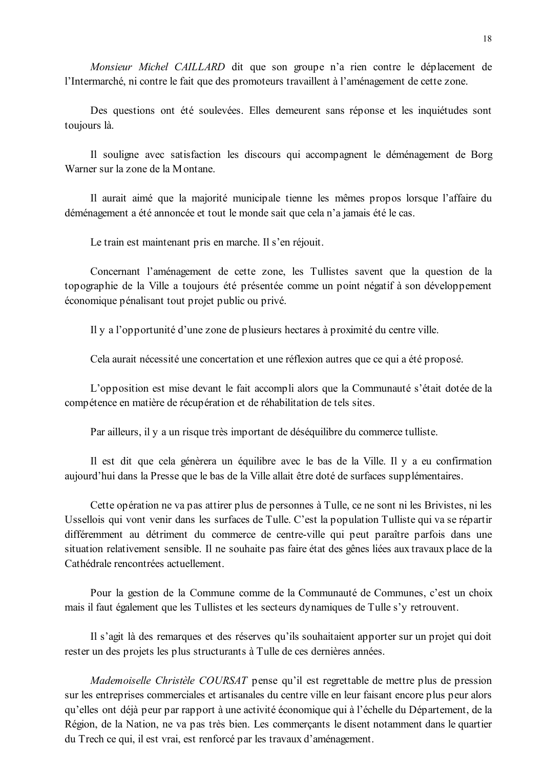*Monsieur Michel CAILLARD* dit que son groupe n'a rien contre le déplacement de l'Intermarché, ni contre le fait que des promoteurs travaillent à l'aménagement de cette zone.

Des questions ont été soulevées. Elles demeurent sans réponse et les inquiétudes sont toujours là.

Il souligne avec satisfaction les discours qui accompagnent le déménagement de Borg Warner sur la zone de la Montane.

Il aurait aimé que la majorité municipale tienne les mêmes propos lorsque l'affaire du déménagement a été annoncée et tout le monde sait que cela n'a jamais été le cas.

Le train est maintenant pris en marche. Il s'en réjouit.

Concernant l'aménagement de cette zone, les Tullistes savent que la question de la topographie de la Ville a toujours été présentée comme un point négatif à son développement économique pénalisant tout projet public ou privé.

Il y a l'opportunité d'une zone de plusieurs hectares à proximité du centre ville.

Cela aurait nécessité une concertation et une réflexion autres que ce qui a été proposé.

L'opposition est mise devant le fait accompli alors que la Communauté s'était dotée de la compétence en matière de récupération et de réhabilitation de tels sites.

Par ailleurs, il y a un risque très important de déséquilibre du commerce tulliste.

Il est dit que cela génèrera un équilibre avec le bas de la Ville. Il y a eu confirmation aujourd'hui dans la Presse que le bas de la Ville allait être doté de surfaces supplémentaires.

Cette opération ne va pas attirer plus de personnes à Tulle, ce ne sont ni les Brivistes, ni les Ussellois qui vont venir dans les surfaces de Tulle. C'est la population Tulliste qui va se répartir différemment au détriment du commerce de centre-ville qui peut paraître parfois dans une situation relativement sensible. Il ne souhaite pas faire état des gênes liées aux travaux place de la Cathédrale rencontrées actuellement.

Pour la gestion de la Commune comme de la Communauté de Communes, c'est un choix mais il faut également que les Tullistes et les secteurs dynamiques de Tulle s'y retrouvent.

Il s'agit là des remarques et des réserves qu'ils souhaitaient apporter sur un projet qui doit rester un des projets les plus structurants à Tulle de ces dernières années.

*Mademoiselle Christèle COURSAT* pense qu'il est regrettable de mettre plus de pression sur les entreprises commerciales et artisanales du centre ville en leur faisant encore plus peur alors qu'elles ont déjà peur par rapport à une activité économique qui à l'échelle du Département, de la Région, de la Nation, ne va pas très bien. Les commerçants le disent notamment dans le quartier du Trech ce qui, il est vrai, est renforcé par les travaux d'aménagement.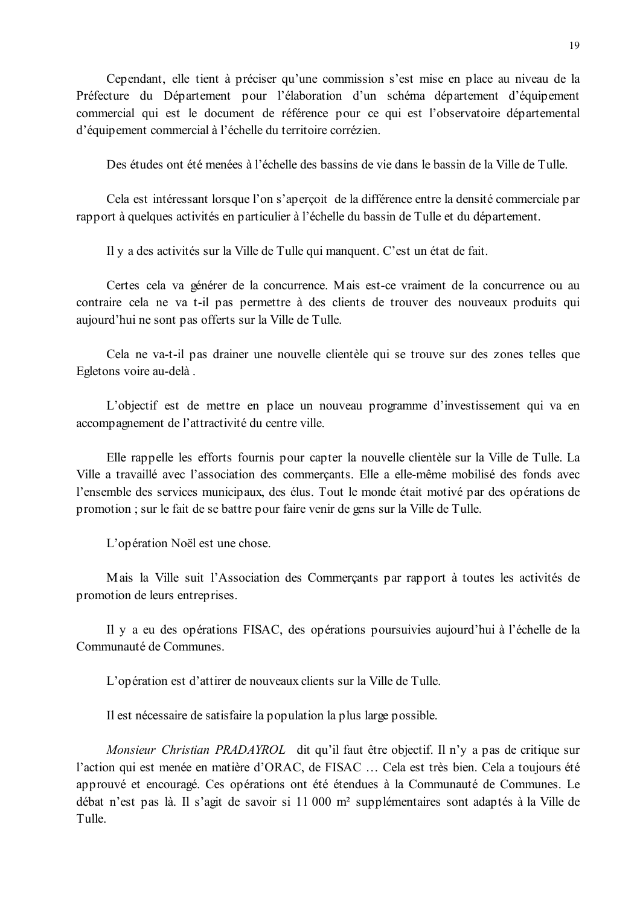Cependant, elle tient à préciser qu'une commission s'est mise en place au niveau de la Préfecture du Département pour l'élaboration d'un schéma département d'équipement commercial qui est le document de référence pour ce qui est l'observatoire départemental d'équipement commercial à l'échelle du territoire corrézien.

Des études ont été menées à l'échelle des bassins de vie dans le bassin de la Ville de Tulle.

Cela est intéressant lorsque l'on s'aperçoit de la différence entre la densité commerciale par rapport à quelques activités en particulier à l'échelle du bassin de Tulle et du département.

Il y a des activités sur la Ville de Tulle qui manquent. C'est un état de fait.

Certes cela va générer de la concurrence. Mais est-ce vraiment de la concurrence ou au contraire cela ne va t-il pas permettre à des clients de trouver des nouveaux produits qui aujourd'hui ne sont pas offerts sur la Ville de Tulle.

Cela ne va-t-il pas drainer une nouvelle clientèle qui se trouve sur des zones telles que Egletons voire au-delà .

L'objectif est de mettre en place un nouveau programme d'investissement qui va en accompagnement de l'attractivité du centre ville.

Elle rappelle les efforts fournis pour capter la nouvelle clientèle sur la Ville de Tulle. La Ville a travaillé avec l'association des commerçants. Elle a elle-même mobilisé des fonds avec l'ensemble des services municipaux, des élus. Tout le monde était motivé par des opérations de promotion ; sur le fait de se battre pour faire venir de gens sur la Ville de Tulle.

L'opération Noël est une chose.

Mais la Ville suit l'Association des Commerçants par rapport à toutes les activités de promotion de leurs entreprises.

Il y a eu des opérations FISAC, des opérations poursuivies aujourd'hui à l'échelle de la Communauté de Communes.

L'opération est d'attirer de nouveaux clients sur la Ville de Tulle.

Il est nécessaire de satisfaire la population la plus large possible.

*Monsieur Christian PRADAYROL* dit qu'il faut être objectif. Il n'y a pas de critique sur l'action qui est menée en matière d'ORAC, de FISAC … Cela est très bien. Cela a toujours été approuvé et encouragé. Ces opérations ont été étendues à la Communauté de Communes. Le débat n'est pas là. Il s'agit de savoir si 11 000 m² supplémentaires sont adaptés à la Ville de Tulle.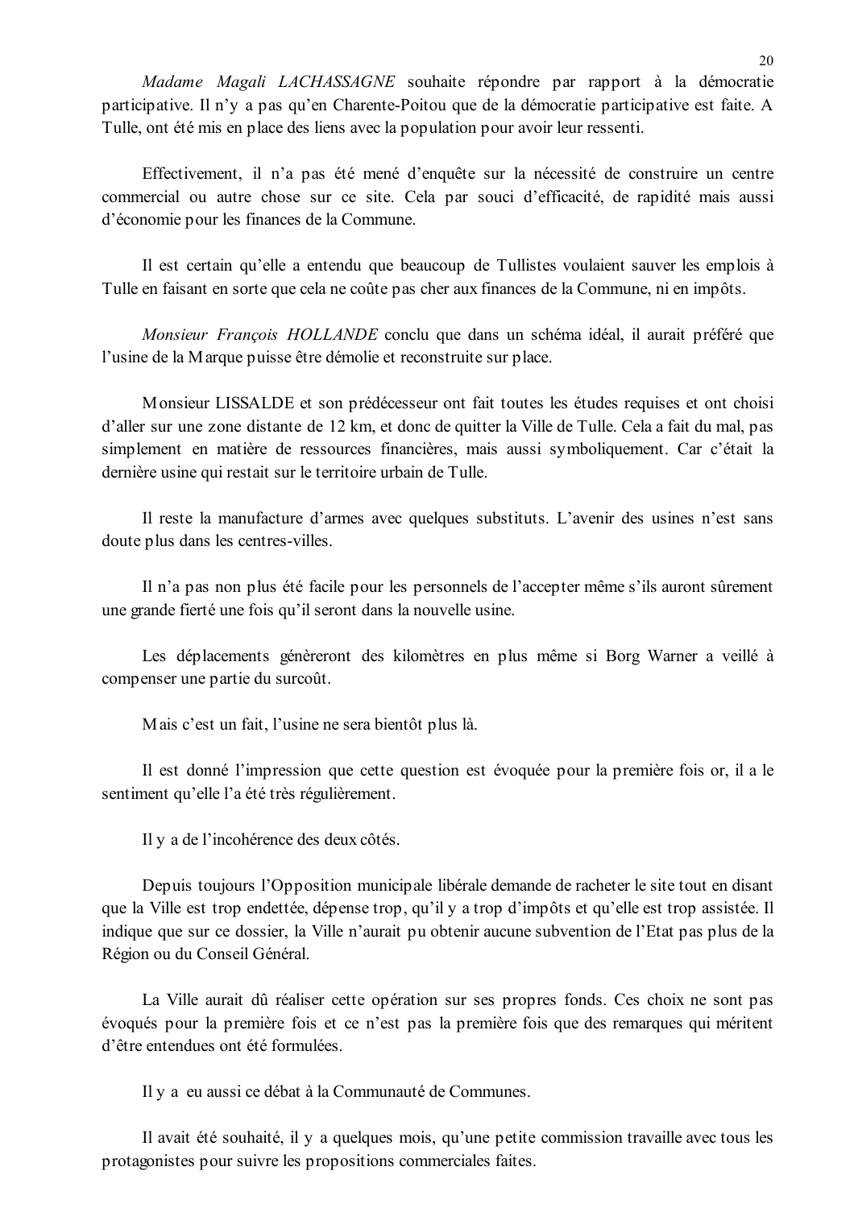*Madame Magali LACHASSAGNE* souhaite répondre par rapport à la démocratie participative. Il n'y a pas qu'en Charente-Poitou que de la démocratie participative est faite. A Tulle, ont été mis en place des liens avec la population pour avoir leur ressenti.

Effectivement, il n'a pas été mené d'enquête sur la nécessité de construire un centre commercial ou autre chose sur ce site. Cela par souci d'efficacité, de rapidité mais aussi d'économie pour les finances de la Commune.

Il est certain qu'elle a entendu que beaucoup de Tullistes voulaient sauver les emplois à Tulle en faisant en sorte que cela ne coûte pas cher aux finances de la Commune, ni en impôts.

*Monsieur François HOLLANDE* conclu que dans un schéma idéal, il aurait préféré que l'usine de la Marque puisse être démolie et reconstruite sur place.

Monsieur LISSALDE et son prédécesseur ont fait toutes les études requises et ont choisi d'aller sur une zone distante de 12 km, et donc de quitter la Ville de Tulle. Cela a fait du mal, pas simplement en matière de ressources financières, mais aussi symboliquement. Car c'était la dernière usine qui restait sur le territoire urbain de Tulle.

Il reste la manufacture d'armes avec quelques substituts. L'avenir des usines n'est sans doute plus dans les centres-villes.

Il n'a pas non plus été facile pour les personnels de l'accepter même s'ils auront sûrement une grande fierté une fois qu'il seront dans la nouvelle usine.

Les déplacements génèreront des kilomètres en plus même si Borg Warner a veillé à compenser une partie du surcoût.

Mais c'est un fait, l'usine ne sera bientôt plus là.

Il est donné l'impression que cette question est évoquée pour la première fois or, il a le sentiment qu'elle l'a été très régulièrement.

Il y a de l'incohérence des deux côtés.

Depuis toujours l'Opposition municipale libérale demande de racheter le site tout en disant que la Ville est trop endettée, dépense trop, qu'il y a trop d'impôts et qu'elle est trop assistée. Il indique que sur ce dossier, la Ville n'aurait pu obtenir aucune subvention de l'Etat pas plus de la Région ou du Conseil Général.

La Ville aurait dû réaliser cette opération sur ses propres fonds. Ces choix ne sont pas évoqués pour la première fois et ce n'est pas la première fois que des remarques qui méritent d'être entendues ont été formulées.

Il y a eu aussi ce débat à la Communauté de Communes.

Il avait été souhaité, il y a quelques mois, qu'une petite commission travaille avec tous les protagonistes pour suivre les propositions commerciales faites.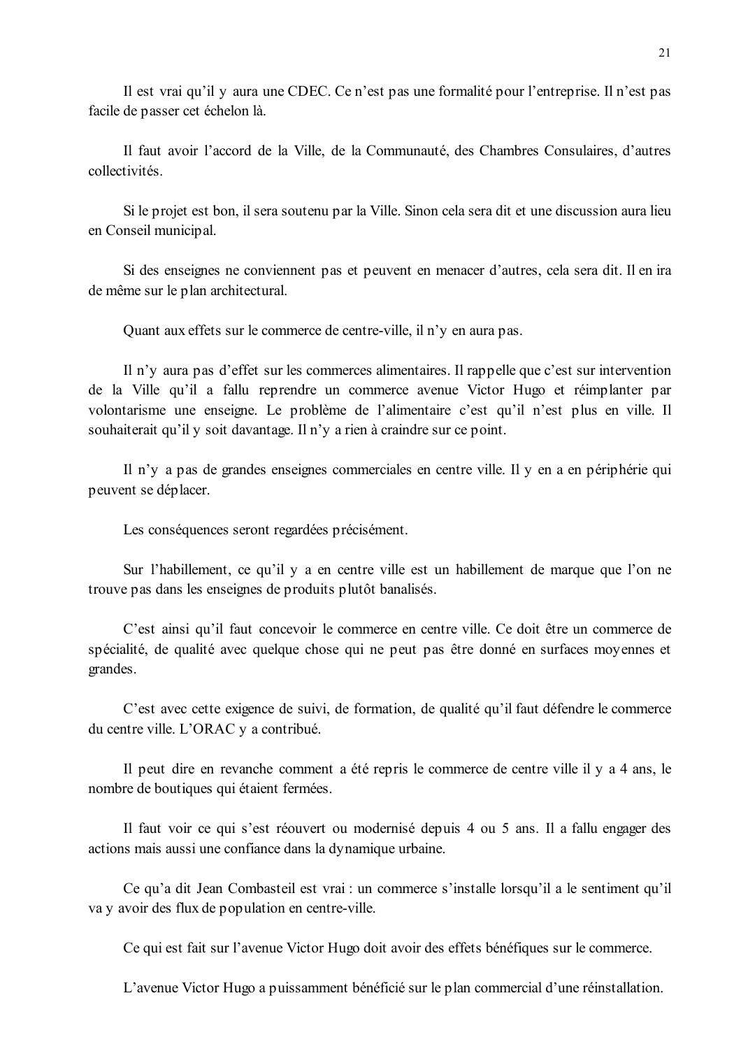Il est vrai qu'il y aura une CDEC. Ce n'est pas une formalité pour l'entreprise. Il n'est pas facile de passer cet échelon là.

Il faut avoir l'accord de la Ville, de la Communauté, des Chambres Consulaires, d'autres collectivités.

Si le projet est bon, il sera soutenu par la Ville. Sinon cela sera dit et une discussion aura lieu en Conseil municipal.

Si des enseignes ne conviennent pas et peuvent en menacer d'autres, cela sera dit. Il en ira de même sur le plan architectural.

Quant aux effets sur le commerce de centre-ville, il n'y en aura pas.

Il n'y aura pas d'effet sur les commerces alimentaires. Il rappelle que c'est sur intervention de la Ville qu'il a fallu reprendre un commerce avenue Victor Hugo et réimplanter par volontarisme une enseigne. Le problème de l'alimentaire c'est qu'il n'est plus en ville. Il souhaiterait qu'il y soit davantage. Il n'y a rien à craindre sur ce point.

Il n'y a pas de grandes enseignes commerciales en centre ville. Il y en a en périphérie qui peuvent se déplacer.

Les conséquences seront regardées précisément.

Sur l'habillement, ce qu'il y a en centre ville est un habillement de marque que l'on ne trouve pas dans les enseignes de produits plutôt banalisés.

C'est ainsi qu'il faut concevoir le commerce en centre ville. Ce doit être un commerce de spécialité, de qualité avec quelque chose qui ne peut pas être donné en surfaces moyennes et grandes.

C'est avec cette exigence de suivi, de formation, de qualité qu'il faut défendre le commerce du centre ville. L'ORAC y a contribué.

Il peut dire en revanche comment a été repris le commerce de centre ville il y a 4 ans, le nombre de boutiques qui étaient fermées.

Il faut voir ce qui s'est réouvert ou modernisé depuis 4 ou 5 ans. Il a fallu engager des actions mais aussi une confiance dans la dynamique urbaine.

Ce qu'a dit Jean Combasteil est vrai : un commerce s'installe lorsqu'il a le sentiment qu'il va y avoir des flux de population en centre-ville.

Ce qui est fait sur l'avenue Victor Hugo doit avoir des effets bénéfiques sur le commerce.

L'avenue Victor Hugo a puissamment bénéficié sur le plan commercial d'une réinstallation.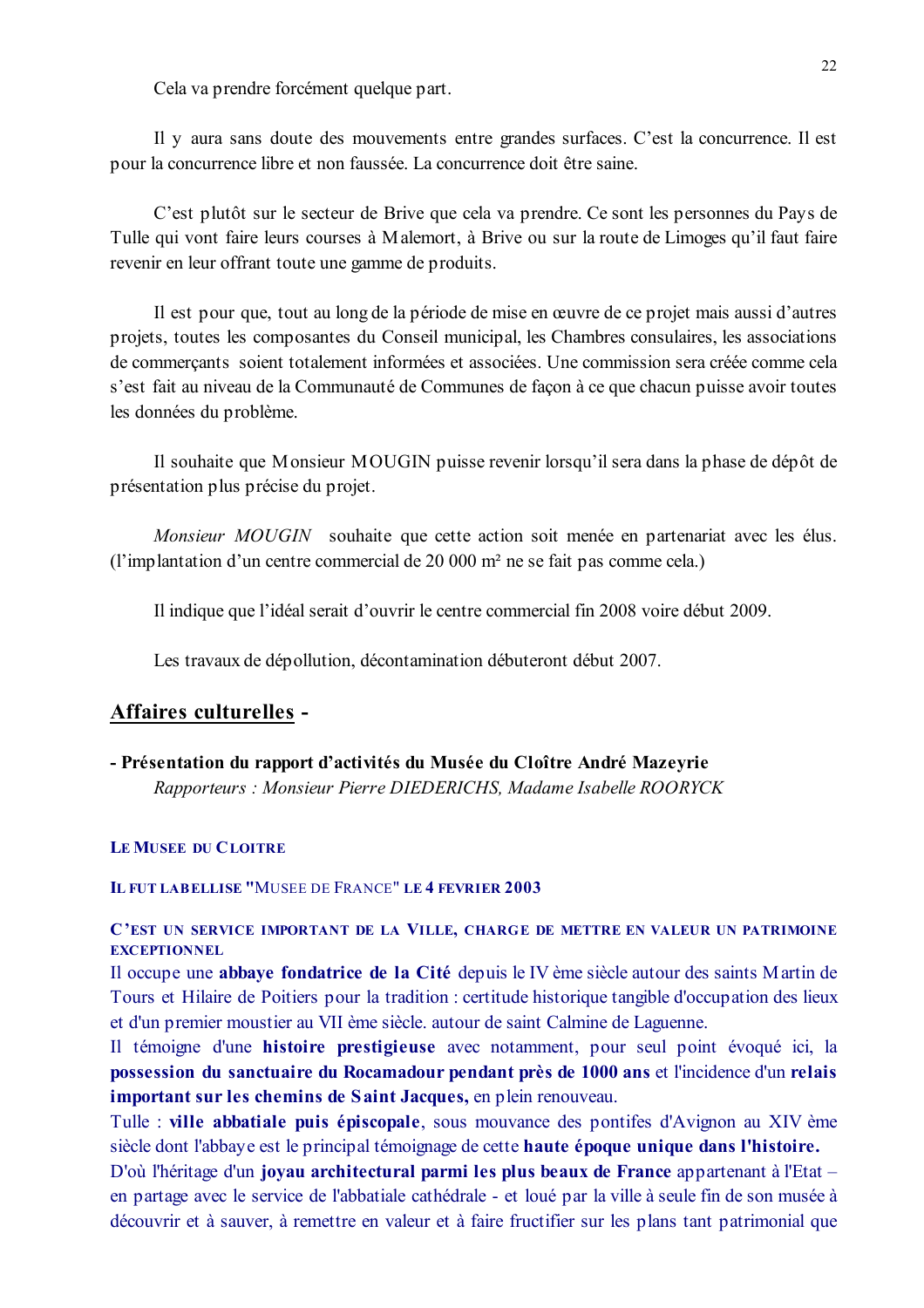Cela va prendre forcément quelque part.

Il y aura sans doute des mouvements entre grandes surfaces. C'est la concurrence. Il est pour la concurrence libre et non faussée. La concurrence doit être saine.

C'est plutôt sur le secteur de Brive que cela va prendre. Ce sont les personnes du Pays de Tulle qui vont faire leurs courses à Malemort, à Brive ou sur la route de Limoges qu'il faut faire revenir en leur offrant toute une gamme de produits.

Il est pour que, tout au long de la période de mise en œuvre de ce projet mais aussi d'autres projets, toutes les composantes du Conseil municipal, les Chambres consulaires, les associations de commerçants soient totalement informées et associées. Une commission sera créée comme cela s'est fait au niveau de la Communauté de Communes de façon à ce que chacun puisse avoir toutes les données du problème.

Il souhaite que Monsieur MOUGIN puisse revenir lorsqu'il sera dans la phase de dépôt de présentation plus précise du projet.

*Monsieur MOUGIN* souhaite que cette action soit menée en partenariat avec les élus. (l'implantation d'un centre commercial de 20 000 m² ne se fait pas comme cela.)

Il indique que l'idéal serait d'ouvrir le centre commercial fin 2008 voire début 2009.

Les travaux de dépollution, décontamination débuteront début 2007.

## Affaires culturelles -

**- Présentation du rapport d'activités du Musée du Cloître André Mazeyrie**
*Rapporteurs : Monsieur Pierre DIEDERICHS, Madame Isabelle ROORYCK*

**LE MUSEE DU CLOITRE**

**IL FUT LABELLISE "MUSEE DE FRANCE" LE 4 FEVRIER 2003**

**C'EST UN SERVICE IMPORTANT DE LA VILLE, CHARGE DE METTRE EN VALEUR UN PATRIMOINE EXCEPTIONNEL**

Il occupe une **abbaye fondatrice de la Cité** depuis le IV ème siècle autour des saints Martin de Tours et Hilaire de Poitiers pour la tradition : certitude historique tangible d'occupation des lieux et d'un premier moustier au VII ème siècle. autour de saint Calmine de Laguenne.

Il témoigne d'une **histoire prestigieuse** avec notamment, pour seul point évoqué ici, la **possession du sanctuaire du Rocamadour pendant près de 1000 ans** et l'incidence d'un **relais important sur les chemins de Saint Jacques,** en plein renouveau.

Tulle : **ville abbatiale puis épiscopale**, sous mouvance des pontifes d'Avignon au XIV ème siècle dont l'abbaye est le principal témoignage de cette **haute époque unique dans l'histoire.**

D'où l'héritage d'un **joyau architectural parmi les plus beaux de France** appartenant à l'Etat – en partage avec le service de l'abbatiale cathédrale - et loué par la ville à seule fin de son musée à découvrir et à sauver, à remettre en valeur et à faire fructifier sur les plans tant patrimonial que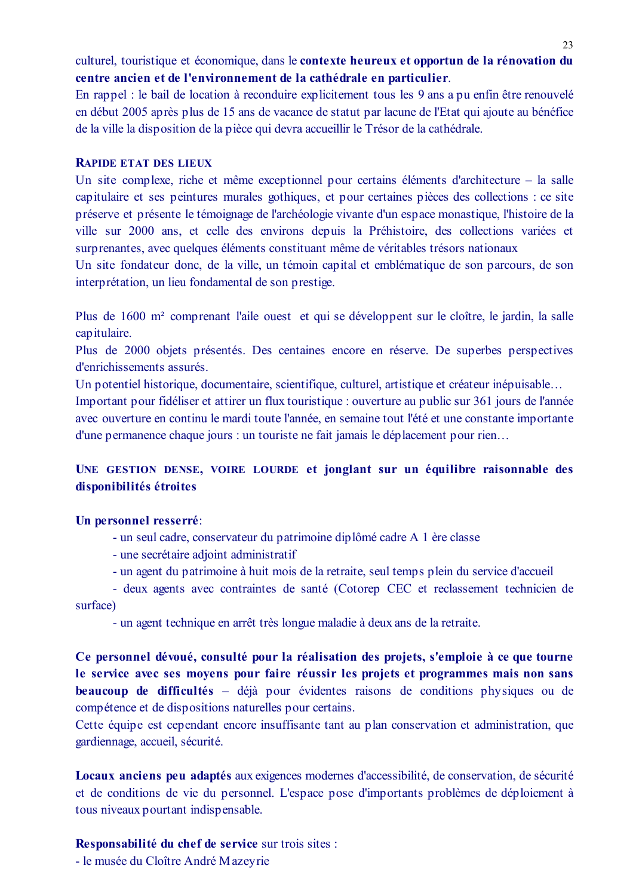culturel, touristique et économique, dans le **contexte heureux et opportun de la rénovation du centre ancien et de l'environnement de la cathédrale en particulier**.

En rappel : le bail de location à reconduire explicitement tous les 9 ans a pu enfin être renouvelé en début 2005 après plus de 15 ans de vacance de statut par lacune de l'Etat qui ajoute au bénéfice de la ville la disposition de la pièce qui devra accueillir le Trésor de la cathédrale.

### RAPIDE ETAT DES LIEUX

Un site complexe, riche et même exceptionnel pour certains éléments d'architecture – la salle capitulaire et ses peintures murales gothiques, et pour certaines pièces des collections : ce site préserve et présente le témoignage de l'archéologie vivante d'un espace monastique, l'histoire de la ville sur 2000 ans, et celle des environs depuis la Préhistoire, des collections variées et surprenantes, avec quelques éléments constituant même de véritables trésors nationaux

Un site fondateur donc, de la ville, un témoin capital et emblématique de son parcours, de son interprétation, un lieu fondamental de son prestige.

Plus de 1600 m² comprenant l'aile ouest et qui se développent sur le cloître, le jardin, la salle capitulaire.

Plus de 2000 objets présentés. Des centaines encore en réserve. De superbes perspectives d'enrichissements assurés.

Un potentiel historique, documentaire, scientifique, culturel, artistique et créateur inépuisable…

Important pour fidéliser et attirer un flux touristique : ouverture au public sur 361 jours de l'année avec ouverture en continu le mardi toute l'année, en semaine tout l'été et une constante importante d'une permanence chaque jours : un touriste ne fait jamais le déplacement pour rien…

### UNE GESTION DENSE, VOIRE LOURDE et jonglant sur un équilibre raisonnable des disponibilités étroites

**Un personnel resserré**:

- un seul cadre, conservateur du patrimoine diplômé cadre A 1 ère classe
- une secrétaire adjoint administratif
- un agent du patrimoine à huit mois de la retraite, seul temps plein du service d'accueil
- deux agents avec contraintes de santé (Cotorep CEC et reclassement technicien de surface)
- un agent technique en arrêt très longue maladie à deux ans de la retraite.

**Ce personnel dévoué, consulté pour la réalisation des projets, s'emploie à ce que tourne le service avec ses moyens pour faire réussir les projets et programmes mais non sans beaucoup de difficultés** – déjà pour évidentes raisons de conditions physiques ou de compétence et de dispositions naturelles pour certains.

Cette équipe est cependant encore insuffisante tant au plan conservation et administration, que gardiennage, accueil, sécurité.

**Locaux anciens peu adaptés** aux exigences modernes d'accessibilité, de conservation, de sécurité et de conditions de vie du personnel. L'espace pose d'importants problèmes de déploiement à tous niveaux pourtant indispensable.

**Responsabilité du chef de service** sur trois sites :

- le musée du Cloître André Mazeyrie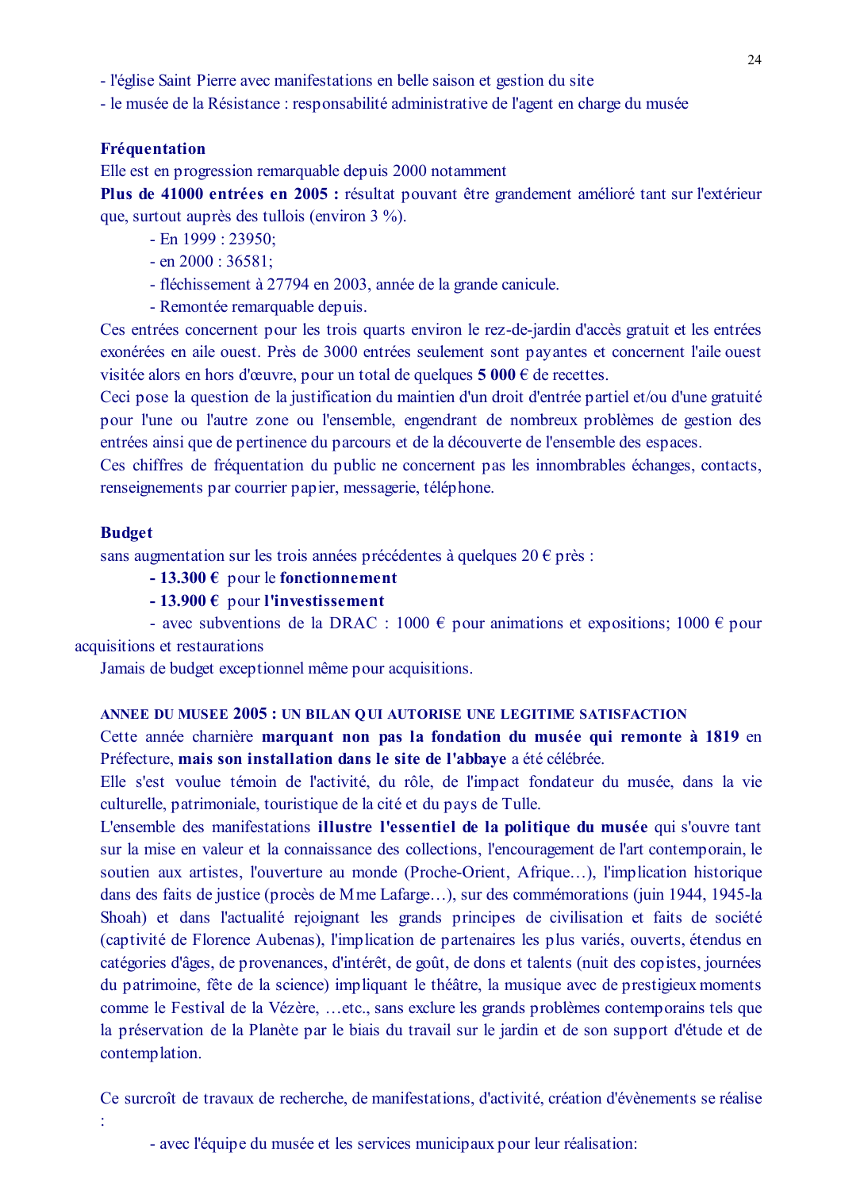- l'église Saint Pierre avec manifestations en belle saison et gestion du site
- le musée de la Résistance : responsabilité administrative de l'agent en charge du musée

**Fréquentation**

Elle est en progression remarquable depuis 2000 notamment

**Plus de 41000 entrées en 2005 :** résultat pouvant être grandement amélioré tant sur l'extérieur que, surtout auprès des tullois (environ 3 %).

- En 1999 : 23950;
- en 2000 : 36581;
- fléchissement à 27794 en 2003, année de la grande canicule.
- Remontée remarquable depuis.

Ces entrées concernent pour les trois quarts environ le rez-de-jardin d'accès gratuit et les entrées exonérées en aile ouest. Près de 3000 entrées seulement sont payantes et concernent l'aile ouest visitée alors en hors d'œuvre, pour un total de quelques **5 000** € de recettes.

Ceci pose la question de la justification du maintien d'un droit d'entrée partiel et/ou d'une gratuité pour l'une ou l'autre zone ou l'ensemble, engendrant de nombreux problèmes de gestion des entrées ainsi que de pertinence du parcours et de la découverte de l'ensemble des espaces.

Ces chiffres de fréquentation du public ne concernent pas les innombrables échanges, contacts, renseignements par courrier papier, messagerie, téléphone.

**Budget**

sans augmentation sur les trois années précédentes à quelques 20 € près :

- **13.300 €** pour le **fonctionnement**
- **13.900 €** pour **l'investissement**
- avec subventions de la DRAC : 1000 € pour animations et expositions; 1000 € pour acquisitions et restaurations

Jamais de budget exceptionnel même pour acquisitions.

**ANNEE DU MUSEE 2005 : UN BILAN QUI AUTORISE UNE LEGITIME SATISFACTION**

Cette année charnière **marquant non pas la fondation du musée qui remonte à 1819** en Préfecture, **mais son installation dans le site de l'abbaye** a été célébrée.

Elle s'est voulue témoin de l'activité, du rôle, de l'impact fondateur du musée, dans la vie culturelle, patrimoniale, touristique de la cité et du pays de Tulle.

L'ensemble des manifestations **illustre l'essentiel de la politique du musée** qui s'ouvre tant sur la mise en valeur et la connaissance des collections, l'encouragement de l'art contemporain, le soutien aux artistes, l'ouverture au monde (Proche-Orient, Afrique…), l'implication historique dans des faits de justice (procès de Mme Lafarge…), sur des commémorations (juin 1944, 1945-la Shoah) et dans l'actualité rejoignant les grands principes de civilisation et faits de société (captivité de Florence Aubenas), l'implication de partenaires les plus variés, ouverts, étendus en catégories d'âges, de provenances, d'intérêt, de goût, de dons et talents (nuit des copistes, journées du patrimoine, fête de la science) impliquant le théâtre, la musique avec de prestigieux moments comme le Festival de la Vézère, …etc., sans exclure les grands problèmes contemporains tels que la préservation de la Planète par le biais du travail sur le jardin et de son support d'étude et de contemplation.

Ce surcroît de travaux de recherche, de manifestations, d'activité, création d'évènements se réalise :

- avec l'équipe du musée et les services municipaux pour leur réalisation: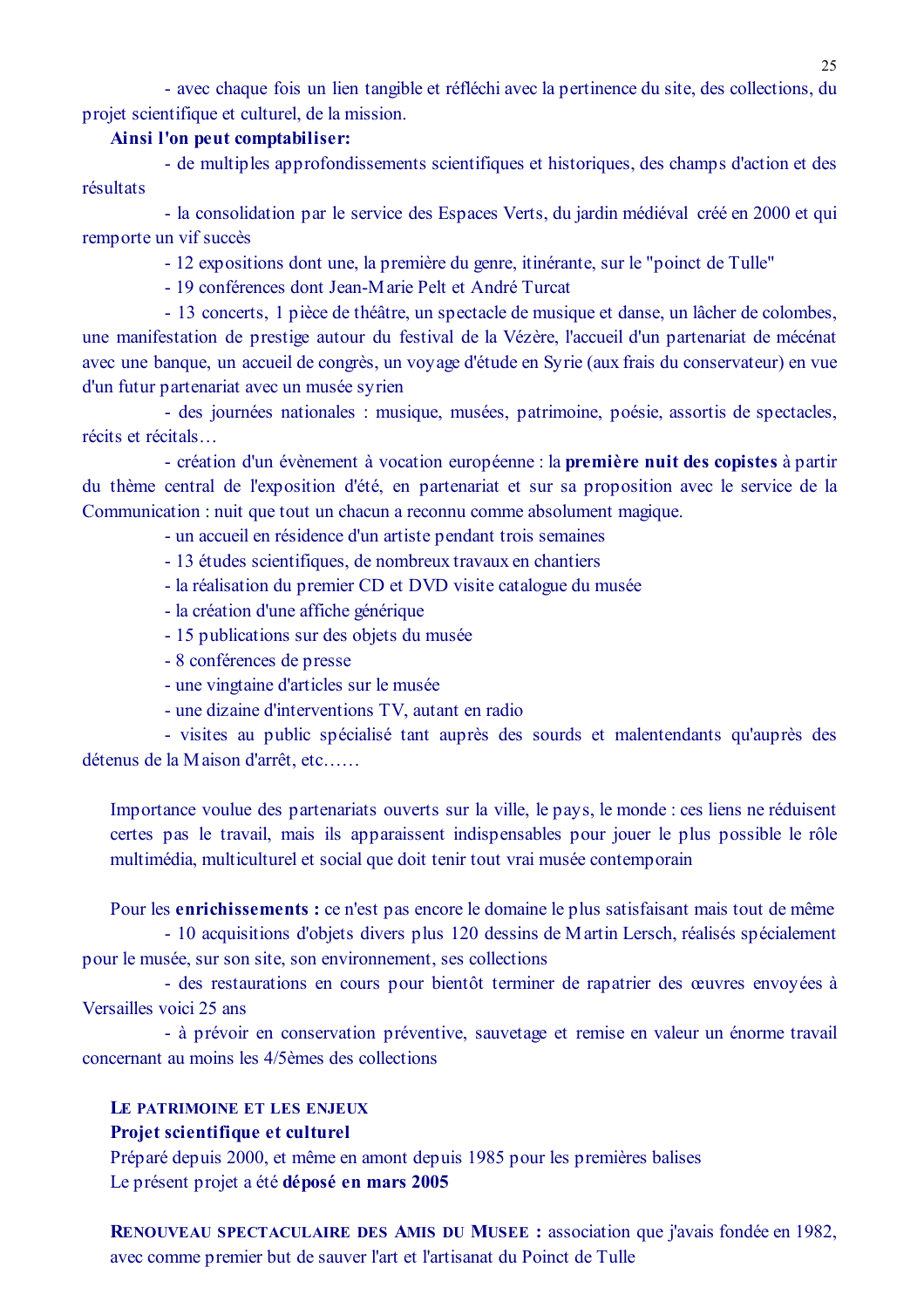- avec chaque fois un lien tangible et réfléchi avec la pertinence du site, des collections, du projet scientifique et culturel, de la mission.

**Ainsi l'on peut comptabiliser:**

- de multiples approfondissements scientifiques et historiques, des champs d'action et des résultats
- la consolidation par le service des Espaces Verts, du jardin médiéval créé en 2000 et qui remporte un vif succès
- 12 expositions dont une, la première du genre, itinérante, sur le "poinct de Tulle"
- 19 conférences dont Jean-Marie Pelt et André Turcat
- 13 concerts, 1 pièce de théâtre, un spectacle de musique et danse, un lâcher de colombes, une manifestation de prestige autour du festival de la Vézère, l'accueil d'un partenariat de mécénat avec une banque, un accueil de congrès, un voyage d'étude en Syrie (aux frais du conservateur) en vue d'un futur partenariat avec un musée syrien
- des journées nationales : musique, musées, patrimoine, poésie, assortis de spectacles, récits et récitals…
- création d'un évènement à vocation européenne : la **première nuit des copistes** à partir du thème central de l'exposition d'été, en partenariat et sur sa proposition avec le service de la Communication : nuit que tout un chacun a reconnu comme absolument magique.
- un accueil en résidence d'un artiste pendant trois semaines
- 13 études scientifiques, de nombreux travaux en chantiers
- la réalisation du premier CD et DVD visite catalogue du musée
- la création d'une affiche générique
- 15 publications sur des objets du musée
- 8 conférences de presse
- une vingtaine d'articles sur le musée
- une dizaine d'interventions TV, autant en radio
- visites au public spécialisé tant auprès des sourds et malentendants qu'auprès des détenus de la Maison d'arrêt, etc……

Importance voulue des partenariats ouverts sur la ville, le pays, le monde : ces liens ne réduisent certes pas le travail, mais ils apparaissent indispensables pour jouer le plus possible le rôle multimédia, multiculturel et social que doit tenir tout vrai musée contemporain

Pour les **enrichissements :** ce n'est pas encore le domaine le plus satisfaisant mais tout de même

- 10 acquisitions d'objets divers plus 120 dessins de Martin Lersch, réalisés spécialement pour le musée, sur son site, son environnement, ses collections
- des restaurations en cours pour bientôt terminer de rapatrier des œuvres envoyées à Versailles voici 25 ans
- à prévoir en conservation préventive, sauvetage et remise en valeur un énorme travail concernant au moins les 4/5èmes des collections

## LE PATRIMOINE ET LES ENJEUX

**Projet scientifique et culturel**

Préparé depuis 2000, et même en amont depuis 1985 pour les premières balises

Le présent projet a été **déposé en mars 2005**

**RENOUVEAU SPECTACULAIRE DES AMIS DU MUSEE :** association que j'avais fondée en 1982, avec comme premier but de sauver l'art et l'artisanat du Poinct de Tulle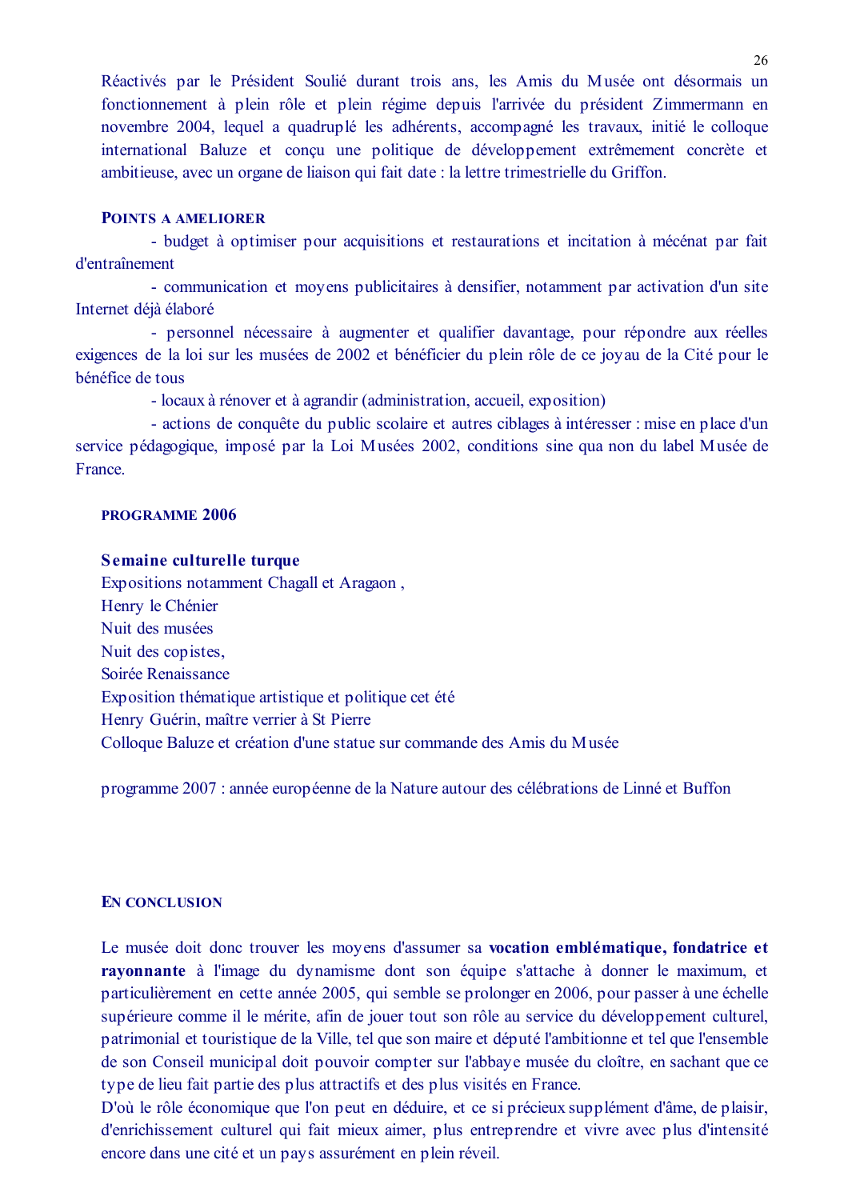Réactivés par le Président Soulié durant trois ans, les Amis du Musée ont désormais un fonctionnement à plein rôle et plein régime depuis l'arrivée du président Zimmermann en novembre 2004, lequel a quadruplé les adhérents, accompagné les travaux, initié le colloque international Baluze et conçu une politique de développement extrêmement concrète et ambitieuse, avec un organe de liaison qui fait date : la lettre trimestrielle du Griffon.

### POINTS A AMELIORER

- budget à optimiser pour acquisitions et restaurations et incitation à mécénat par fait d'entraînement
- communication et moyens publicitaires à densifier, notamment par activation d'un site Internet déjà élaboré
- personnel nécessaire à augmenter et qualifier davantage, pour répondre aux réelles exigences de la loi sur les musées de 2002 et bénéficier du plein rôle de ce joyau de la Cité pour le bénéfice de tous
- locaux à rénover et à agrandir (administration, accueil, exposition)
- actions de conquête du public scolaire et autres ciblages à intéresser : mise en place d'un service pédagogique, imposé par la Loi Musées 2002, conditions sine qua non du label Musée de France.

### PROGRAMME 2006

**Semaine culturelle turque**
Expositions notamment Chagall et Aragaon ,
Henry le Chénier
Nuit des musées
Nuit des copistes,
Soirée Renaissance
Exposition thématique artistique et politique cet été
Henry Guérin, maître verrier à St Pierre
Colloque Baluze et création d'une statue sur commande des Amis du Musée

programme 2007 : année européenne de la Nature autour des célébrations de Linné et Buffon

### EN CONCLUSION

Le musée doit donc trouver les moyens d'assumer sa **vocation emblématique, fondatrice et rayonnante** à l'image du dynamisme dont son équipe s'attache à donner le maximum, et particulièrement en cette année 2005, qui semble se prolonger en 2006, pour passer à une échelle supérieure comme il le mérite, afin de jouer tout son rôle au service du développement culturel, patrimonial et touristique de la Ville, tel que son maire et député l'ambitionne et tel que l'ensemble de son Conseil municipal doit pouvoir compter sur l'abbaye musée du cloître, en sachant que ce type de lieu fait partie des plus attractifs et des plus visités en France.
D'où le rôle économique que l'on peut en déduire, et ce si précieux supplément d'âme, de plaisir, d'enrichissement culturel qui fait mieux aimer, plus entreprendre et vivre avec plus d'intensité encore dans une cité et un pays assurément en plein réveil.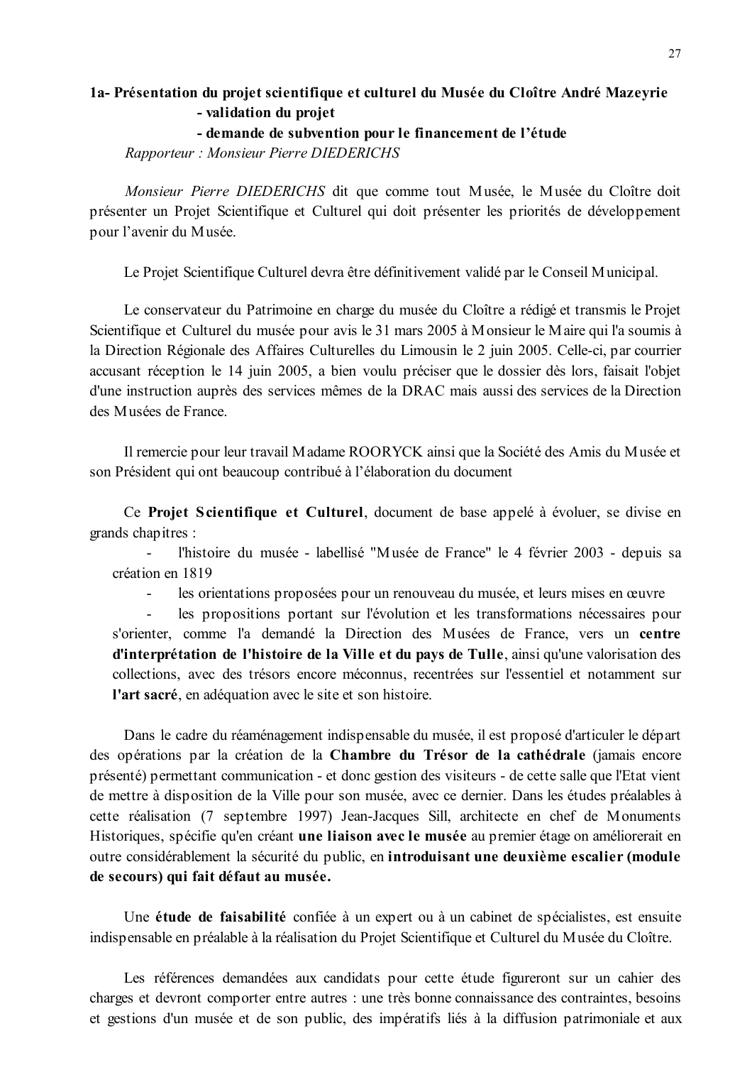**1a- Présentation du projet scientifique et culturel du Musée du Cloître André Mazeyrie**
**- validation du projet**
**- demande de subvention pour le financement de l'étude**

*Rapporteur : Monsieur Pierre DIEDERICHS*

*Monsieur Pierre DIEDERICHS* dit que comme tout Musée, le Musée du Cloître doit présenter un Projet Scientifique et Culturel qui doit présenter les priorités de développement pour l'avenir du Musée.

Le Projet Scientifique Culturel devra être définitivement validé par le Conseil Municipal.

Le conservateur du Patrimoine en charge du musée du Cloître a rédigé et transmis le Projet Scientifique et Culturel du musée pour avis le 31 mars 2005 à Monsieur le Maire qui l'a soumis à la Direction Régionale des Affaires Culturelles du Limousin le 2 juin 2005. Celle-ci, par courrier accusant réception le 14 juin 2005, a bien voulu préciser que le dossier dès lors, faisait l'objet d'une instruction auprès des services mêmes de la DRAC mais aussi des services de la Direction des Musées de France.

Il remercie pour leur travail Madame ROORYCK ainsi que la Société des Amis du Musée et son Président qui ont beaucoup contribué à l'élaboration du document

Ce **Projet Scientifique et Culturel**, document de base appelé à évoluer, se divise en grands chapitres :

- l'histoire du musée - labellisé "Musée de France" le 4 février 2003 - depuis sa création en 1819
- les orientations proposées pour un renouveau du musée, et leurs mises en œuvre
- les propositions portant sur l'évolution et les transformations nécessaires pour s'orienter, comme l'a demandé la Direction des Musées de France, vers un **centre d'interprétation de l'histoire de la Ville et du pays de Tulle**, ainsi qu'une valorisation des collections, avec des trésors encore méconnus, recentrées sur l'essentiel et notamment sur **l'art sacré**, en adéquation avec le site et son histoire.

Dans le cadre du réaménagement indispensable du musée, il est proposé d'articuler le départ des opérations par la création de la **Chambre du Trésor de la cathédrale** (jamais encore présenté) permettant communication - et donc gestion des visiteurs - de cette salle que l'Etat vient de mettre à disposition de la Ville pour son musée, avec ce dernier. Dans les études préalables à cette réalisation (7 septembre 1997) Jean-Jacques Sill, architecte en chef de Monuments Historiques, spécifie qu'en créant **une liaison avec le musée** au premier étage on améliorerait en outre considérablement la sécurité du public, en **introduisant une deuxième escalier (module de secours) qui fait défaut au musée.**

Une **étude de faisabilité** confiée à un expert ou à un cabinet de spécialistes, est ensuite indispensable en préalable à la réalisation du Projet Scientifique et Culturel du Musée du Cloître.

Les références demandées aux candidats pour cette étude figureront sur un cahier des charges et devront comporter entre autres : une très bonne connaissance des contraintes, besoins et gestions d'un musée et de son public, des impératifs liés à la diffusion patrimoniale et aux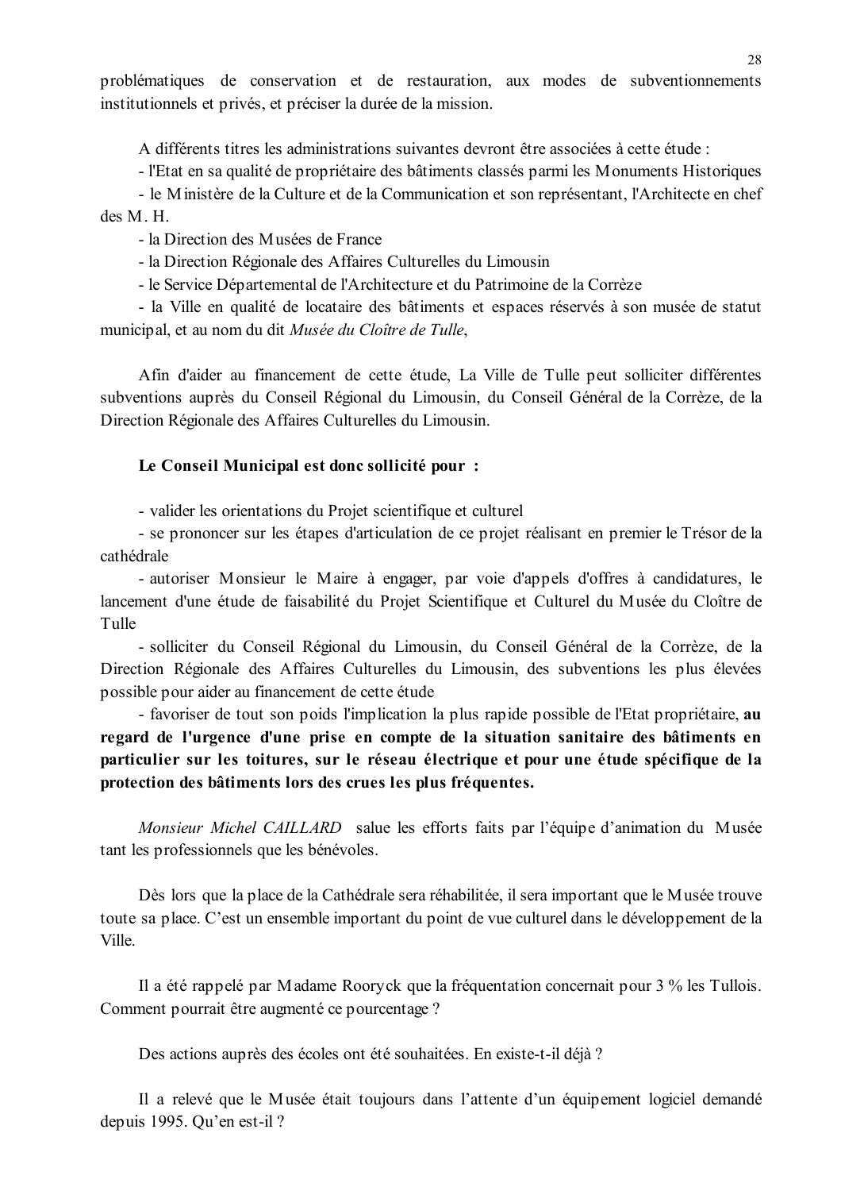problématiques de conservation et de restauration, aux modes de subventionnements institutionnels et privés, et préciser la durée de la mission.

A différents titres les administrations suivantes devront être associées à cette étude :

- l'Etat en sa qualité de propriétaire des bâtiments classés parmi les Monuments Historiques
- le Ministère de la Culture et de la Communication et son représentant, l'Architecte en chef des M. H.
- la Direction des Musées de France
- la Direction Régionale des Affaires Culturelles du Limousin
- le Service Départemental de l'Architecture et du Patrimoine de la Corrèze
- la Ville en qualité de locataire des bâtiments et espaces réservés à son musée de statut municipal, et au nom du dit *Musée du Cloître de Tulle*,

Afin d'aider au financement de cette étude, La Ville de Tulle peut solliciter différentes subventions auprès du Conseil Régional du Limousin, du Conseil Général de la Corrèze, de la Direction Régionale des Affaires Culturelles du Limousin.

**Le Conseil Municipal est donc sollicité pour :**

- valider les orientations du Projet scientifique et culturel
- se prononcer sur les étapes d'articulation de ce projet réalisant en premier le Trésor de la cathédrale
- autoriser Monsieur le Maire à engager, par voie d'appels d'offres à candidatures, le lancement d'une étude de faisabilité du Projet Scientifique et Culturel du Musée du Cloître de Tulle
- solliciter du Conseil Régional du Limousin, du Conseil Général de la Corrèze, de la Direction Régionale des Affaires Culturelles du Limousin, des subventions les plus élevées possible pour aider au financement de cette étude
- favoriser de tout son poids l'implication la plus rapide possible de l'Etat propriétaire, **au regard de l'urgence d'une prise en compte de la situation sanitaire des bâtiments en particulier sur les toitures, sur le réseau électrique et pour une étude spécifique de la protection des bâtiments lors des crues les plus fréquentes.**

*Monsieur Michel CAILLARD* salue les efforts faits par l'équipe d'animation du Musée tant les professionnels que les bénévoles.

Dès lors que la place de la Cathédrale sera réhabilitée, il sera important que le Musée trouve toute sa place. C'est un ensemble important du point de vue culturel dans le développement de la Ville.

Il a été rappelé par Madame Rooryck que la fréquentation concernait pour 3 % les Tullois. Comment pourrait être augmenté ce pourcentage ?

Des actions auprès des écoles ont été souhaitées. En existe-t-il déjà ?

Il a relevé que le Musée était toujours dans l'attente d'un équipement logiciel demandé depuis 1995. Qu'en est-il ?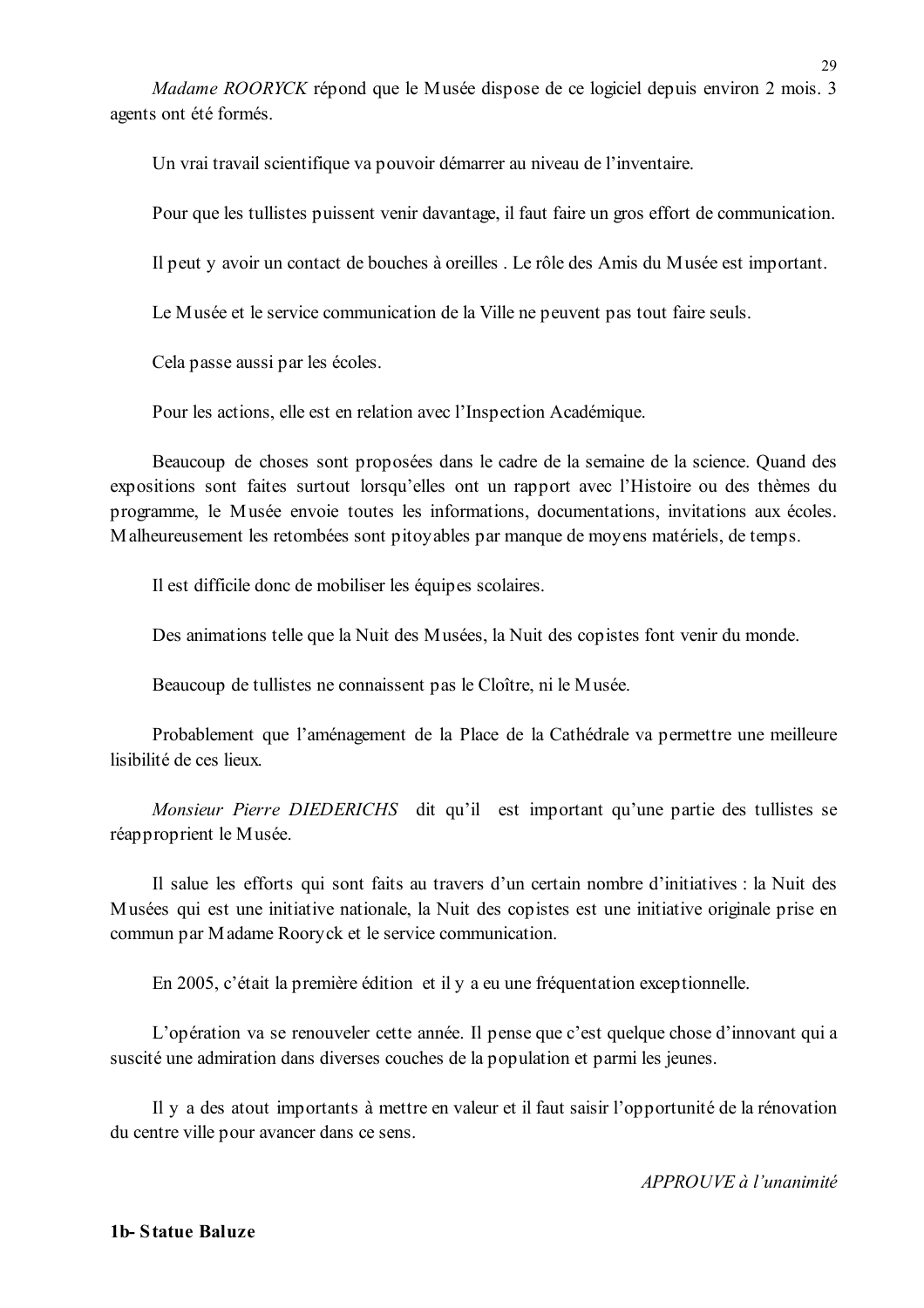*Madame ROORYCK* répond que le Musée dispose de ce logiciel depuis environ 2 mois. 3 agents ont été formés.

Un vrai travail scientifique va pouvoir démarrer au niveau de l'inventaire.

Pour que les tullistes puissent venir davantage, il faut faire un gros effort de communication.

Il peut y avoir un contact de bouches à oreilles . Le rôle des Amis du Musée est important.

Le Musée et le service communication de la Ville ne peuvent pas tout faire seuls.

Cela passe aussi par les écoles.

Pour les actions, elle est en relation avec l'Inspection Académique.

Beaucoup de choses sont proposées dans le cadre de la semaine de la science. Quand des expositions sont faites surtout lorsqu'elles ont un rapport avec l'Histoire ou des thèmes du programme, le Musée envoie toutes les informations, documentations, invitations aux écoles. Malheureusement les retombées sont pitoyables par manque de moyens matériels, de temps.

Il est difficile donc de mobiliser les équipes scolaires.

Des animations telle que la Nuit des Musées, la Nuit des copistes font venir du monde.

Beaucoup de tullistes ne connaissent pas le Cloître, ni le Musée.

Probablement que l'aménagement de la Place de la Cathédrale va permettre une meilleure lisibilité de ces lieux.

*Monsieur Pierre DIEDERICHS* dit qu'il est important qu'une partie des tullistes se réapproprient le Musée.

Il salue les efforts qui sont faits au travers d'un certain nombre d'initiatives : la Nuit des Musées qui est une initiative nationale, la Nuit des copistes est une initiative originale prise en commun par Madame Rooryck et le service communication.

En 2005, c'était la première édition et il y a eu une fréquentation exceptionnelle.

L'opération va se renouveler cette année. Il pense que c'est quelque chose d'innovant qui a suscité une admiration dans diverses couches de la population et parmi les jeunes.

Il y a des atout importants à mettre en valeur et il faut saisir l'opportunité de la rénovation du centre ville pour avancer dans ce sens.

*APPROUVE à l'unanimité*

**1b- Statue Baluze**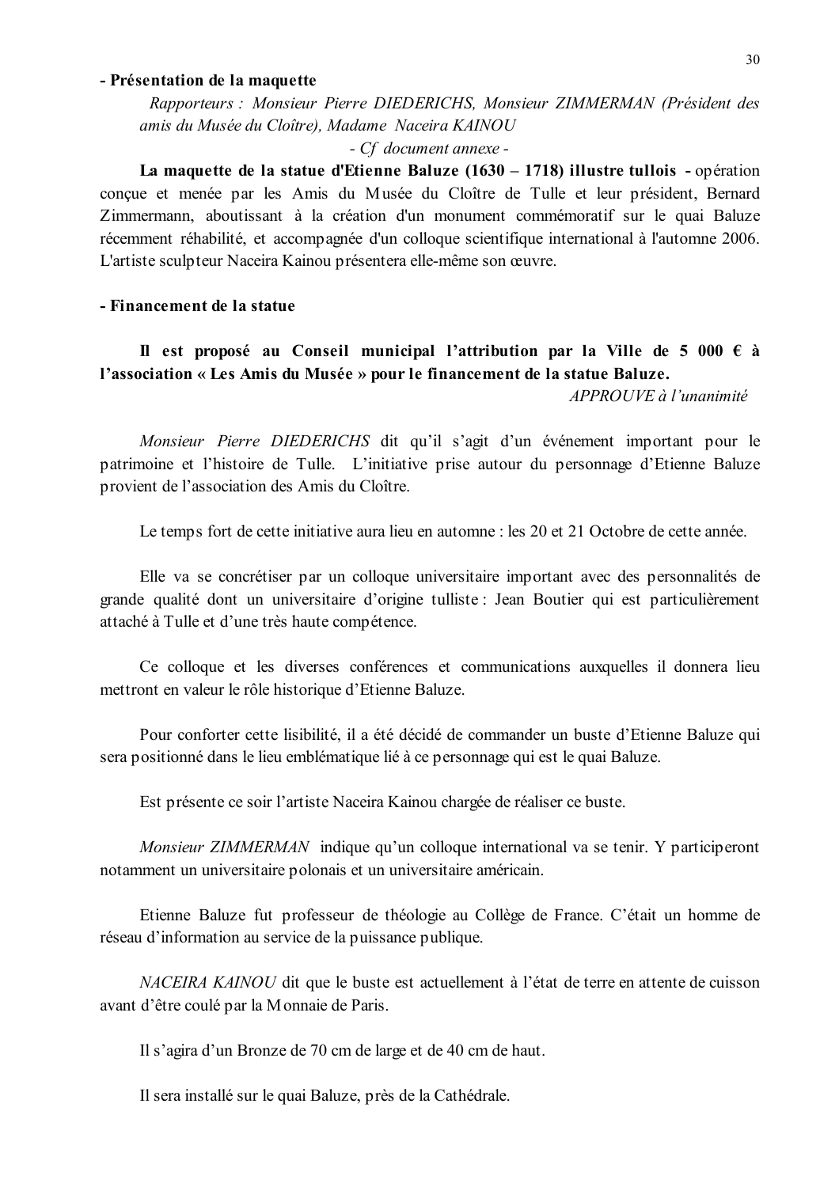**- Présentation de la maquette**

*Rapporteurs : Monsieur Pierre DIEDERICHS, Monsieur ZIMMERMAN (Président des amis du Musée du Cloître), Madame Naceira KAINOU*

*- Cf document annexe -*

**La maquette de la statue d'Etienne Baluze (1630 – 1718) illustre tullois -** opération conçue et menée par les Amis du Musée du Cloître de Tulle et leur président, Bernard Zimmermann, aboutissant à la création d'un monument commémoratif sur le quai Baluze récemment réhabilité, et accompagnée d'un colloque scientifique international à l'automne 2006. L'artiste sculpteur Naceira Kainou présentera elle-même son œuvre.

**- Financement de la statue**

**Il est proposé au Conseil municipal l'attribution par la Ville de 5 000 € à l'association « Les Amis du Musée » pour le financement de la statue Baluze.**

*APPROUVE à l'unanimité*

*Monsieur Pierre DIEDERICHS* dit qu'il s'agit d'un événement important pour le patrimoine et l'histoire de Tulle. L'initiative prise autour du personnage d'Etienne Baluze provient de l'association des Amis du Cloître.

Le temps fort de cette initiative aura lieu en automne : les 20 et 21 Octobre de cette année.

Elle va se concrétiser par un colloque universitaire important avec des personnalités de grande qualité dont un universitaire d'origine tulliste : Jean Boutier qui est particulièrement attaché à Tulle et d'une très haute compétence.

Ce colloque et les diverses conférences et communications auxquelles il donnera lieu mettront en valeur le rôle historique d'Etienne Baluze.

Pour conforter cette lisibilité, il a été décidé de commander un buste d'Etienne Baluze qui sera positionné dans le lieu emblématique lié à ce personnage qui est le quai Baluze.

Est présente ce soir l'artiste Naceira Kainou chargée de réaliser ce buste.

*Monsieur ZIMMERMAN* indique qu'un colloque international va se tenir. Y participeront notamment un universitaire polonais et un universitaire américain.

Etienne Baluze fut professeur de théologie au Collège de France. C'était un homme de réseau d'information au service de la puissance publique.

*NACEIRA KAINOU* dit que le buste est actuellement à l'état de terre en attente de cuisson avant d'être coulé par la Monnaie de Paris.

Il s'agira d'un Bronze de 70 cm de large et de 40 cm de haut.

Il sera installé sur le quai Baluze, près de la Cathédrale.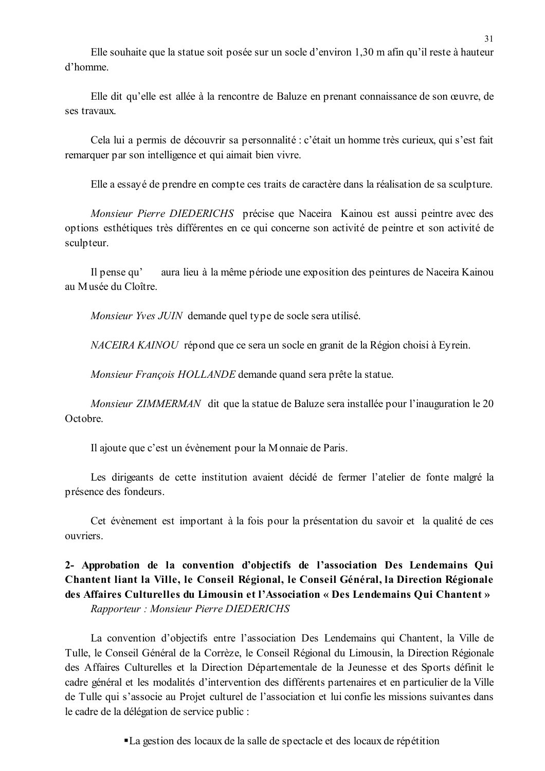Elle souhaite que la statue soit posée sur un socle d'environ 1,30 m afin qu'il reste à hauteur d'homme.

Elle dit qu'elle est allée à la rencontre de Baluze en prenant connaissance de son œuvre, de ses travaux.

Cela lui a permis de découvrir sa personnalité : c'était un homme très curieux, qui s'est fait remarquer par son intelligence et qui aimait bien vivre.

Elle a essayé de prendre en compte ces traits de caractère dans la réalisation de sa sculpture.

*Monsieur Pierre DIEDERICHS* précise que Naceira Kainou est aussi peintre avec des options esthétiques très différentes en ce qui concerne son activité de peintre et son activité de sculpteur.

Il pense qu' aura lieu à la même période une exposition des peintures de Naceira Kainou au Musée du Cloître.

*Monsieur Yves JUIN* demande quel type de socle sera utilisé.

*NACEIRA KAINOU* répond que ce sera un socle en granit de la Région choisi à Eyrein.

*Monsieur François HOLLANDE* demande quand sera prête la statue.

*Monsieur ZIMMERMAN* dit que la statue de Baluze sera installée pour l'inauguration le 20 Octobre.

Il ajoute que c'est un évènement pour la Monnaie de Paris.

Les dirigeants de cette institution avaient décidé de fermer l'atelier de fonte malgré la présence des fondeurs.

Cet évènement est important à la fois pour la présentation du savoir et la qualité de ces ouvriers.

**2- Approbation de la convention d'objectifs de l'association Des Lendemains Qui Chantent liant la Ville, le Conseil Régional, le Conseil Général, la Direction Régionale des Affaires Culturelles du Limousin et l'Association « Des Lendemains Qui Chantent »**
*Rapporteur : Monsieur Pierre DIEDERICHS*

La convention d'objectifs entre l'association Des Lendemains qui Chantent, la Ville de Tulle, le Conseil Général de la Corrèze, le Conseil Régional du Limousin, la Direction Régionale des Affaires Culturelles et la Direction Départementale de la Jeunesse et des Sports définit le cadre général et les modalités d'intervention des différents partenaires et en particulier de la Ville de Tulle qui s'associe au Projet culturel de l'association et lui confie les missions suivantes dans le cadre de la délégation de service public :

- La gestion des locaux de la salle de spectacle et des locaux de répétition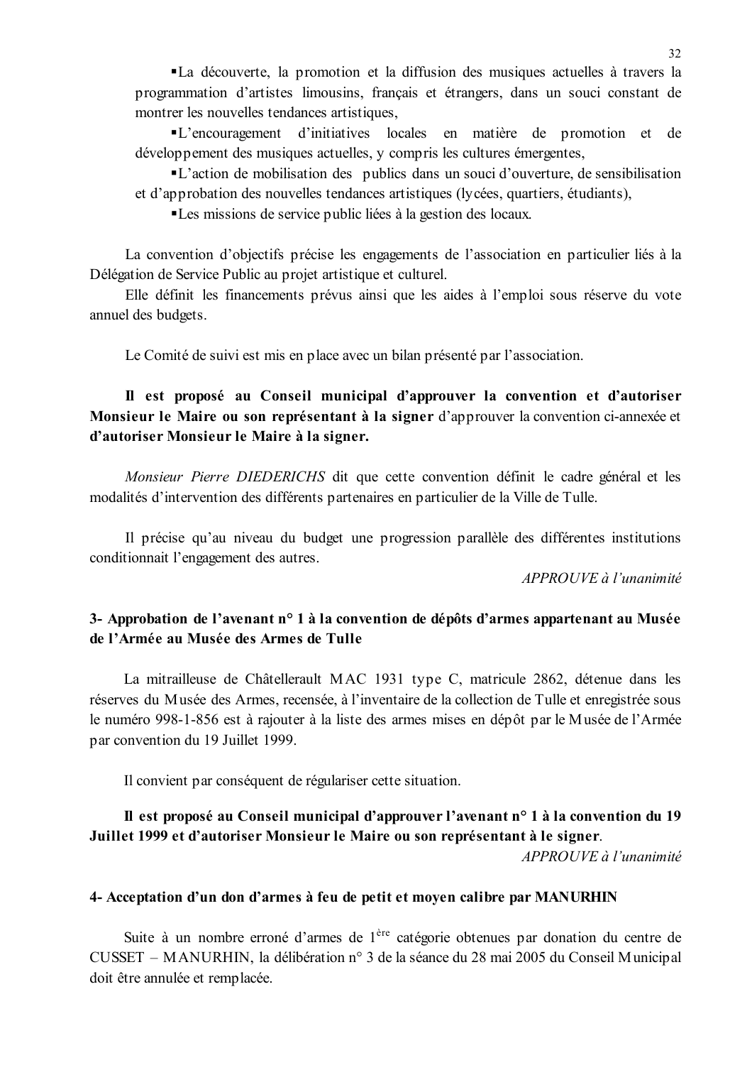- La découverte, la promotion et la diffusion des musiques actuelles à travers la programmation d'artistes limousins, français et étrangers, dans un souci constant de montrer les nouvelles tendances artistiques,
- L'encouragement d'initiatives locales en matière de promotion et de développement des musiques actuelles, y compris les cultures émergentes,
- L'action de mobilisation des publics dans un souci d'ouverture, de sensibilisation et d'approbation des nouvelles tendances artistiques (lycées, quartiers, étudiants),
- Les missions de service public liées à la gestion des locaux.

La convention d'objectifs précise les engagements de l'association en particulier liés à la Délégation de Service Public au projet artistique et culturel.

Elle définit les financements prévus ainsi que les aides à l'emploi sous réserve du vote annuel des budgets.

Le Comité de suivi est mis en place avec un bilan présenté par l'association.

**Il est proposé au Conseil municipal d'approuver la convention et d'autoriser Monsieur le Maire ou son représentant à la signer** d'approuver la convention ci-annexée et **d'autoriser Monsieur le Maire à la signer.**

*Monsieur Pierre DIEDERICHS* dit que cette convention définit le cadre général et les modalités d'intervention des différents partenaires en particulier de la Ville de Tulle.

Il précise qu'au niveau du budget une progression parallèle des différentes institutions conditionnait l'engagement des autres.

*APPROUVE à l'unanimité*

### 3- Approbation de l'avenant n° 1 à la convention de dépôts d'armes appartenant au Musée de l'Armée au Musée des Armes de Tulle

La mitrailleuse de Châtellerault MAC 1931 type C, matricule 2862, détenue dans les réserves du Musée des Armes, recensée, à l'inventaire de la collection de Tulle et enregistrée sous le numéro 998-1-856 est à rajouter à la liste des armes mises en dépôt par le Musée de l'Armée par convention du 19 Juillet 1999.

Il convient par conséquent de régulariser cette situation.

**Il est proposé au Conseil municipal d'approuver l'avenant n° 1 à la convention du 19 Juillet 1999 et d'autoriser Monsieur le Maire ou son représentant à le signer**.

*APPROUVE à l'unanimité*

### 4- Acceptation d'un don d'armes à feu de petit et moyen calibre par MANURHIN

Suite à un nombre erroné d'armes de 1ère catégorie obtenues par donation du centre de CUSSET – MANURHIN, la délibération n° 3 de la séance du 28 mai 2005 du Conseil Municipal doit être annulée et remplacée.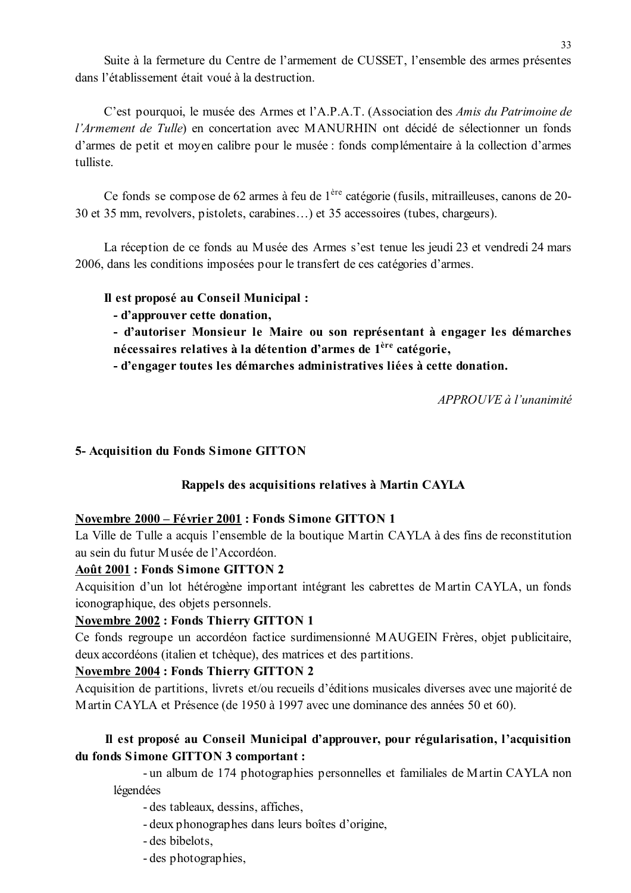Suite à la fermeture du Centre de l'armement de CUSSET, l'ensemble des armes présentes dans l'établissement était voué à la destruction.

C'est pourquoi, le musée des Armes et l'A.P.A.T. (Association des *Amis du Patrimoine de l'Armement de Tulle*) en concertation avec MANURHIN ont décidé de sélectionner un fonds d'armes de petit et moyen calibre pour le musée : fonds complémentaire à la collection d'armes tulliste.

Ce fonds se compose de 62 armes à feu de 1ère catégorie (fusils, mitrailleuses, canons de 20-30 et 35 mm, revolvers, pistolets, carabines…) et 35 accessoires (tubes, chargeurs).

La réception de ce fonds au Musée des Armes s'est tenue les jeudi 23 et vendredi 24 mars 2006, dans les conditions imposées pour le transfert de ces catégories d'armes.

**Il est proposé au Conseil Municipal :**
**- d'approuver cette donation,**
**- d'autoriser Monsieur le Maire ou son représentant à engager les démarches nécessaires relatives à la détention d'armes de 1ère catégorie,**
**- d'engager toutes les démarches administratives liées à cette donation.**

*APPROUVE à l'unanimité*

**5- Acquisition du Fonds Simone GITTON**

**Rappels des acquisitions relatives à Martin CAYLA**

<u>**Novembre 2000 – Février 2001**</u> **: Fonds Simone GITTON 1**
La Ville de Tulle a acquis l'ensemble de la boutique Martin CAYLA à des fins de reconstitution au sein du futur Musée de l'Accordéon.

<u>**Août 2001**</u> **: Fonds Simone GITTON 2**
Acquisition d'un lot hétérogène important intégrant les cabrettes de Martin CAYLA, un fonds iconographique, des objets personnels.

<u>**Novembre 2002**</u> **: Fonds Thierry GITTON 1**
Ce fonds regroupe un accordéon factice surdimensionné MAUGEIN Frères, objet publicitaire, deux accordéons (italien et tchèque), des matrices et des partitions.

<u>**Novembre 2004**</u> **: Fonds Thierry GITTON 2**
Acquisition de partitions, livrets et/ou recueils d'éditions musicales diverses avec une majorité de Martin CAYLA et Présence (de 1950 à 1997 avec une dominance des années 50 et 60).

**Il est proposé au Conseil Municipal d'approuver, pour régularisation, l'acquisition du fonds Simone GITTON 3 comportant :**

- un album de 174 photographies personnelles et familiales de Martin CAYLA non légendées
- des tableaux, dessins, affiches,
- deux phonographes dans leurs boîtes d'origine,
- des bibelots,
- des photographies,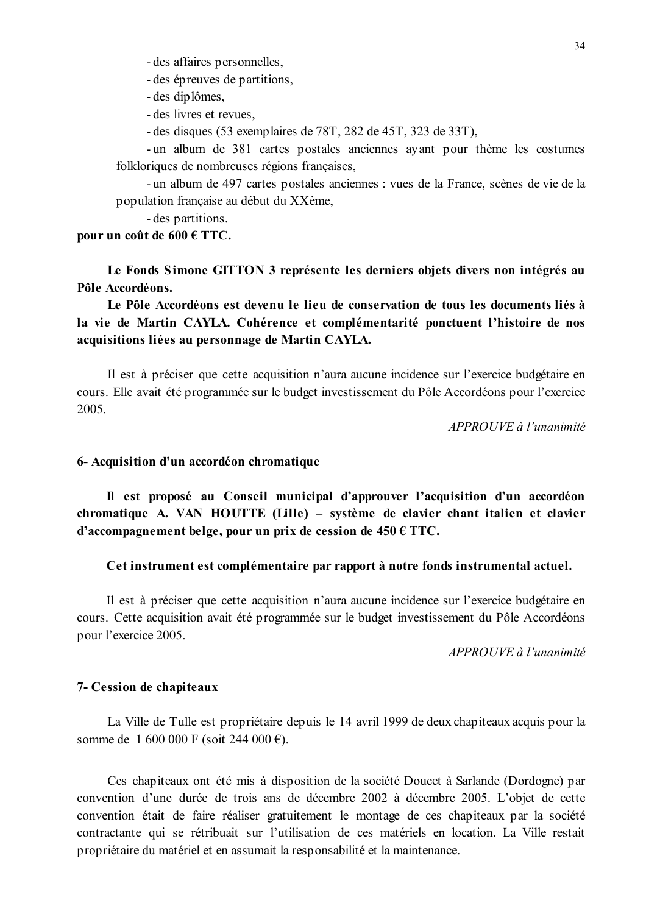- des affaires personnelles,
- des épreuves de partitions,
- des diplômes,
- des livres et revues,
- des disques (53 exemplaires de 78T, 282 de 45T, 323 de 33T),
- un album de 381 cartes postales anciennes ayant pour thème les costumes folkloriques de nombreuses régions françaises,
- un album de 497 cartes postales anciennes : vues de la France, scènes de vie de la population française au début du XXème,
- des partitions.

**pour un coût de 600 € TTC.**

**Le Fonds Simone GITTON 3 représente les derniers objets divers non intégrés au Pôle Accordéons.**

**Le Pôle Accordéons est devenu le lieu de conservation de tous les documents liés à la vie de Martin CAYLA. Cohérence et complémentarité ponctuent l'histoire de nos acquisitions liées au personnage de Martin CAYLA.**

Il est à préciser que cette acquisition n'aura aucune incidence sur l'exercice budgétaire en cours. Elle avait été programmée sur le budget investissement du Pôle Accordéons pour l'exercice 2005.

*APPROUVE à l'unanimité*

**6- Acquisition d'un accordéon chromatique**

**Il est proposé au Conseil municipal d'approuver l'acquisition d'un accordéon chromatique A. VAN HOUTTE (Lille) – système de clavier chant italien et clavier d'accompagnement belge, pour un prix de cession de 450 € TTC.**

**Cet instrument est complémentaire par rapport à notre fonds instrumental actuel.**

Il est à préciser que cette acquisition n'aura aucune incidence sur l'exercice budgétaire en cours. Cette acquisition avait été programmée sur le budget investissement du Pôle Accordéons pour l'exercice 2005.

*APPROUVE à l'unanimité*

**7- Cession de chapiteaux**

La Ville de Tulle est propriétaire depuis le 14 avril 1999 de deux chapiteaux acquis pour la somme de 1 600 000 F (soit 244 000 €).

Ces chapiteaux ont été mis à disposition de la société Doucet à Sarlande (Dordogne) par convention d'une durée de trois ans de décembre 2002 à décembre 2005. L'objet de cette convention était de faire réaliser gratuitement le montage de ces chapiteaux par la société contractante qui se rétribuait sur l'utilisation de ces matériels en location. La Ville restait propriétaire du matériel et en assumait la responsabilité et la maintenance.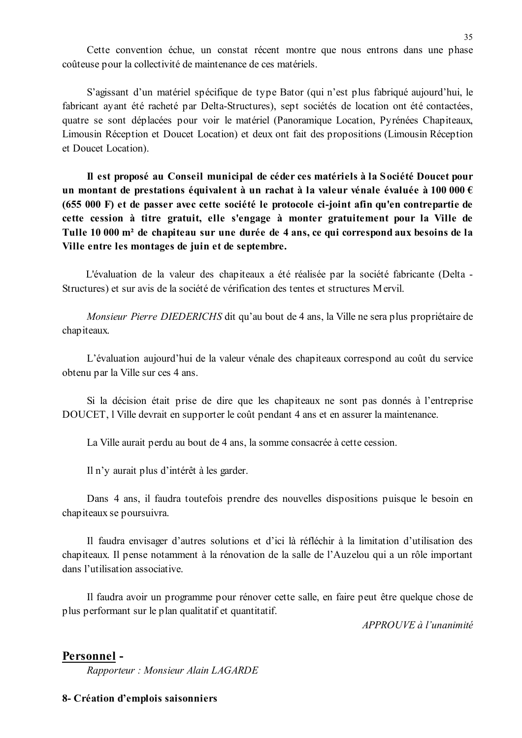Cette convention échue, un constat récent montre que nous entrons dans une phase coûteuse pour la collectivité de maintenance de ces matériels.

S'agissant d'un matériel spécifique de type Bator (qui n'est plus fabriqué aujourd'hui, le fabricant ayant été racheté par Delta-Structures), sept sociétés de location ont été contactées, quatre se sont déplacées pour voir le matériel (Panoramique Location, Pyrénées Chapiteaux, Limousin Réception et Doucet Location) et deux ont fait des propositions (Limousin Réception et Doucet Location).

**Il est proposé au Conseil municipal de céder ces matériels à la Société Doucet pour un montant de prestations équivalent à un rachat à la valeur vénale évaluée à 100 000 € (655 000 F) et de passer avec cette société le protocole ci-joint afin qu'en contrepartie de cette cession à titre gratuit, elle s'engage à monter gratuitement pour la Ville de Tulle 10 000 m² de chapiteau sur une durée de 4 ans, ce qui correspond aux besoins de la Ville entre les montages de juin et de septembre.**

L'évaluation de la valeur des chapiteaux a été réalisée par la société fabricante (Delta - Structures) et sur avis de la société de vérification des tentes et structures Mervil.

*Monsieur Pierre DIEDERICHS* dit qu'au bout de 4 ans, la Ville ne sera plus propriétaire de chapiteaux.

L'évaluation aujourd'hui de la valeur vénale des chapiteaux correspond au coût du service obtenu par la Ville sur ces 4 ans.

Si la décision était prise de dire que les chapiteaux ne sont pas donnés à l'entreprise DOUCET, l Ville devrait en supporter le coût pendant 4 ans et en assurer la maintenance.

La Ville aurait perdu au bout de 4 ans, la somme consacrée à cette cession.

Il n'y aurait plus d'intérêt à les garder.

Dans 4 ans, il faudra toutefois prendre des nouvelles dispositions puisque le besoin en chapiteaux se poursuivra.

Il faudra envisager d'autres solutions et d'ici là réfléchir à la limitation d'utilisation des chapiteaux. Il pense notamment à la rénovation de la salle de l'Auzelou qui a un rôle important dans l'utilisation associative.

Il faudra avoir un programme pour rénover cette salle, en faire peut être quelque chose de plus performant sur le plan qualitatif et quantitatif.

*APPROUVE à l'unanimité*

## Personnel -

*Rapporteur : Monsieur Alain LAGARDE*

**8- Création d'emplois saisonniers**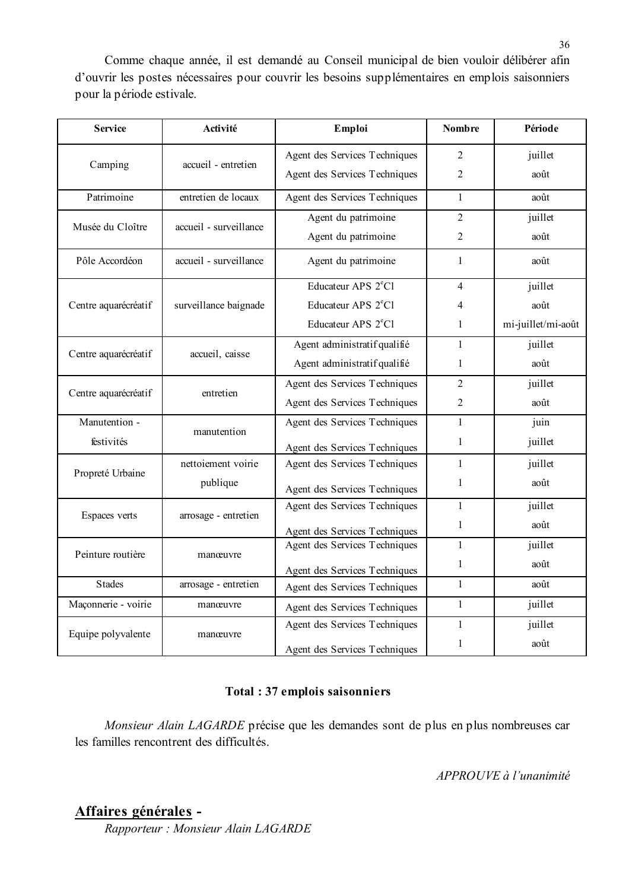Comme chaque année, il est demandé au Conseil municipal de bien vouloir délibérer afin d'ouvrir les postes nécessaires pour couvrir les besoins supplémentaires en emplois saisonniers pour la période estivale.

| Service | Activité | Emploi | Nombre | Période |
|---|---|---|---|---|
| Camping | accueil - entretien | Agent des Services Techniques | 2 | juillet |
| | | Agent des Services Techniques | 2 | août |
| Patrimoine | entretien de locaux | Agent des Services Techniques | 1 | août |
| Musée du Cloître | accueil - surveillance | Agent du patrimoine | 2 | juillet |
| | | Agent du patrimoine | 2 | août |
| Pôle Accordéon | accueil - surveillance | Agent du patrimoine | 1 | août |
| Centre aquarécréatif | surveillance baignade | Educateur APS 2°Cl | 4 | juillet |
| | | Educateur APS 2°Cl | 4 | août |
| | | Educateur APS 2°Cl | 1 | mi-juillet/mi-août |
| Centre aquarécréatif | accueil, caisse | Agent administratif qualifié | 1 | juillet |
| | | Agent administratif qualifié | 1 | août |
| Centre aquarécréatif | entretien | Agent des Services Techniques | 2 | juillet |
| | | Agent des Services Techniques | 2 | août |
| Manutention - festivités | manutention | Agent des Services Techniques | 1 | juin |
| | | Agent des Services Techniques | 1 | juillet |
| Propreté Urbaine | nettoiement voirie publique | Agent des Services Techniques | 1 | juillet |
| | | Agent des Services Techniques | 1 | août |
| Espaces verts | arrosage - entretien | Agent des Services Techniques | 1 | juillet |
| | | Agent des Services Techniques | 1 | août |
| Peinture routière | manœuvre | Agent des Services Techniques | 1 | juillet |
| | | Agent des Services Techniques | 1 | août |
| Stades | arrosage - entretien | Agent des Services Techniques | 1 | août |
| Maçonnerie - voirie | manœuvre | Agent des Services Techniques | 1 | juillet |
| Equipe polyvalente | manœuvre | Agent des Services Techniques | 1 | juillet |
| | | Agent des Services Techniques | 1 | août |

**Total : 37 emplois saisonniers**

*Monsieur Alain LAGARDE* précise que les demandes sont de plus en plus nombreuses car les familles rencontrent des difficultés.

*APPROUVE à l'unanimité*

## **<u>Affaires générales</u> -**

*Rapporteur : Monsieur Alain LAGARDE*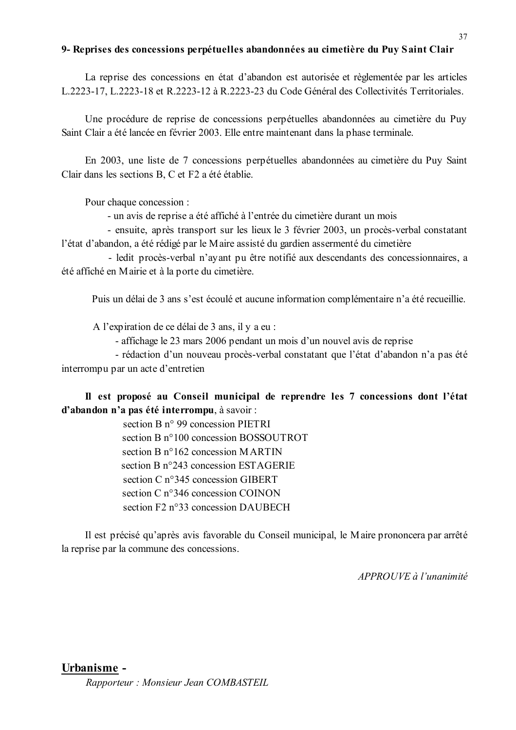**9- Reprises des concessions perpétuelles abandonnées au cimetière du Puy Saint Clair**

La reprise des concessions en état d'abandon est autorisée et règlementée par les articles L.2223-17, L.2223-18 et R.2223-12 à R.2223-23 du Code Général des Collectivités Territoriales.

Une procédure de reprise de concessions perpétuelles abandonnées au cimetière du Puy Saint Clair a été lancée en février 2003. Elle entre maintenant dans la phase terminale.

En 2003, une liste de 7 concessions perpétuelles abandonnées au cimetière du Puy Saint Clair dans les sections B, C et F2 a été établie.

Pour chaque concession :

- un avis de reprise a été affiché à l'entrée du cimetière durant un mois
- ensuite, après transport sur les lieux le 3 février 2003, un procès-verbal constatant l'état d'abandon, a été rédigé par le Maire assisté du gardien assermenté du cimetière
- ledit procès-verbal n'ayant pu être notifié aux descendants des concessionnaires, a été affiché en Mairie et à la porte du cimetière.

Puis un délai de 3 ans s'est écoulé et aucune information complémentaire n'a été recueillie.

A l'expiration de ce délai de 3 ans, il y a eu :

- affichage le 23 mars 2006 pendant un mois d'un nouvel avis de reprise
- rédaction d'un nouveau procès-verbal constatant que l'état d'abandon n'a pas été interrompu par un acte d'entretien

**Il est proposé au Conseil municipal de reprendre les 7 concessions dont l'état d'abandon n'a pas été interrompu**, à savoir :

section B n° 99 concession PIETRI
section B n°100 concession BOSSOUTROT
section B n°162 concession MARTIN
section B n°243 concession ESTAGERIE
section C n°345 concession GIBERT
section C n°346 concession COINON
section F2 n°33 concession DAUBECH

Il est précisé qu'après avis favorable du Conseil municipal, le Maire prononcera par arrêté la reprise par la commune des concessions.

*APPROUVE à l'unanimité*

## Urbanisme -

*Rapporteur : Monsieur Jean COMBASTEIL*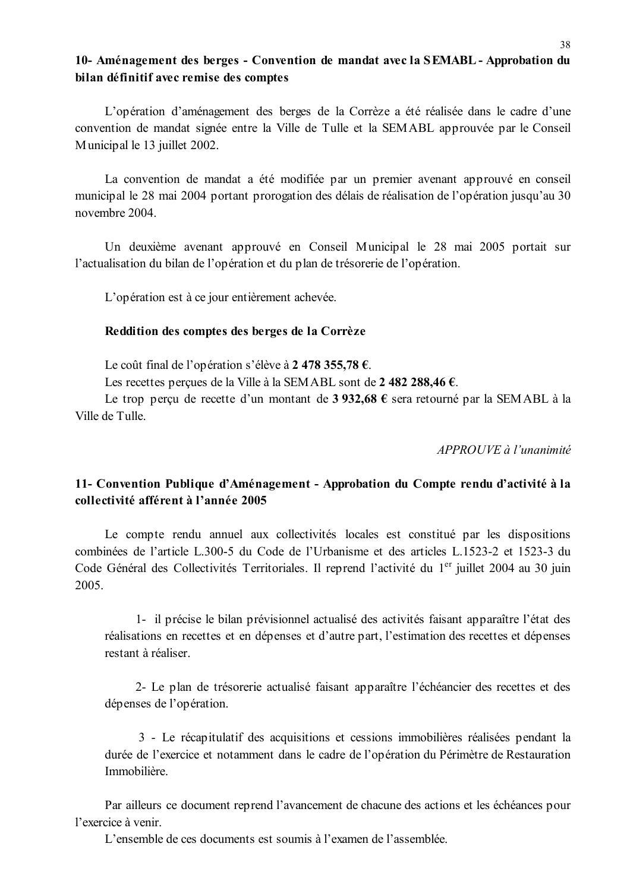**10- Aménagement des berges - Convention de mandat avec la SEMABL - Approbation du bilan définitif avec remise des comptes**

L'opération d'aménagement des berges de la Corrèze a été réalisée dans le cadre d'une convention de mandat signée entre la Ville de Tulle et la SEMABL approuvée par le Conseil Municipal le 13 juillet 2002.

La convention de mandat a été modifiée par un premier avenant approuvé en conseil municipal le 28 mai 2004 portant prorogation des délais de réalisation de l'opération jusqu'au 30 novembre 2004.

Un deuxième avenant approuvé en Conseil Municipal le 28 mai 2005 portait sur l'actualisation du bilan de l'opération et du plan de trésorerie de l'opération.

L'opération est à ce jour entièrement achevée.

**Reddition des comptes des berges de la Corrèze**

Le coût final de l'opération s'élève à **2 478 355,78 €**.

Les recettes perçues de la Ville à la SEMABL sont de **2 482 288,46 €**.

Le trop perçu de recette d'un montant de **3 932,68 €** sera retourné par la SEMABL à la Ville de Tulle.

*APPROUVE à l'unanimité*

**11- Convention Publique d'Aménagement - Approbation du Compte rendu d'activité à la collectivité afférent à l'année 2005**

Le compte rendu annuel aux collectivités locales est constitué par les dispositions combinées de l'article L.300-5 du Code de l'Urbanisme et des articles L.1523-2 et 1523-3 du Code Général des Collectivités Territoriales. Il reprend l'activité du 1er juillet 2004 au 30 juin 2005.

1- il précise le bilan prévisionnel actualisé des activités faisant apparaître l'état des réalisations en recettes et en dépenses et d'autre part, l'estimation des recettes et dépenses restant à réaliser.

2- Le plan de trésorerie actualisé faisant apparaître l'échéancier des recettes et des dépenses de l'opération.

3 - Le récapitulatif des acquisitions et cessions immobilières réalisées pendant la durée de l'exercice et notamment dans le cadre de l'opération du Périmètre de Restauration Immobilière.

Par ailleurs ce document reprend l'avancement de chacune des actions et les échéances pour l'exercice à venir.

L'ensemble de ces documents est soumis à l'examen de l'assemblée.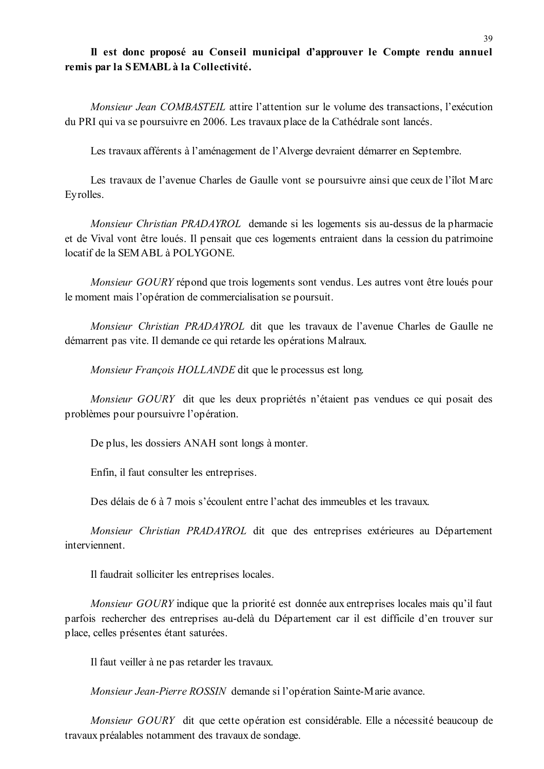**Il est donc proposé au Conseil municipal d'approuver le Compte rendu annuel remis par la SEMABL à la Collectivité.**

*Monsieur Jean COMBASTEIL* attire l'attention sur le volume des transactions, l'exécution du PRI qui va se poursuivre en 2006. Les travaux place de la Cathédrale sont lancés.

Les travaux afférents à l'aménagement de l'Alverge devraient démarrer en Septembre.

Les travaux de l'avenue Charles de Gaulle vont se poursuivre ainsi que ceux de l'îlot Marc Eyrolles.

*Monsieur Christian PRADAYROL* demande si les logements sis au-dessus de la pharmacie et de Vival vont être loués. Il pensait que ces logements entraient dans la cession du patrimoine locatif de la SEMABL à POLYGONE.

*Monsieur GOURY* répond que trois logements sont vendus. Les autres vont être loués pour le moment mais l'opération de commercialisation se poursuit.

*Monsieur Christian PRADAYROL* dit que les travaux de l'avenue Charles de Gaulle ne démarrent pas vite. Il demande ce qui retarde les opérations Malraux.

*Monsieur François HOLLANDE* dit que le processus est long.

*Monsieur GOURY* dit que les deux propriétés n'étaient pas vendues ce qui posait des problèmes pour poursuivre l'opération.

De plus, les dossiers ANAH sont longs à monter.

Enfin, il faut consulter les entreprises.

Des délais de 6 à 7 mois s'écoulent entre l'achat des immeubles et les travaux.

*Monsieur Christian PRADAYROL* dit que des entreprises extérieures au Département interviennent.

Il faudrait solliciter les entreprises locales.

*Monsieur GOURY* indique que la priorité est donnée aux entreprises locales mais qu'il faut parfois rechercher des entreprises au-delà du Département car il est difficile d'en trouver sur place, celles présentes étant saturées.

Il faut veiller à ne pas retarder les travaux.

*Monsieur Jean-Pierre ROSSIN* demande si l'opération Sainte-Marie avance.

*Monsieur GOURY* dit que cette opération est considérable. Elle a nécessité beaucoup de travaux préalables notamment des travaux de sondage.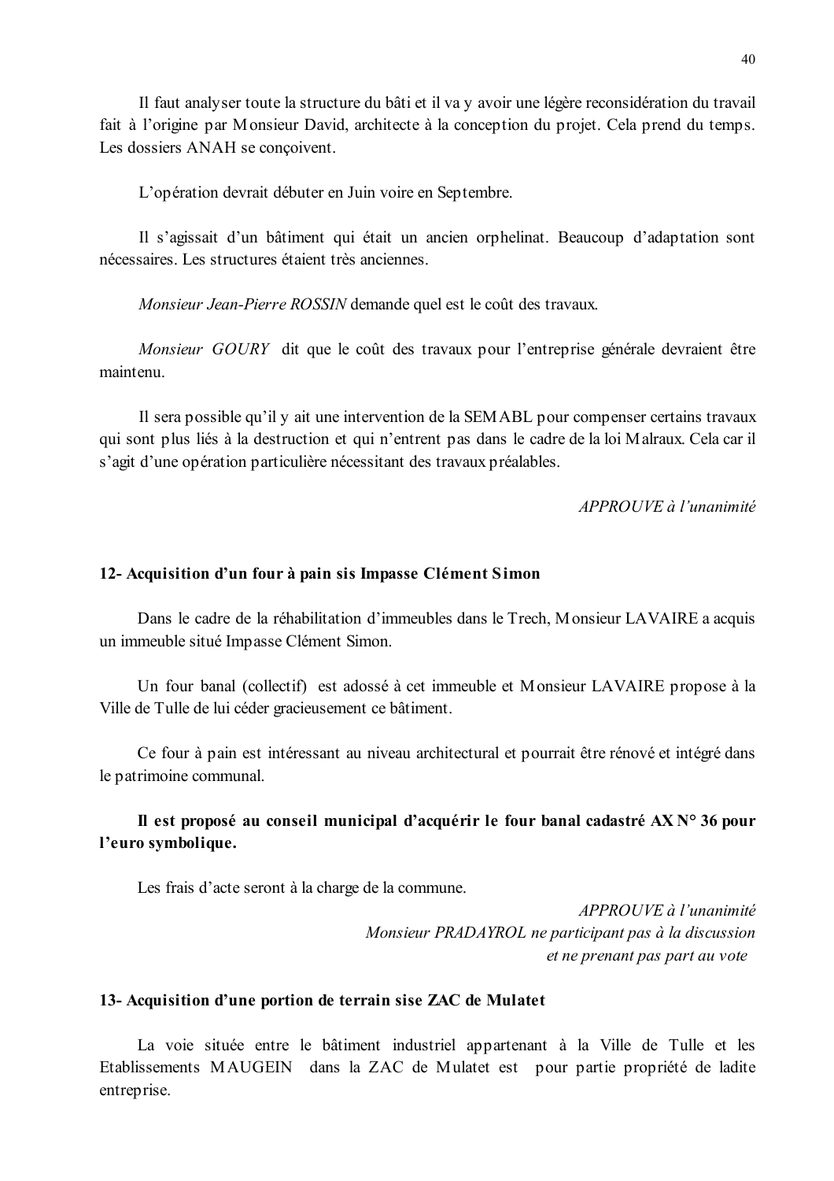Il faut analyser toute la structure du bâti et il va y avoir une légère reconsidération du travail fait à l'origine par Monsieur David, architecte à la conception du projet. Cela prend du temps. Les dossiers ANAH se conçoivent.

L'opération devrait débuter en Juin voire en Septembre.

Il s'agissait d'un bâtiment qui était un ancien orphelinat. Beaucoup d'adaptation sont nécessaires. Les structures étaient très anciennes.

*Monsieur Jean-Pierre ROSSIN* demande quel est le coût des travaux.

*Monsieur GOURY* dit que le coût des travaux pour l'entreprise générale devraient être maintenu.

Il sera possible qu'il y ait une intervention de la SEMABL pour compenser certains travaux qui sont plus liés à la destruction et qui n'entrent pas dans le cadre de la loi Malraux. Cela car il s'agit d'une opération particulière nécessitant des travaux préalables.

*APPROUVE à l'unanimité*

**12- Acquisition d'un four à pain sis Impasse Clément Simon**

Dans le cadre de la réhabilitation d'immeubles dans le Trech, Monsieur LAVAIRE a acquis un immeuble situé Impasse Clément Simon.

Un four banal (collectif) est adossé à cet immeuble et Monsieur LAVAIRE propose à la Ville de Tulle de lui céder gracieusement ce bâtiment.

Ce four à pain est intéressant au niveau architectural et pourrait être rénové et intégré dans le patrimoine communal.

**Il est proposé au conseil municipal d'acquérir le four banal cadastré AX N° 36 pour l'euro symbolique.**

Les frais d'acte seront à la charge de la commune.

*APPROUVE à l'unanimité*
*Monsieur PRADAYROL ne participant pas à la discussion et ne prenant pas part au vote*

**13- Acquisition d'une portion de terrain sise ZAC de Mulatet**

La voie située entre le bâtiment industriel appartenant à la Ville de Tulle et les Etablissements MAUGEIN dans la ZAC de Mulatet est pour partie propriété de ladite entreprise.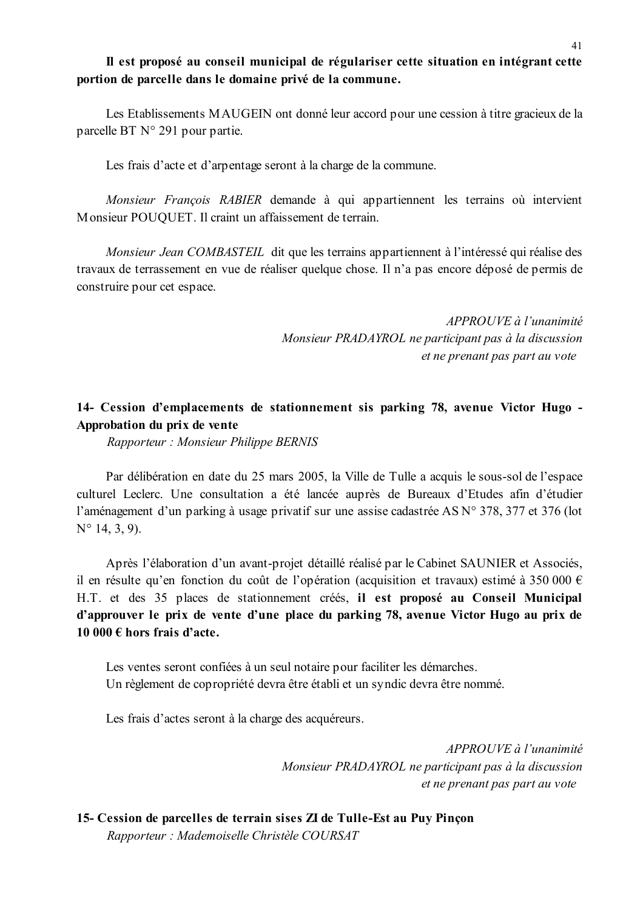**Il est proposé au conseil municipal de régulariser cette situation en intégrant cette portion de parcelle dans le domaine privé de la commune.**

Les Etablissements MAUGEIN ont donné leur accord pour une cession à titre gracieux de la parcelle BT N° 291 pour partie.

Les frais d'acte et d'arpentage seront à la charge de la commune.

*Monsieur François RABIER* demande à qui appartiennent les terrains où intervient Monsieur POUQUET. Il craint un affaissement de terrain.

*Monsieur Jean COMBASTEIL* dit que les terrains appartiennent à l'intéressé qui réalise des travaux de terrassement en vue de réaliser quelque chose. Il n'a pas encore déposé de permis de construire pour cet espace.

*APPROUVE à l'unanimité*
*Monsieur PRADAYROL ne participant pas à la discussion et ne prenant pas part au vote*

## 14- Cession d'emplacements de stationnement sis parking 78, avenue Victor Hugo - Approbation du prix de vente

*Rapporteur : Monsieur Philippe BERNIS*

Par délibération en date du 25 mars 2005, la Ville de Tulle a acquis le sous-sol de l'espace culturel Leclerc. Une consultation a été lancée auprès de Bureaux d'Etudes afin d'étudier l'aménagement d'un parking à usage privatif sur une assise cadastrée AS N° 378, 377 et 376 (lot N° 14, 3, 9).

Après l'élaboration d'un avant-projet détaillé réalisé par le Cabinet SAUNIER et Associés, il en résulte qu'en fonction du coût de l'opération (acquisition et travaux) estimé à 350 000 € H.T. et des 35 places de stationnement créés, **il est proposé au Conseil Municipal d'approuver le prix de vente d'une place du parking 78, avenue Victor Hugo au prix de 10 000 € hors frais d'acte.**

Les ventes seront confiées à un seul notaire pour faciliter les démarches.
Un règlement de copropriété devra être établi et un syndic devra être nommé.

Les frais d'actes seront à la charge des acquéreurs.

*APPROUVE à l'unanimité*
*Monsieur PRADAYROL ne participant pas à la discussion et ne prenant pas part au vote*

## 15- Cession de parcelles de terrain sises ZI de Tulle-Est au Puy Pinçon

*Rapporteur : Mademoiselle Christèle COURSAT*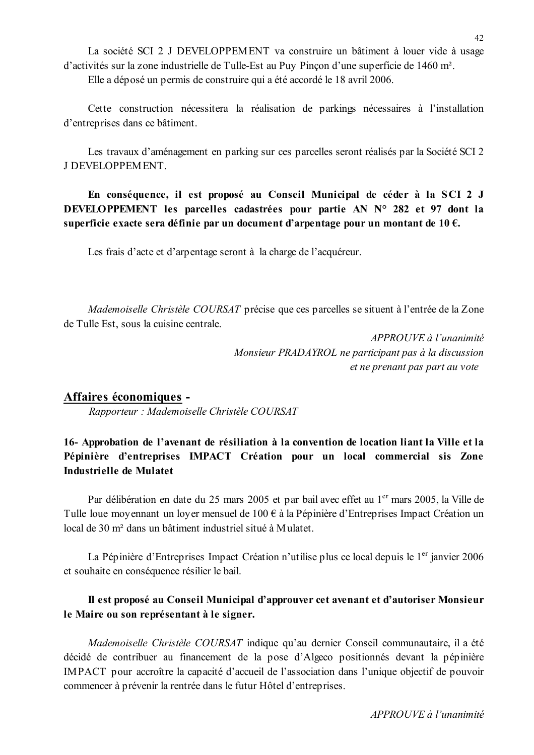La société SCI 2 J DEVELOPPEMENT va construire un bâtiment à louer vide à usage d'activités sur la zone industrielle de Tulle-Est au Puy Pinçon d'une superficie de 1460 m².

Elle a déposé un permis de construire qui a été accordé le 18 avril 2006.

Cette construction nécessitera la réalisation de parkings nécessaires à l'installation d'entreprises dans ce bâtiment.

Les travaux d'aménagement en parking sur ces parcelles seront réalisés par la Société SCI 2 J DEVELOPPEMENT.

**En conséquence, il est proposé au Conseil Municipal de céder à la SCI 2 J DEVELOPPEMENT les parcelles cadastrées pour partie AN N° 282 et 97 dont la superficie exacte sera définie par un document d'arpentage pour un montant de 10 €.**

Les frais d'acte et d'arpentage seront à la charge de l'acquéreur.

*Mademoiselle Christèle COURSAT* précise que ces parcelles se situent à l'entrée de la Zone de Tulle Est, sous la cuisine centrale.

*APPROUVE à l'unanimité*
*Monsieur PRADAYROL ne participant pas à la discussion et ne prenant pas part au vote*

## Affaires économiques -

*Rapporteur : Mademoiselle Christèle COURSAT*

### 16- Approbation de l'avenant de résiliation à la convention de location liant la Ville et la Pépinière d'entreprises IMPACT Création pour un local commercial sis Zone Industrielle de Mulatet

Par délibération en date du 25 mars 2005 et par bail avec effet au 1er mars 2005, la Ville de Tulle loue moyennant un loyer mensuel de 100 € à la Pépinière d'Entreprises Impact Création un local de 30 m² dans un bâtiment industriel situé à Mulatet.

La Pépinière d'Entreprises Impact Création n'utilise plus ce local depuis le 1er janvier 2006 et souhaite en conséquence résilier le bail.

**Il est proposé au Conseil Municipal d'approuver cet avenant et d'autoriser Monsieur le Maire ou son représentant à le signer.**

*Mademoiselle Christèle COURSAT* indique qu'au dernier Conseil communautaire, il a été décidé de contribuer au financement de la pose d'Algeco positionnés devant la pépinière IMPACT pour accroître la capacité d'accueil de l'association dans l'unique objectif de pouvoir commencer à prévenir la rentrée dans le futur Hôtel d'entreprises.

*APPROUVE à l'unanimité*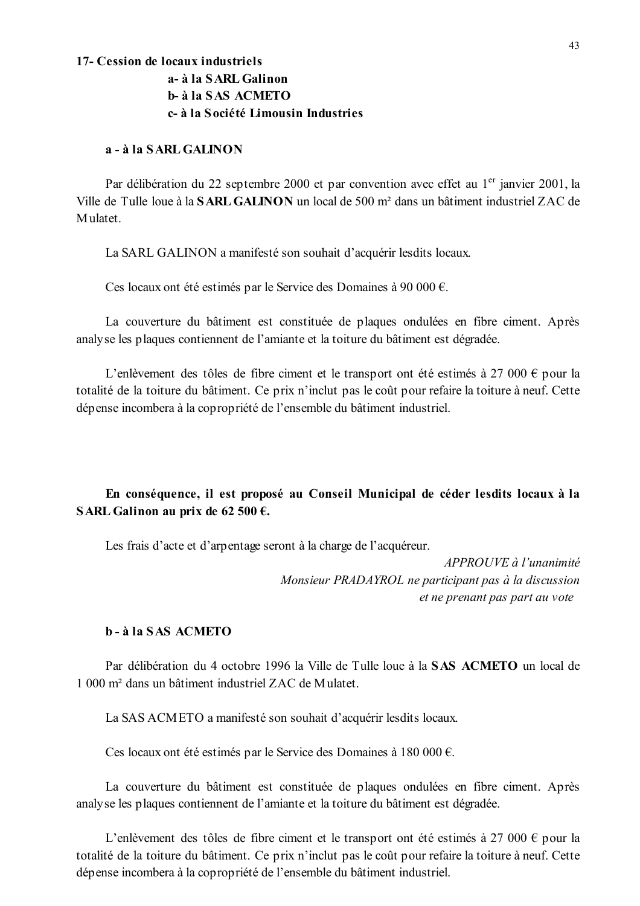**17- Cession de locaux industriels**

**a- à la SARL Galinon**

**b- à la SAS ACMETO**

**c- à la Société Limousin Industries**

**a - à la SARL GALINON**

Par délibération du 22 septembre 2000 et par convention avec effet au 1er janvier 2001, la Ville de Tulle loue à la **SARL GALINON** un local de 500 m² dans un bâtiment industriel ZAC de Mulatet.

La SARL GALINON a manifesté son souhait d'acquérir lesdits locaux.

Ces locaux ont été estimés par le Service des Domaines à 90 000 €.

La couverture du bâtiment est constituée de plaques ondulées en fibre ciment. Après analyse les plaques contiennent de l'amiante et la toiture du bâtiment est dégradée.

L'enlèvement des tôles de fibre ciment et le transport ont été estimés à 27 000 € pour la totalité de la toiture du bâtiment. Ce prix n'inclut pas le coût pour refaire la toiture à neuf. Cette dépense incombera à la copropriété de l'ensemble du bâtiment industriel.

**En conséquence, il est proposé au Conseil Municipal de céder lesdits locaux à la SARL Galinon au prix de 62 500 €.**

Les frais d'acte et d'arpentage seront à la charge de l'acquéreur.

*APPROUVE à l'unanimité*
*Monsieur PRADAYROL ne participant pas à la discussion et ne prenant pas part au vote*

**b - à la SAS ACMETO**

Par délibération du 4 octobre 1996 la Ville de Tulle loue à la **SAS ACMETO** un local de 1 000 m² dans un bâtiment industriel ZAC de Mulatet.

La SAS ACMETO a manifesté son souhait d'acquérir lesdits locaux.

Ces locaux ont été estimés par le Service des Domaines à 180 000 €.

La couverture du bâtiment est constituée de plaques ondulées en fibre ciment. Après analyse les plaques contiennent de l'amiante et la toiture du bâtiment est dégradée.

L'enlèvement des tôles de fibre ciment et le transport ont été estimés à 27 000 € pour la totalité de la toiture du bâtiment. Ce prix n'inclut pas le coût pour refaire la toiture à neuf. Cette dépense incombera à la copropriété de l'ensemble du bâtiment industriel.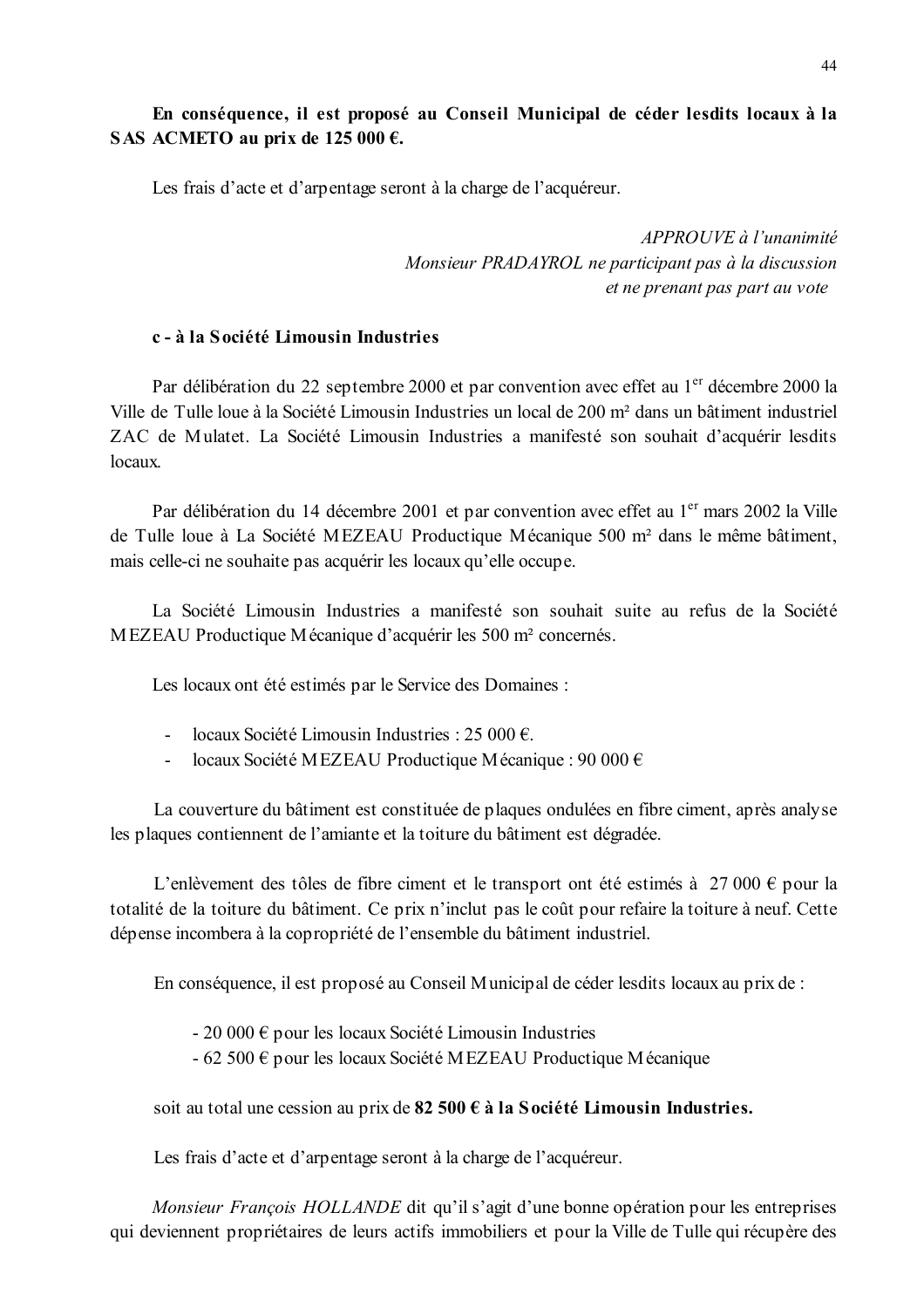**En conséquence, il est proposé au Conseil Municipal de céder lesdits locaux à la SAS ACMETO au prix de 125 000 €.**

Les frais d'acte et d'arpentage seront à la charge de l'acquéreur.

*APPROUVE à l'unanimité*
*Monsieur PRADAYROL ne participant pas à la discussion et ne prenant pas part au vote*

**c - à la Société Limousin Industries**

Par délibération du 22 septembre 2000 et par convention avec effet au 1[er] décembre 2000 la Ville de Tulle loue à la Société Limousin Industries un local de 200 m² dans un bâtiment industriel ZAC de Mulatet. La Société Limousin Industries a manifesté son souhait d'acquérir lesdits locaux.

Par délibération du 14 décembre 2001 et par convention avec effet au 1[er] mars 2002 la Ville de Tulle loue à La Société MEZEAU Productique Mécanique 500 m² dans le même bâtiment, mais celle-ci ne souhaite pas acquérir les locaux qu'elle occupe.

La Société Limousin Industries a manifesté son souhait suite au refus de la Société MEZEAU Productique Mécanique d'acquérir les 500 m² concernés.

Les locaux ont été estimés par le Service des Domaines :

- locaux Société Limousin Industries : 25 000 €.
- locaux Société MEZEAU Productique Mécanique : 90 000 €

La couverture du bâtiment est constituée de plaques ondulées en fibre ciment, après analyse les plaques contiennent de l'amiante et la toiture du bâtiment est dégradée.

L'enlèvement des tôles de fibre ciment et le transport ont été estimés à 27 000 € pour la totalité de la toiture du bâtiment. Ce prix n'inclut pas le coût pour refaire la toiture à neuf. Cette dépense incombera à la copropriété de l'ensemble du bâtiment industriel.

En conséquence, il est proposé au Conseil Municipal de céder lesdits locaux au prix de :

- 20 000 € pour les locaux Société Limousin Industries
- 62 500 € pour les locaux Société MEZEAU Productique Mécanique

soit au total une cession au prix de **82 500 € à la Société Limousin Industries.**

Les frais d'acte et d'arpentage seront à la charge de l'acquéreur.

*Monsieur François HOLLANDE* dit qu'il s'agit d'une bonne opération pour les entreprises qui deviennent propriétaires de leurs actifs immobiliers et pour la Ville de Tulle qui récupère des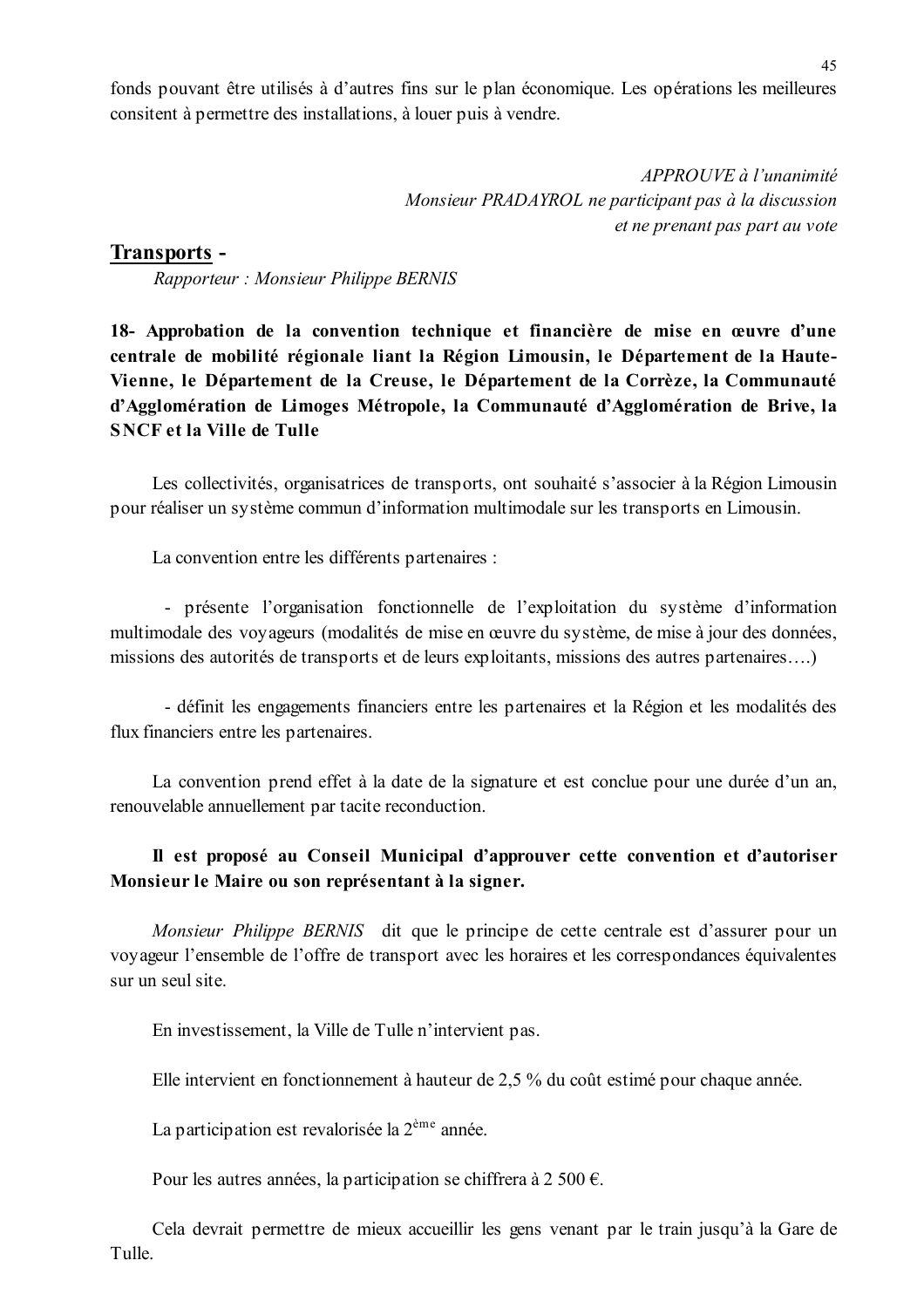fonds pouvant être utilisés à d'autres fins sur le plan économique. Les opérations les meilleures consitent à permettre des installations, à louer puis à vendre.

*APPROUVE à l'unanimité*
*Monsieur PRADAYROL ne participant pas à la discussion*
*et ne prenant pas part au vote*

## Transports -

*Rapporteur : Monsieur Philippe BERNIS*

**18- Approbation de la convention technique et financière de mise en œuvre d'une centrale de mobilité régionale liant la Région Limousin, le Département de la Haute-Vienne, le Département de la Creuse, le Département de la Corrèze, la Communauté d'Agglomération de Limoges Métropole, la Communauté d'Agglomération de Brive, la SNCF et la Ville de Tulle**

Les collectivités, organisatrices de transports, ont souhaité s'associer à la Région Limousin pour réaliser un système commun d'information multimodale sur les transports en Limousin.

La convention entre les différents partenaires :

- présente l'organisation fonctionnelle de l'exploitation du système d'information multimodale des voyageurs (modalités de mise en œuvre du système, de mise à jour des données, missions des autorités de transports et de leurs exploitants, missions des autres partenaires….)

- définit les engagements financiers entre les partenaires et la Région et les modalités des flux financiers entre les partenaires.

La convention prend effet à la date de la signature et est conclue pour une durée d'un an, renouvelable annuellement par tacite reconduction.

**Il est proposé au Conseil Municipal d'approuver cette convention et d'autoriser Monsieur le Maire ou son représentant à la signer.**

*Monsieur Philippe BERNIS* dit que le principe de cette centrale est d'assurer pour un voyageur l'ensemble de l'offre de transport avec les horaires et les correspondances équivalentes sur un seul site.

En investissement, la Ville de Tulle n'intervient pas.

Elle intervient en fonctionnement à hauteur de 2,5 % du coût estimé pour chaque année.

La participation est revalorisée la 2ème année.

Pour les autres années, la participation se chiffrera à 2 500 €.

Cela devrait permettre de mieux accueillir les gens venant par le train jusqu'à la Gare de Tulle.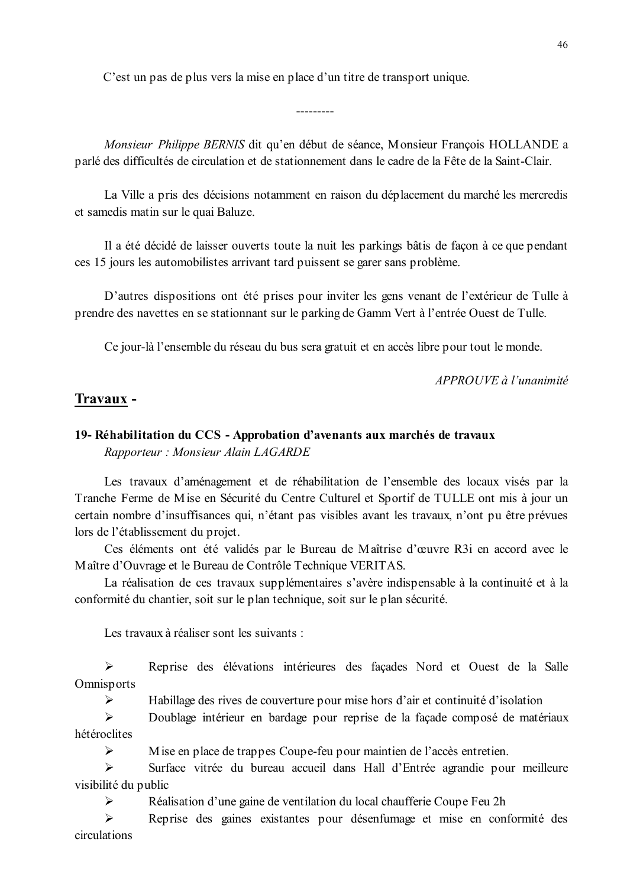C'est un pas de plus vers la mise en place d'un titre de transport unique.

---------

*Monsieur Philippe BERNIS* dit qu'en début de séance, Monsieur François HOLLANDE a parlé des difficultés de circulation et de stationnement dans le cadre de la Fête de la Saint-Clair.

La Ville a pris des décisions notamment en raison du déplacement du marché les mercredis et samedis matin sur le quai Baluze.

Il a été décidé de laisser ouverts toute la nuit les parkings bâtis de façon à ce que pendant ces 15 jours les automobilistes arrivant tard puissent se garer sans problème.

D'autres dispositions ont été prises pour inviter les gens venant de l'extérieur de Tulle à prendre des navettes en se stationnant sur le parking de Gamm Vert à l'entrée Ouest de Tulle.

Ce jour-là l'ensemble du réseau du bus sera gratuit et en accès libre pour tout le monde.

*APPROUVE à l'unanimité*

## <u>Travaux</u> -

### 19- Réhabilitation du CCS - Approbation d'avenants aux marchés de travaux

*Rapporteur : Monsieur Alain LAGARDE*

Les travaux d'aménagement et de réhabilitation de l'ensemble des locaux visés par la Tranche Ferme de Mise en Sécurité du Centre Culturel et Sportif de TULLE ont mis à jour un certain nombre d'insuffisances qui, n'étant pas visibles avant les travaux, n'ont pu être prévues lors de l'établissement du projet.

Ces éléments ont été validés par le Bureau de Maîtrise d'œuvre R3i en accord avec le Maître d'Ouvrage et le Bureau de Contrôle Technique VERITAS.

La réalisation de ces travaux supplémentaires s'avère indispensable à la continuité et à la conformité du chantier, soit sur le plan technique, soit sur le plan sécurité.

Les travaux à réaliser sont les suivants :

- Reprise des élévations intérieures des façades Nord et Ouest de la Salle Omnisports
- Habillage des rives de couverture pour mise hors d'air et continuité d'isolation
- Doublage intérieur en bardage pour reprise de la façade composé de matériaux hétéroclites
- Mise en place de trappes Coupe-feu pour maintien de l'accès entretien.
- Surface vitrée du bureau accueil dans Hall d'Entrée agrandie pour meilleure visibilité du public
- Réalisation d'une gaine de ventilation du local chaufferie Coupe Feu 2h
- Reprise des gaines existantes pour désenfumage et mise en conformité des circulations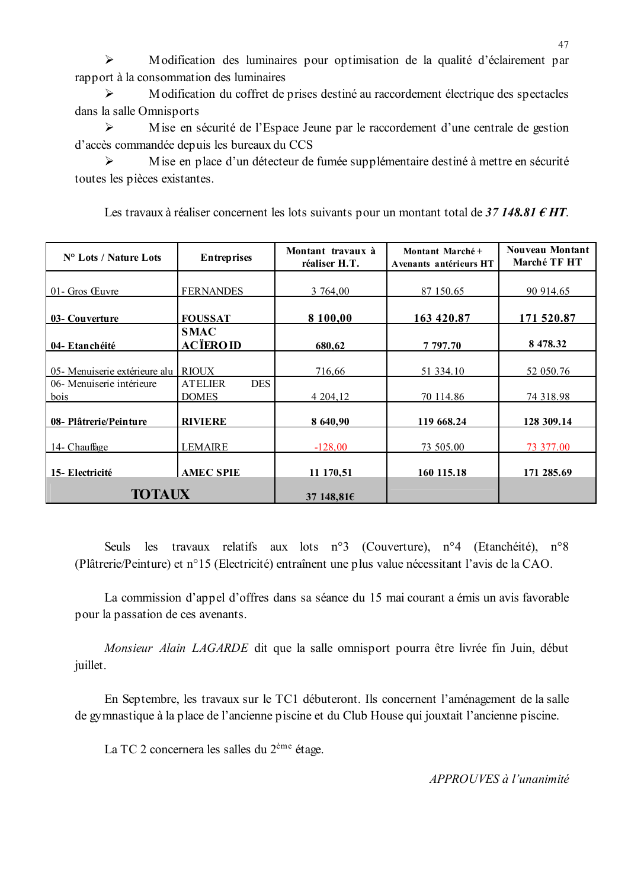- Modification des luminaires pour optimisation de la qualité d'éclairement par rapport à la consommation des luminaires
- Modification du coffret de prises destiné au raccordement électrique des spectacles dans la salle Omnisports
- Mise en sécurité de l'Espace Jeune par le raccordement d'une centrale de gestion d'accès commandée depuis les bureaux du CCS
- Mise en place d'un détecteur de fumée supplémentaire destiné à mettre en sécurité toutes les pièces existantes.

Les travaux à réaliser concernent les lots suivants pour un montant total de ***37 148.81 € HT***.

| N° Lots / Nature Lots | Entreprises | Montant travaux à réaliser H.T. | Montant Marché + Avenants antérieurs HT | Nouveau Montant Marché TF HT |
|---|---|---|---|---|
| 01- Gros Œuvre | FERNANDES | 3 764,00 | 87 150.65 | 90 914.65 |
| **03- Couverture** | **FOUSSAT** | **8 100,00** | **163 420.87** | **171 520.87** |
| **04- Etanchéité** | **SMAC ACÏEROID** | **680,62** | **7 797.70** | **8 478.32** |
| 05- Menuiserie extérieure alu | RIOUX | 716,66 | 51 334.10 | 52 050.76 |
| 06- Menuiserie intérieure bois | ATELIER DES DOMES | 4 204,12 | 70 114.86 | 74 318.98 |
| **08- Plâtrerie/Peinture** | **RIVIERE** | **8 640,90** | **119 668.24** | **128 309.14** |
| 14- Chauffage | LEMAIRE | -128,00 | 73 505.00 | 73 377.00 |
| **15- Electricité** | **AMEC SPIE** | **11 170,51** | **160 115.18** | **171 285.69** |
| **TOTAUX** | | **37 148,81€** | | |

Seuls les travaux relatifs aux lots n°3 (Couverture), n°4 (Etanchéité), n°8 (Plâtrerie/Peinture) et n°15 (Electricité) entraînent une plus value nécessitant l'avis de la CAO.

La commission d'appel d'offres dans sa séance du 15 mai courant a émis un avis favorable pour la passation de ces avenants.

*Monsieur Alain LAGARDE* dit que la salle omnisport pourra être livrée fin Juin, début juillet.

En Septembre, les travaux sur le TC1 débuteront. Ils concernent l'aménagement de la salle de gymnastique à la place de l'ancienne piscine et du Club House qui jouxtait l'ancienne piscine.

La TC 2 concernera les salles du 2ème étage.

*APPROUVES à l'unanimité*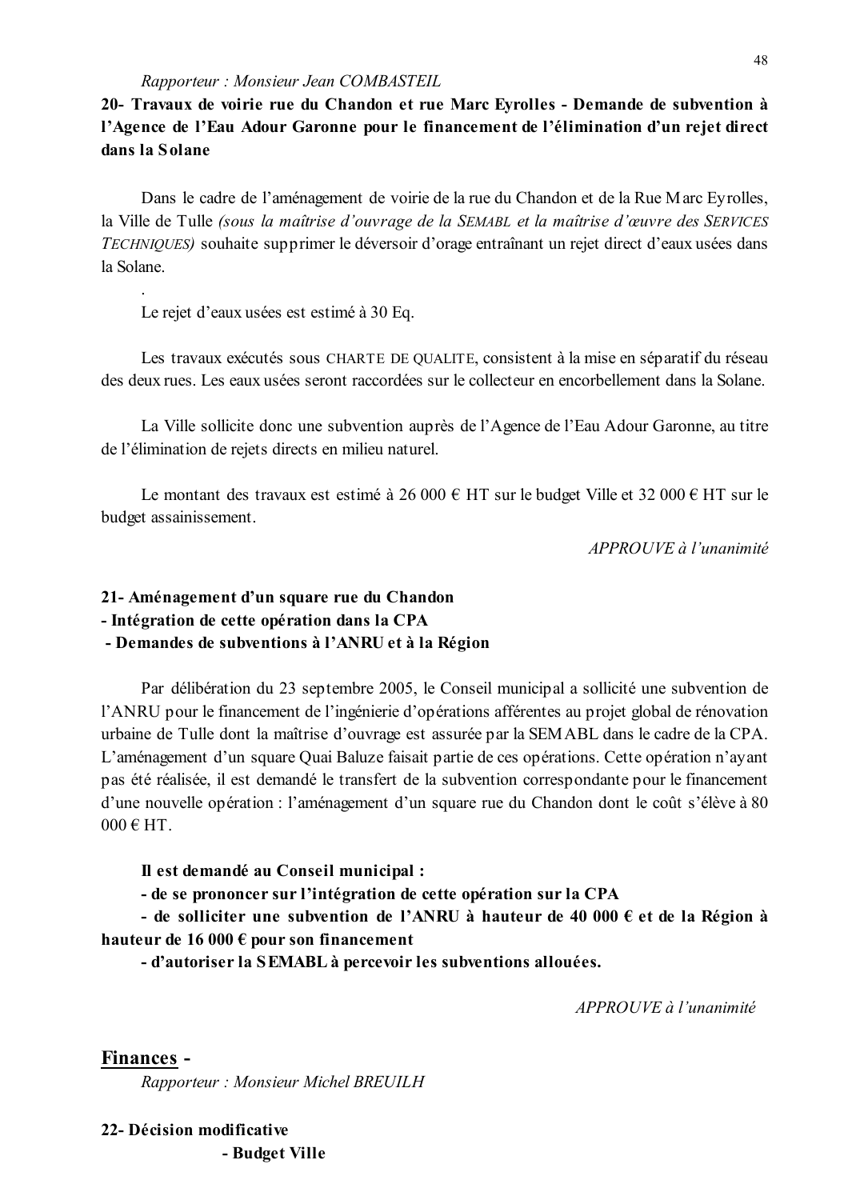*Rapporteur : Monsieur Jean COMBASTEIL*

**20- Travaux de voirie rue du Chandon et rue Marc Eyrolles - Demande de subvention à l'Agence de l'Eau Adour Garonne pour le financement de l'élimination d'un rejet direct dans la Solane**

Dans le cadre de l'aménagement de voirie de la rue du Chandon et de la Rue Marc Eyrolles, la Ville de Tulle *(sous la maîtrise d'ouvrage de la SEMABL et la maîtrise d'œuvre des SERVICES TECHNIQUES)* souhaite supprimer le déversoir d'orage entraînant un rejet direct d'eaux usées dans la Solane.

.

Le rejet d'eaux usées est estimé à 30 Eq.

Les travaux exécutés sous CHARTE DE QUALITE, consistent à la mise en séparatif du réseau des deux rues. Les eaux usées seront raccordées sur le collecteur en encorbellement dans la Solane.

La Ville sollicite donc une subvention auprès de l'Agence de l'Eau Adour Garonne, au titre de l'élimination de rejets directs en milieu naturel.

Le montant des travaux est estimé à 26 000 € HT sur le budget Ville et 32 000 € HT sur le budget assainissement.

*APPROUVE à l'unanimité*

**21- Aménagement d'un square rue du Chandon**
**- Intégration de cette opération dans la CPA**
**- Demandes de subventions à l'ANRU et à la Région**

Par délibération du 23 septembre 2005, le Conseil municipal a sollicité une subvention de l'ANRU pour le financement de l'ingénierie d'opérations afférentes au projet global de rénovation urbaine de Tulle dont la maîtrise d'ouvrage est assurée par la SEMABL dans le cadre de la CPA. L'aménagement d'un square Quai Baluze faisait partie de ces opérations. Cette opération n'ayant pas été réalisée, il est demandé le transfert de la subvention correspondante pour le financement d'une nouvelle opération : l'aménagement d'un square rue du Chandon dont le coût s'élève à 80 000 € HT.

**Il est demandé au Conseil municipal :**

**- de se prononcer sur l'intégration de cette opération sur la CPA**

**- de solliciter une subvention de l'ANRU à hauteur de 40 000 € et de la Région à hauteur de 16 000 € pour son financement**

**- d'autoriser la SEMABL à percevoir les subventions allouées.**

*APPROUVE à l'unanimité*

## <u>Finances</u> -

*Rapporteur : Monsieur Michel BREUILH*

**22- Décision modificative**
**- Budget Ville**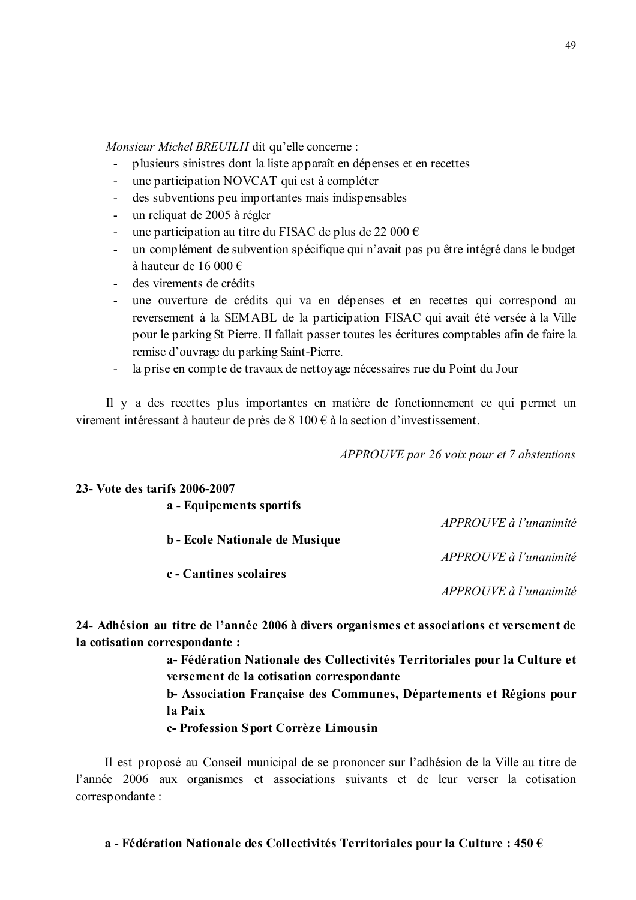*Monsieur Michel BREUILH* dit qu'elle concerne :

- plusieurs sinistres dont la liste apparaît en dépenses et en recettes
- une participation NOVCAT qui est à compléter
- des subventions peu importantes mais indispensables
- un reliquat de 2005 à régler
- une participation au titre du FISAC de plus de 22 000 €
- un complément de subvention spécifique qui n'avait pas pu être intégré dans le budget à hauteur de 16 000 €
- des virements de crédits
- une ouverture de crédits qui va en dépenses et en recettes qui correspond au reversement à la SEMABL de la participation FISAC qui avait été versée à la Ville pour le parking St Pierre. Il fallait passer toutes les écritures comptables afin de faire la remise d'ouvrage du parking Saint-Pierre.
- la prise en compte de travaux de nettoyage nécessaires rue du Point du Jour

Il y a des recettes plus importantes en matière de fonctionnement ce qui permet un virement intéressant à hauteur de près de 8 100 € à la section d'investissement.

*APPROUVE par 26 voix pour et 7 abstentions*

**23- Vote des tarifs 2006-2007**

**a - Equipements sportifs**

*APPROUVE à l'unanimité*

**b - Ecole Nationale de Musique**

*APPROUVE à l'unanimité*

**c - Cantines scolaires**

*APPROUVE à l'unanimité*

**24- Adhésion au titre de l'année 2006 à divers organismes et associations et versement de la cotisation correspondante :**

**a- Fédération Nationale des Collectivités Territoriales pour la Culture et versement de la cotisation correspondante**

**b- Association Française des Communes, Départements et Régions pour la Paix**

**c- Profession Sport Corrèze Limousin**

Il est proposé au Conseil municipal de se prononcer sur l'adhésion de la Ville au titre de l'année 2006 aux organismes et associations suivants et de leur verser la cotisation correspondante :

**a - Fédération Nationale des Collectivités Territoriales pour la Culture : 450 €**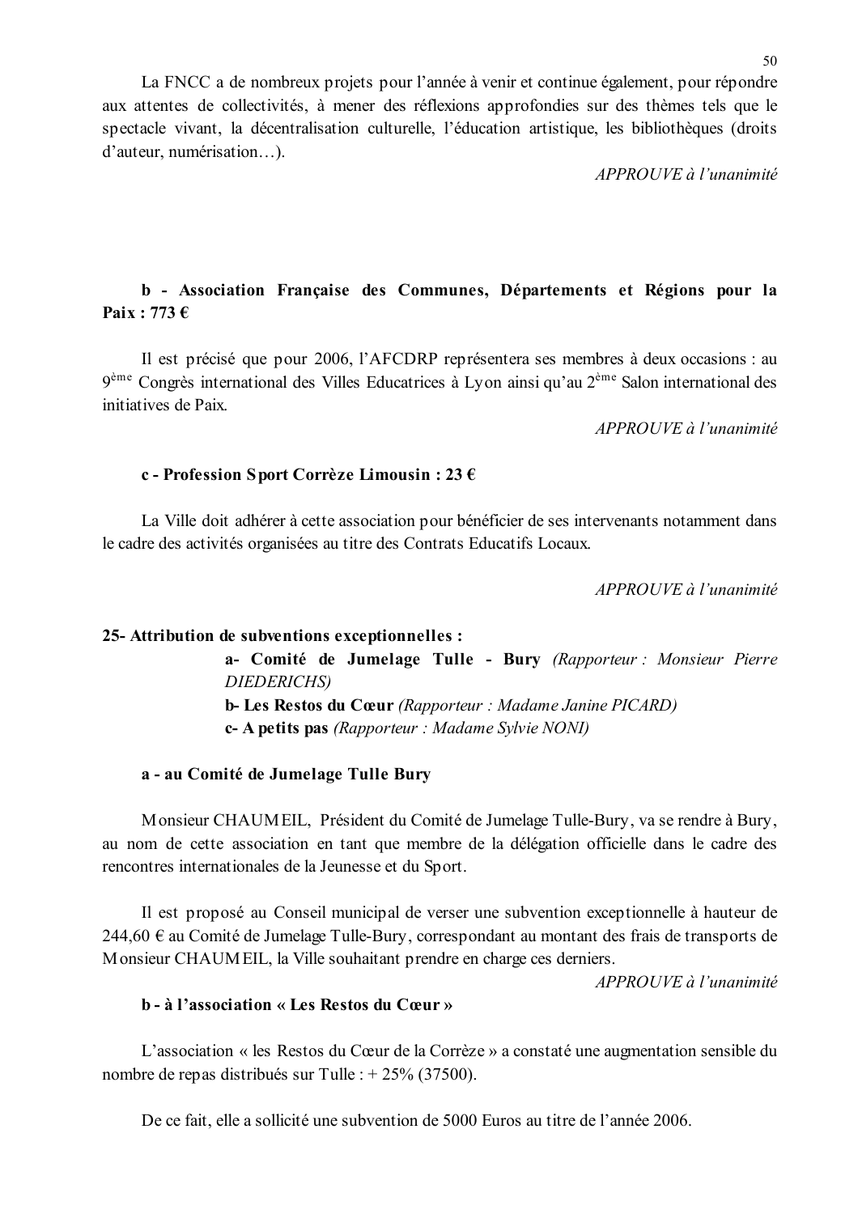La FNCC a de nombreux projets pour l'année à venir et continue également, pour répondre aux attentes de collectivités, à mener des réflexions approfondies sur des thèmes tels que le spectacle vivant, la décentralisation culturelle, l'éducation artistique, les bibliothèques (droits d'auteur, numérisation…).

*APPROUVE à l'unanimité*

**b - Association Française des Communes, Départements et Régions pour la Paix : 773 €**

Il est précisé que pour 2006, l'AFCDRP représentera ses membres à deux occasions : au 9ème Congrès international des Villes Educatrices à Lyon ainsi qu'au 2ème Salon international des initiatives de Paix.

*APPROUVE à l'unanimité*

**c - Profession Sport Corrèze Limousin : 23 €**

La Ville doit adhérer à cette association pour bénéficier de ses intervenants notamment dans le cadre des activités organisées au titre des Contrats Educatifs Locaux.

*APPROUVE à l'unanimité*

**25- Attribution de subventions exceptionnelles :**

**a- Comité de Jumelage Tulle - Bury** *(Rapporteur : Monsieur Pierre DIEDERICHS)*
**b- Les Restos du Cœur** *(Rapporteur : Madame Janine PICARD)*
**c- A petits pas** *(Rapporteur : Madame Sylvie NONI)*

**a - au Comité de Jumelage Tulle Bury**

Monsieur CHAUMEIL, Président du Comité de Jumelage Tulle-Bury, va se rendre à Bury, au nom de cette association en tant que membre de la délégation officielle dans le cadre des rencontres internationales de la Jeunesse et du Sport.

Il est proposé au Conseil municipal de verser une subvention exceptionnelle à hauteur de 244,60 € au Comité de Jumelage Tulle-Bury, correspondant au montant des frais de transports de Monsieur CHAUMEIL, la Ville souhaitant prendre en charge ces derniers.

*APPROUVE à l'unanimité*

**b - à l'association « Les Restos du Cœur »**

L'association « les Restos du Cœur de la Corrèze » a constaté une augmentation sensible du nombre de repas distribués sur Tulle : + 25% (37500).

De ce fait, elle a sollicité une subvention de 5000 Euros au titre de l'année 2006.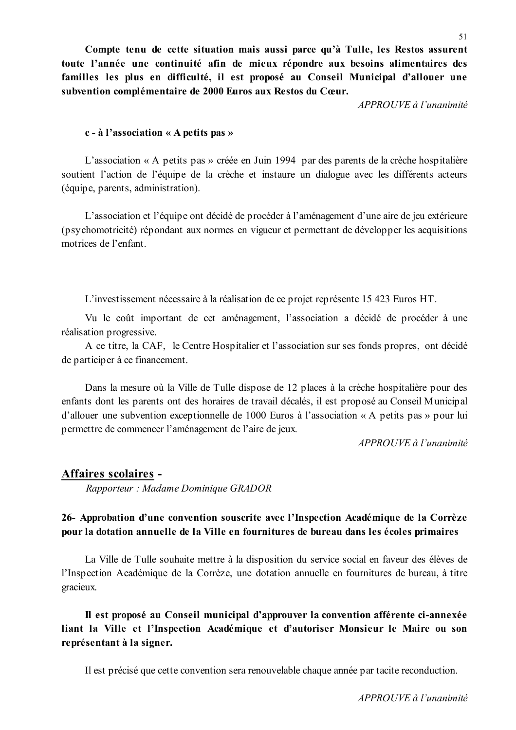**Compte tenu de cette situation mais aussi parce qu'à Tulle, les Restos assurent toute l'année une continuité afin de mieux répondre aux besoins alimentaires des familles les plus en difficulté, il est proposé au Conseil Municipal d'allouer une subvention complémentaire de 2000 Euros aux Restos du Cœur.**

*APPROUVE à l'unanimité*

**c - à l'association « A petits pas »**

L'association « A petits pas » créée en Juin 1994 par des parents de la crèche hospitalière soutient l'action de l'équipe de la crèche et instaure un dialogue avec les différents acteurs (équipe, parents, administration).

L'association et l'équipe ont décidé de procéder à l'aménagement d'une aire de jeu extérieure (psychomotricité) répondant aux normes en vigueur et permettant de développer les acquisitions motrices de l'enfant.

L'investissement nécessaire à la réalisation de ce projet représente 15 423 Euros HT.

Vu le coût important de cet aménagement, l'association a décidé de procéder à une réalisation progressive.

A ce titre, la CAF, le Centre Hospitalier et l'association sur ses fonds propres, ont décidé de participer à ce financement.

Dans la mesure où la Ville de Tulle dispose de 12 places à la crèche hospitalière pour des enfants dont les parents ont des horaires de travail décalés, il est proposé au Conseil Municipal d'allouer une subvention exceptionnelle de 1000 Euros à l'association « A petits pas » pour lui permettre de commencer l'aménagement de l'aire de jeux.

*APPROUVE à l'unanimité*

## Affaires scolaires -

*Rapporteur : Madame Dominique GRADOR*

### 26- Approbation d'une convention souscrite avec l'Inspection Académique de la Corrèze pour la dotation annuelle de la Ville en fournitures de bureau dans les écoles primaires

La Ville de Tulle souhaite mettre à la disposition du service social en faveur des élèves de l'Inspection Académique de la Corrèze, une dotation annuelle en fournitures de bureau, à titre gracieux.

**Il est proposé au Conseil municipal d'approuver la convention afférente ci-annexée liant la Ville et l'Inspection Académique et d'autoriser Monsieur le Maire ou son représentant à la signer.**

Il est précisé que cette convention sera renouvelable chaque année par tacite reconduction.

*APPROUVE à l'unanimité*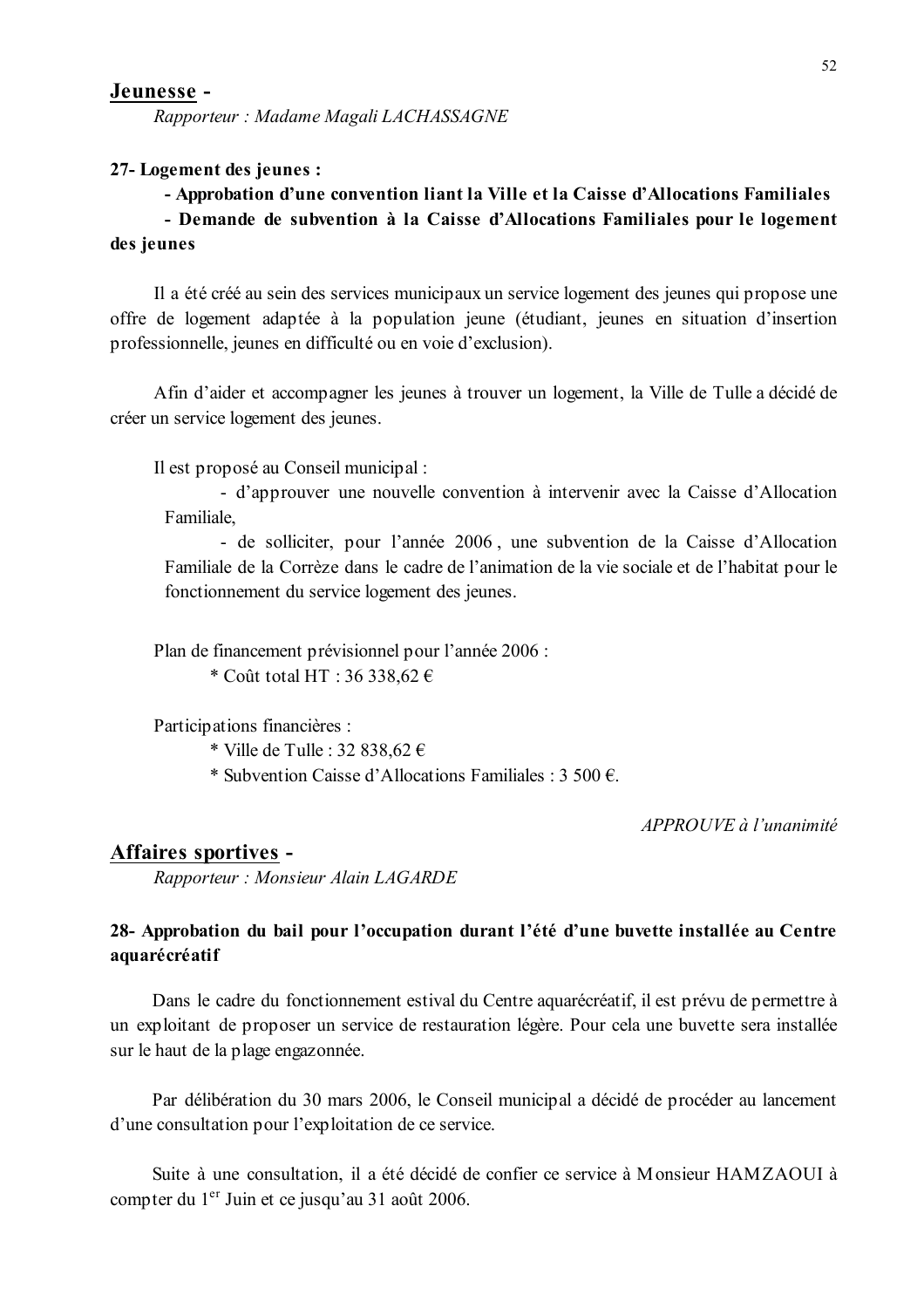## Jeunesse -

*Rapporteur : Madame Magali LACHASSAGNE*

**27- Logement des jeunes :**

**- Approbation d'une convention liant la Ville et la Caisse d'Allocations Familiales**

**- Demande de subvention à la Caisse d'Allocations Familiales pour le logement des jeunes**

Il a été créé au sein des services municipaux un service logement des jeunes qui propose une offre de logement adaptée à la population jeune (étudiant, jeunes en situation d'insertion professionnelle, jeunes en difficulté ou en voie d'exclusion).

Afin d'aider et accompagner les jeunes à trouver un logement, la Ville de Tulle a décidé de créer un service logement des jeunes.

Il est proposé au Conseil municipal :

- d'approuver une nouvelle convention à intervenir avec la Caisse d'Allocation Familiale,
- de solliciter, pour l'année 2006 , une subvention de la Caisse d'Allocation Familiale de la Corrèze dans le cadre de l'animation de la vie sociale et de l'habitat pour le fonctionnement du service logement des jeunes.

Plan de financement prévisionnel pour l'année 2006 :

* Coût total HT : 36 338,62 €

Participations financières :

* Ville de Tulle : 32 838,62 €
* Subvention Caisse d'Allocations Familiales : 3 500 €.

*APPROUVE à l'unanimité*

## Affaires sportives -

*Rapporteur : Monsieur Alain LAGARDE*

**28- Approbation du bail pour l'occupation durant l'été d'une buvette installée au Centre aquarécréatif**

Dans le cadre du fonctionnement estival du Centre aquarécréatif, il est prévu de permettre à un exploitant de proposer un service de restauration légère. Pour cela une buvette sera installée sur le haut de la plage engazonnée.

Par délibération du 30 mars 2006, le Conseil municipal a décidé de procéder au lancement d'une consultation pour l'exploitation de ce service.

Suite à une consultation, il a été décidé de confier ce service à Monsieur HAMZAOUI à compter du 1er Juin et ce jusqu'au 31 août 2006.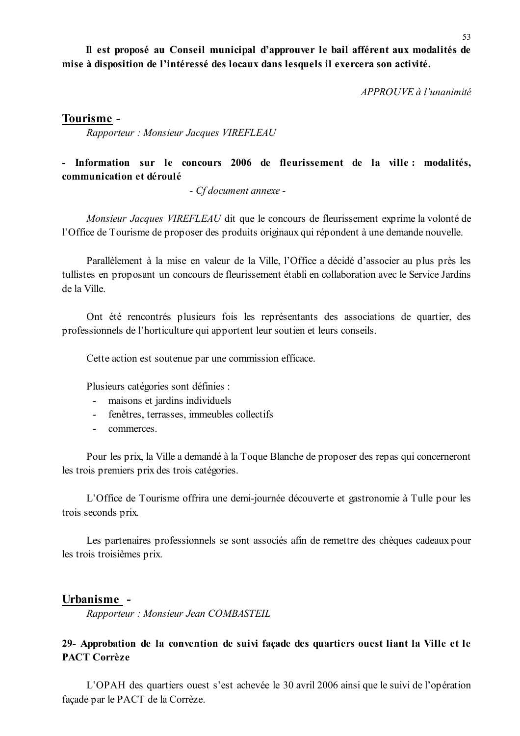**Il est proposé au Conseil municipal d'approuver le bail afférent aux modalités de mise à disposition de l'intéressé des locaux dans lesquels il exercera son activité.**

*APPROUVE à l'unanimité*

## Tourisme -

*Rapporteur : Monsieur Jacques VIREFLEAU*

**- Information sur le concours 2006 de fleurissement de la ville : modalités, communication et déroulé**

*- Cf document annexe -*

*Monsieur Jacques VIREFLEAU* dit que le concours de fleurissement exprime la volonté de l'Office de Tourisme de proposer des produits originaux qui répondent à une demande nouvelle.

Parallèlement à la mise en valeur de la Ville, l'Office a décidé d'associer au plus près les tullistes en proposant un concours de fleurissement établi en collaboration avec le Service Jardins de la Ville.

Ont été rencontrés plusieurs fois les représentants des associations de quartier, des professionnels de l'horticulture qui apportent leur soutien et leurs conseils.

Cette action est soutenue par une commission efficace.

Plusieurs catégories sont définies :

- maisons et jardins individuels
- fenêtres, terrasses, immeubles collectifs
- commerces.

Pour les prix, la Ville a demandé à la Toque Blanche de proposer des repas qui concerneront les trois premiers prix des trois catégories.

L'Office de Tourisme offrira une demi-journée découverte et gastronomie à Tulle pour les trois seconds prix.

Les partenaires professionnels se sont associés afin de remettre des chèques cadeaux pour les trois troisièmes prix.

## Urbanisme -

*Rapporteur : Monsieur Jean COMBASTEIL*

**29- Approbation de la convention de suivi façade des quartiers ouest liant la Ville et le PACT Corrèze**

L'OPAH des quartiers ouest s'est achevée le 30 avril 2006 ainsi que le suivi de l'opération façade par le PACT de la Corrèze.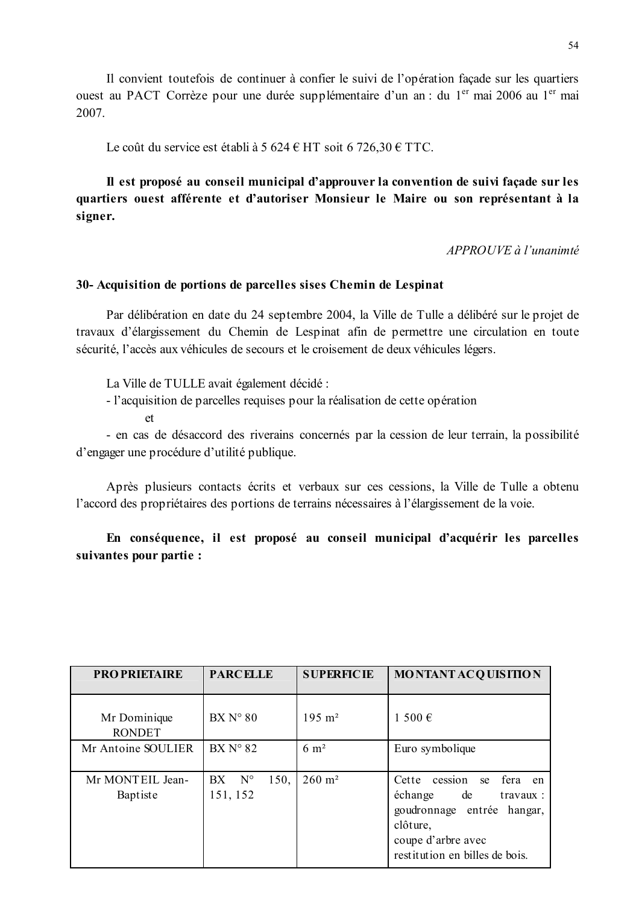Il convient toutefois de continuer à confier le suivi de l'opération façade sur les quartiers ouest au PACT Corrèze pour une durée supplémentaire d'un an : du 1[er] mai 2006 au 1[er] mai 2007.

Le coût du service est établi à 5 624 € HT soit 6 726,30 € TTC.

**Il est proposé au conseil municipal d'approuver la convention de suivi façade sur les quartiers ouest afférente et d'autoriser Monsieur le Maire ou son représentant à la signer.**

*APPROUVE à l'unanimté*

**30- Acquisition de portions de parcelles sises Chemin de Lespinat**

Par délibération en date du 24 septembre 2004, la Ville de Tulle a délibéré sur le projet de travaux d'élargissement du Chemin de Lespinat afin de permettre une circulation en toute sécurité, l'accès aux véhicules de secours et le croisement de deux véhicules légers.

La Ville de TULLE avait également décidé :
- l'acquisition de parcelles requises pour la réalisation de cette opération
  et
- en cas de désaccord des riverains concernés par la cession de leur terrain, la possibilité d'engager une procédure d'utilité publique.

Après plusieurs contacts écrits et verbaux sur ces cessions, la Ville de Tulle a obtenu l'accord des propriétaires des portions de terrains nécessaires à l'élargissement de la voie.

**En conséquence, il est proposé au conseil municipal d'acquérir les parcelles suivantes pour partie :**

| PROPRIETAIRE | PARCELLE | SUPERFICIE | MONTANT ACQUISITION |
|---|---|---|---|
| Mr Dominique RONDET | BX N° 80 | 195 m² | 1 500 € |
| Mr Antoine SOULIER | BX N° 82 | 6 m² | Euro symbolique |
| Mr MONTEIL Jean-Baptiste | BX N° 150, 151, 152 | 260 m² | Cette cession se fera en échange de travaux : goudronnage entrée hangar, clôture, coupe d'arbre avec restitution en billes de bois. |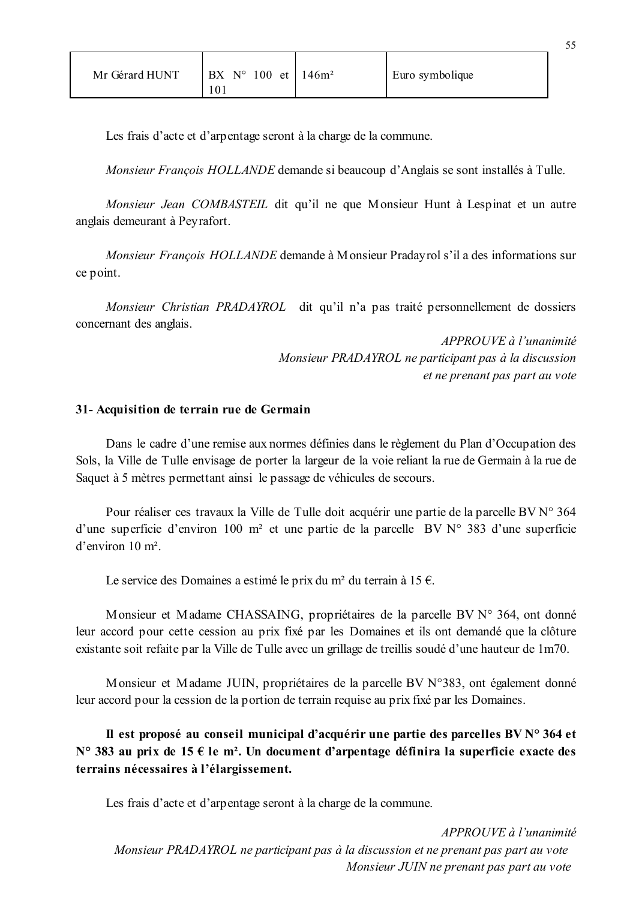| Mr Gérard HUNT | BX N° 100 et 101 | 146m² | Euro symbolique |
|---|---|---|---|

Les frais d'acte et d'arpentage seront à la charge de la commune.

*Monsieur François HOLLANDE* demande si beaucoup d'Anglais se sont installés à Tulle.

*Monsieur Jean COMBASTEIL* dit qu'il ne que Monsieur Hunt à Lespinat et un autre anglais demeurant à Peyrafort.

*Monsieur François HOLLANDE* demande à Monsieur Pradayrol s'il a des informations sur ce point.

*Monsieur Christian PRADAYROL* dit qu'il n'a pas traité personnellement de dossiers concernant des anglais.

*APPROUVE à l'unanimité*
*Monsieur PRADAYROL ne participant pas à la discussion et ne prenant pas part au vote*

**31- Acquisition de terrain rue de Germain**

Dans le cadre d'une remise aux normes définies dans le règlement du Plan d'Occupation des Sols, la Ville de Tulle envisage de porter la largeur de la voie reliant la rue de Germain à la rue de Saquet à 5 mètres permettant ainsi le passage de véhicules de secours.

Pour réaliser ces travaux la Ville de Tulle doit acquérir une partie de la parcelle BV N° 364 d'une superficie d'environ 100 m² et une partie de la parcelle BV N° 383 d'une superficie d'environ 10 m².

Le service des Domaines a estimé le prix du m² du terrain à 15 €.

Monsieur et Madame CHASSAING, propriétaires de la parcelle BV N° 364, ont donné leur accord pour cette cession au prix fixé par les Domaines et ils ont demandé que la clôture existante soit refaite par la Ville de Tulle avec un grillage de treillis soudé d'une hauteur de 1m70.

Monsieur et Madame JUIN, propriétaires de la parcelle BV N°383, ont également donné leur accord pour la cession de la portion de terrain requise au prix fixé par les Domaines.

**Il est proposé au conseil municipal d'acquérir une partie des parcelles BV N° 364 et N° 383 au prix de 15 € le m². Un document d'arpentage définira la superficie exacte des terrains nécessaires à l'élargissement.**

Les frais d'acte et d'arpentage seront à la charge de la commune.

*APPROUVE à l'unanimité*
*Monsieur PRADAYROL ne participant pas à la discussion et ne prenant pas part au vote*
*Monsieur JUIN ne prenant pas part au vote*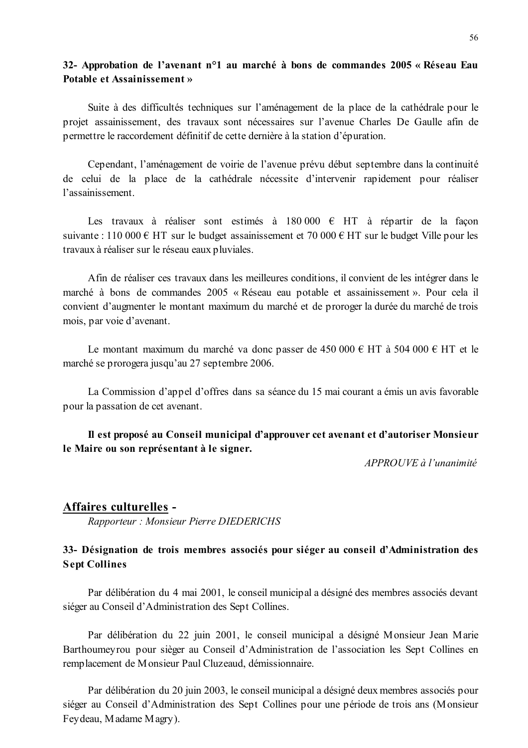### 32- Approbation de l'avenant n°1 au marché à bons de commandes 2005 « Réseau Eau Potable et Assainissement »

Suite à des difficultés techniques sur l'aménagement de la place de la cathédrale pour le projet assainissement, des travaux sont nécessaires sur l'avenue Charles De Gaulle afin de permettre le raccordement définitif de cette dernière à la station d'épuration.

Cependant, l'aménagement de voirie de l'avenue prévu début septembre dans la continuité de celui de la place de la cathédrale nécessite d'intervenir rapidement pour réaliser l'assainissement.

Les travaux à réaliser sont estimés à 180 000 € HT à répartir de la façon suivante : 110 000 € HT sur le budget assainissement et 70 000 € HT sur le budget Ville pour les travaux à réaliser sur le réseau eaux pluviales.

Afin de réaliser ces travaux dans les meilleures conditions, il convient de les intégrer dans le marché à bons de commandes 2005 « Réseau eau potable et assainissement ». Pour cela il convient d'augmenter le montant maximum du marché et de proroger la durée du marché de trois mois, par voie d'avenant.

Le montant maximum du marché va donc passer de 450 000 € HT à 504 000 € HT et le marché se prorogera jusqu'au 27 septembre 2006.

La Commission d'appel d'offres dans sa séance du 15 mai courant a émis un avis favorable pour la passation de cet avenant.

**Il est proposé au Conseil municipal d'approuver cet avenant et d'autoriser Monsieur le Maire ou son représentant à le signer.**

*APPROUVE à l'unanimité*

## Affaires culturelles -

*Rapporteur : Monsieur Pierre DIEDERICHS*

### 33- Désignation de trois membres associés pour siéger au conseil d'Administration des Sept Collines

Par délibération du 4 mai 2001, le conseil municipal a désigné des membres associés devant siéger au Conseil d'Administration des Sept Collines.

Par délibération du 22 juin 2001, le conseil municipal a désigné Monsieur Jean Marie Barthoumeyrou pour sièger au Conseil d'Administration de l'association les Sept Collines en remplacement de Monsieur Paul Cluzeaud, démissionnaire.

Par délibération du 20 juin 2003, le conseil municipal a désigné deux membres associés pour siéger au Conseil d'Administration des Sept Collines pour une période de trois ans (Monsieur Feydeau, Madame Magry).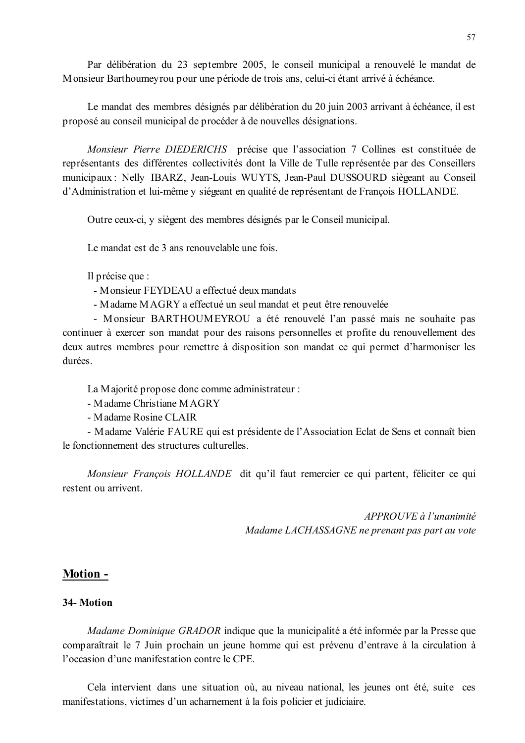Par délibération du 23 septembre 2005, le conseil municipal a renouvelé le mandat de Monsieur Barthoumeyrou pour une période de trois ans, celui-ci étant arrivé à échéance.

Le mandat des membres désignés par délibération du 20 juin 2003 arrivant à échéance, il est proposé au conseil municipal de procéder à de nouvelles désignations.

*Monsieur Pierre DIEDERICHS* précise que l'association 7 Collines est constituée de représentants des différentes collectivités dont la Ville de Tulle représentée par des Conseillers municipaux : Nelly IBARZ, Jean-Louis WUYTS, Jean-Paul DUSSOURD siègeant au Conseil d'Administration et lui-même y siégeant en qualité de représentant de François HOLLANDE.

Outre ceux-ci, y siègent des membres désignés par le Conseil municipal.

Le mandat est de 3 ans renouvelable une fois.

Il précise que :

- Monsieur FEYDEAU a effectué deux mandats
- Madame MAGRY a effectué un seul mandat et peut être renouvelée
- Monsieur BARTHOUMEYROU a été renouvelé l'an passé mais ne souhaite pas continuer à exercer son mandat pour des raisons personnelles et profite du renouvellement des deux autres membres pour remettre à disposition son mandat ce qui permet d'harmoniser les durées.

La Majorité propose donc comme administrateur :

- Madame Christiane MAGRY
- Madame Rosine CLAIR
- Madame Valérie FAURE qui est présidente de l'Association Eclat de Sens et connaît bien le fonctionnement des structures culturelles.

*Monsieur François HOLLANDE* dit qu'il faut remercier ce qui partent, féliciter ce qui restent ou arrivent.

*APPROUVE à l'unanimité*
*Madame LACHASSAGNE ne prenant pas part au vote*

## Motion -

### 34- Motion

*Madame Dominique GRADOR* indique que la municipalité a été informée par la Presse que comparaîtrait le 7 Juin prochain un jeune homme qui est prévenu d'entrave à la circulation à l'occasion d'une manifestation contre le CPE.

Cela intervient dans une situation où, au niveau national, les jeunes ont été, suite ces manifestations, victimes d'un acharnement à la fois policier et judiciaire.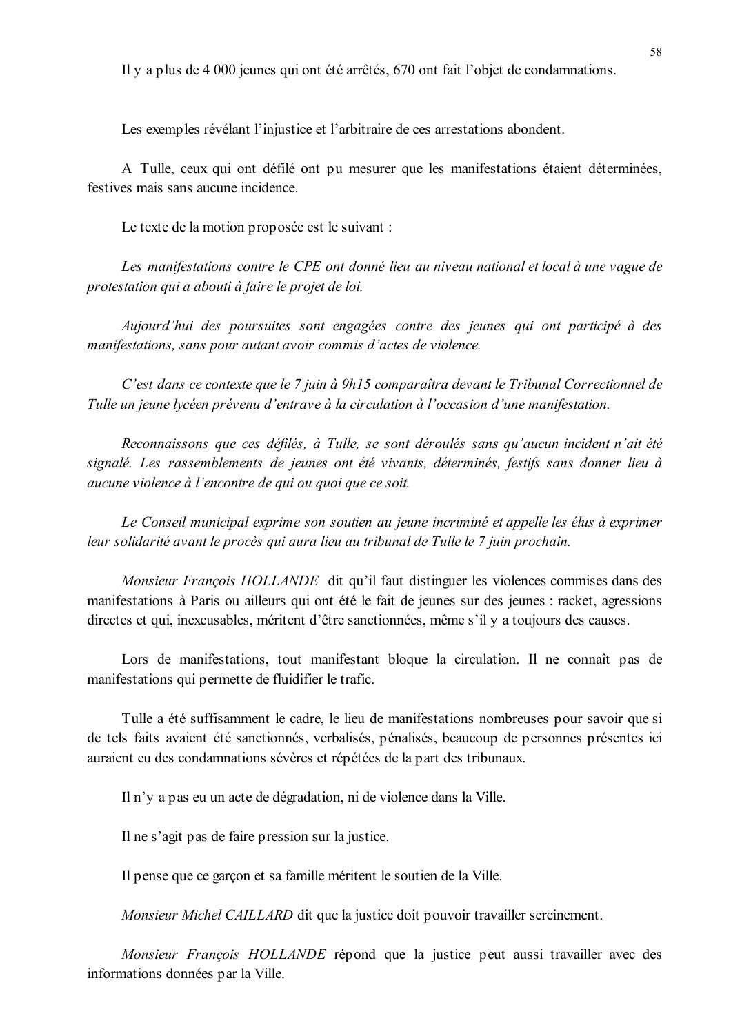Il y a plus de 4 000 jeunes qui ont été arrêtés, 670 ont fait l'objet de condamnations.

Les exemples révélant l'injustice et l'arbitraire de ces arrestations abondent.

A Tulle, ceux qui ont défilé ont pu mesurer que les manifestations étaient déterminées, festives mais sans aucune incidence.

Le texte de la motion proposée est le suivant :

*Les manifestations contre le CPE ont donné lieu au niveau national et local à une vague de protestation qui a abouti à faire le projet de loi.*

*Aujourd'hui des poursuites sont engagées contre des jeunes qui ont participé à des manifestations, sans pour autant avoir commis d'actes de violence.*

*C'est dans ce contexte que le 7 juin à 9h15 comparaîtra devant le Tribunal Correctionnel de Tulle un jeune lycéen prévenu d'entrave à la circulation à l'occasion d'une manifestation.*

*Reconnaissons que ces défilés, à Tulle, se sont déroulés sans qu'aucun incident n'ait été signalé. Les rassemblements de jeunes ont été vivants, déterminés, festifs sans donner lieu à aucune violence à l'encontre de qui ou quoi que ce soit.*

*Le Conseil municipal exprime son soutien au jeune incriminé et appelle les élus à exprimer leur solidarité avant le procès qui aura lieu au tribunal de Tulle le 7 juin prochain.*

*Monsieur François HOLLANDE* dit qu'il faut distinguer les violences commises dans des manifestations à Paris ou ailleurs qui ont été le fait de jeunes sur des jeunes : racket, agressions directes et qui, inexcusables, méritent d'être sanctionnées, même s'il y a toujours des causes.

Lors de manifestations, tout manifestant bloque la circulation. Il ne connaît pas de manifestations qui permette de fluidifier le trafic.

Tulle a été suffisamment le cadre, le lieu de manifestations nombreuses pour savoir que si de tels faits avaient été sanctionnés, verbalisés, pénalisés, beaucoup de personnes présentes ici auraient eu des condamnations sévères et répétées de la part des tribunaux.

Il n'y a pas eu un acte de dégradation, ni de violence dans la Ville.

Il ne s'agit pas de faire pression sur la justice.

Il pense que ce garçon et sa famille méritent le soutien de la Ville.

*Monsieur Michel CAILLARD* dit que la justice doit pouvoir travailler sereinement.

*Monsieur François HOLLANDE* répond que la justice peut aussi travailler avec des informations données par la Ville.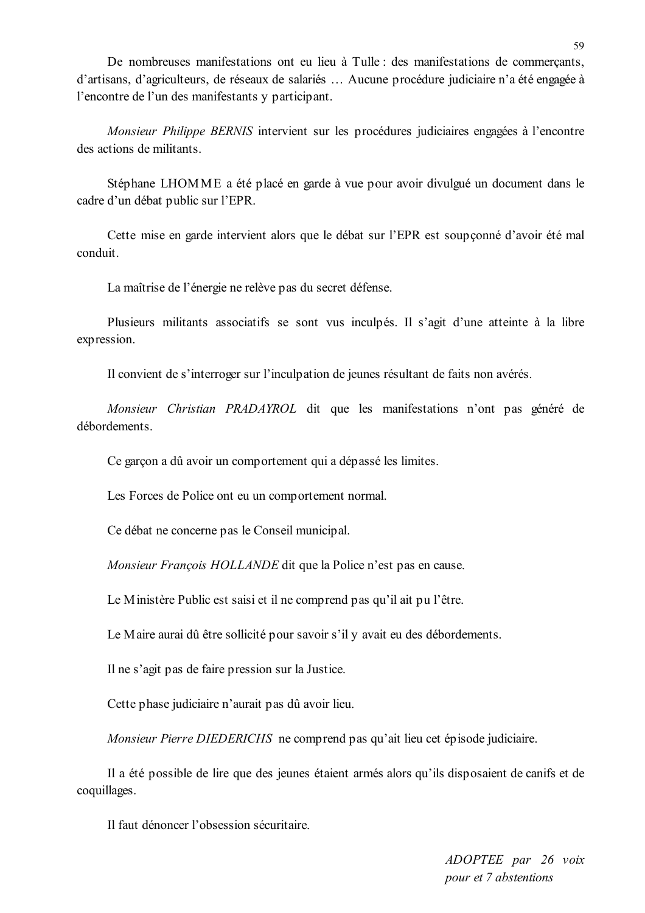De nombreuses manifestations ont eu lieu à Tulle : des manifestations de commerçants, d'artisans, d'agriculteurs, de réseaux de salariés … Aucune procédure judiciaire n'a été engagée à l'encontre de l'un des manifestants y participant.

*Monsieur Philippe BERNIS* intervient sur les procédures judiciaires engagées à l'encontre des actions de militants.

Stéphane LHOMME a été placé en garde à vue pour avoir divulgué un document dans le cadre d'un débat public sur l'EPR.

Cette mise en garde intervient alors que le débat sur l'EPR est soupçonné d'avoir été mal conduit.

La maîtrise de l'énergie ne relève pas du secret défense.

Plusieurs militants associatifs se sont vus inculpés. Il s'agit d'une atteinte à la libre expression.

Il convient de s'interroger sur l'inculpation de jeunes résultant de faits non avérés.

*Monsieur Christian PRADAYROL* dit que les manifestations n'ont pas généré de débordements.

Ce garçon a dû avoir un comportement qui a dépassé les limites.

Les Forces de Police ont eu un comportement normal.

Ce débat ne concerne pas le Conseil municipal.

*Monsieur François HOLLANDE* dit que la Police n'est pas en cause.

Le Ministère Public est saisi et il ne comprend pas qu'il ait pu l'être.

Le Maire aurai dû être sollicité pour savoir s'il y avait eu des débordements.

Il ne s'agit pas de faire pression sur la Justice.

Cette phase judiciaire n'aurait pas dû avoir lieu.

*Monsieur Pierre DIEDERICHS* ne comprend pas qu'ait lieu cet épisode judiciaire.

Il a été possible de lire que des jeunes étaient armés alors qu'ils disposaient de canifs et de coquillages.

Il faut dénoncer l'obsession sécuritaire.

*ADOPTEE par 26 voix pour et 7 abstentions*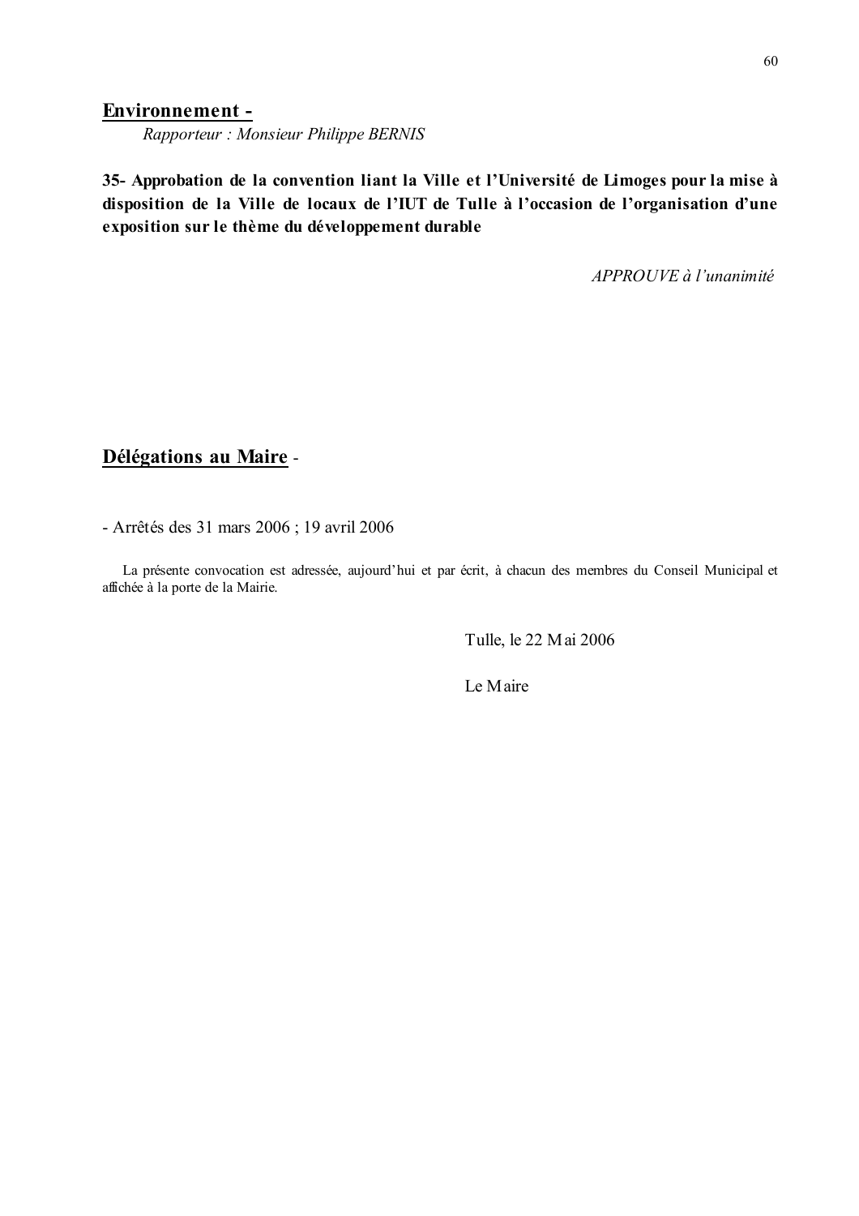## Environnement -

*Rapporteur : Monsieur Philippe BERNIS*

**35- Approbation de la convention liant la Ville et l'Université de Limoges pour la mise à disposition de la Ville de locaux de l'IUT de Tulle à l'occasion de l'organisation d'une exposition sur le thème du développement durable**

*APPROUVE à l'unanimité*

## Délégations au Maire -

- Arrêtés des 31 mars 2006 ; 19 avril 2006

La présente convocation est adressée, aujourd'hui et par écrit, à chacun des membres du Conseil Municipal et affichée à la porte de la Mairie.

Tulle, le 22 Mai 2006

Le Maire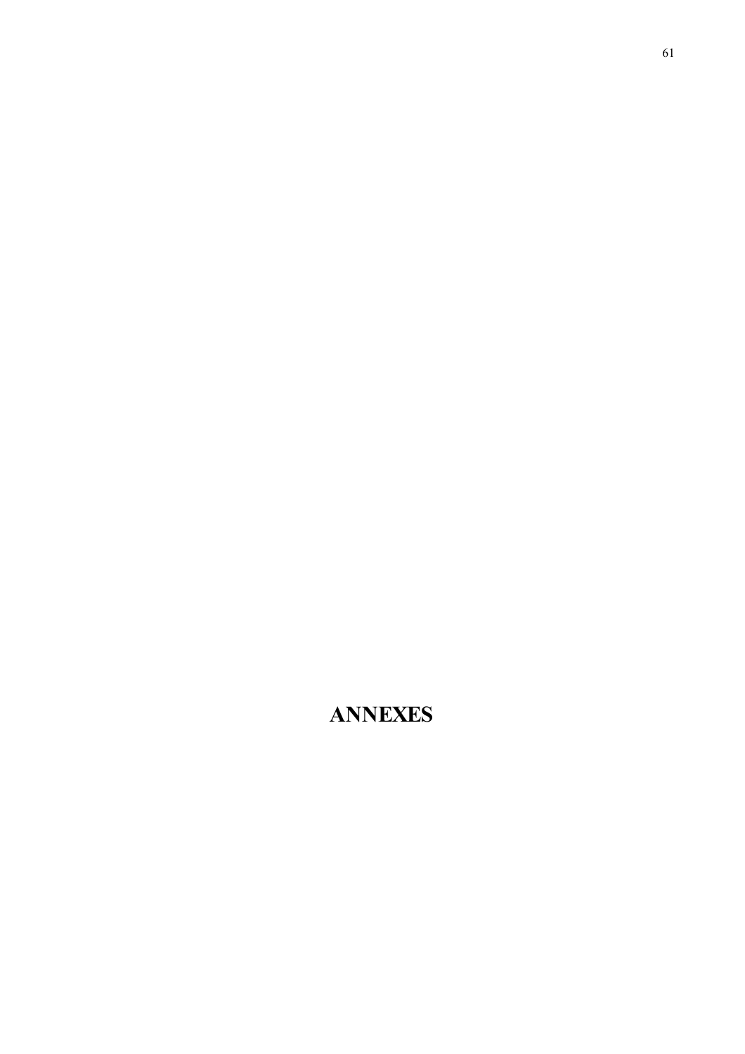# ANNEXES